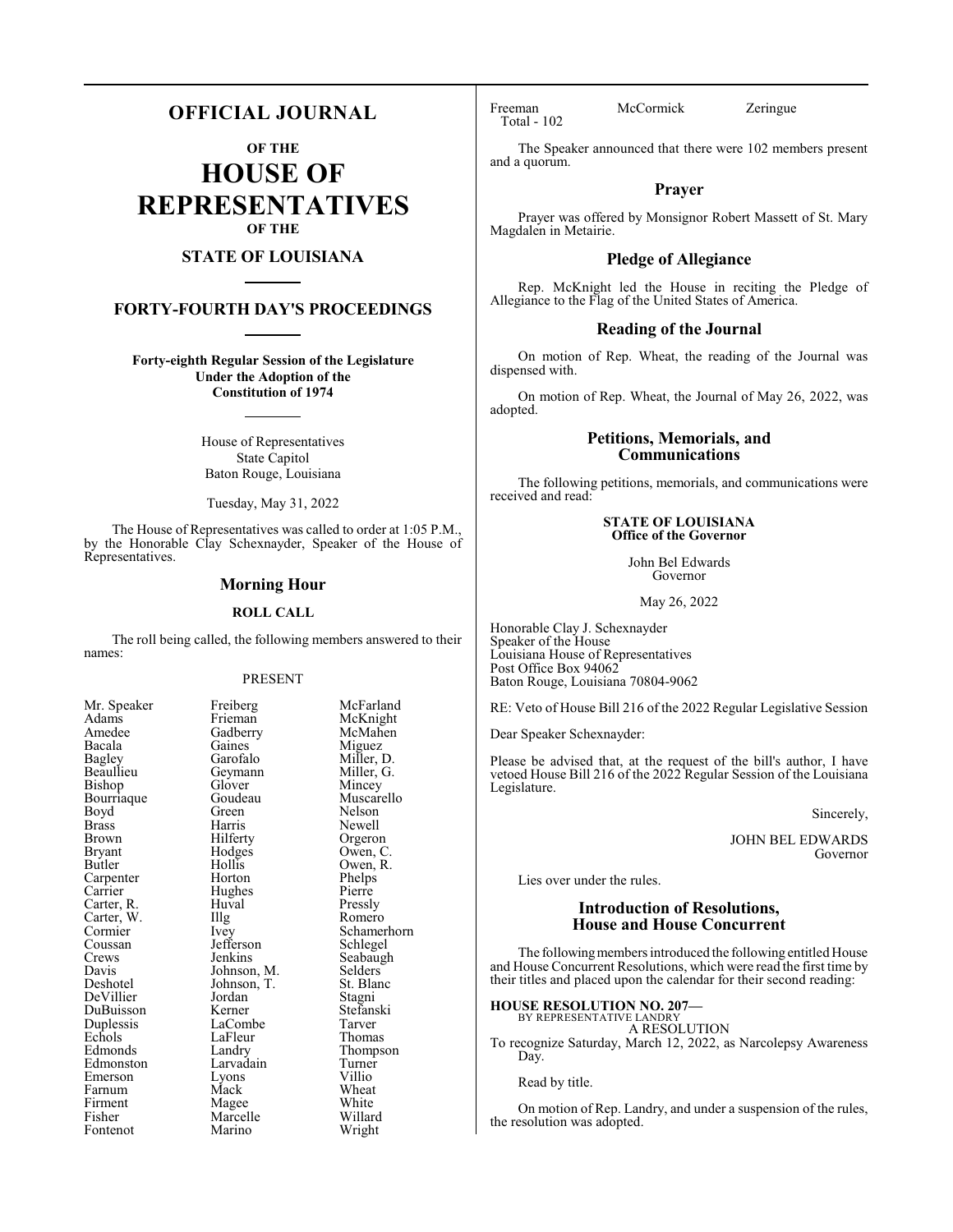# OFFICIAL JOURNAL

## OF THE

# HOUSE OF REPRESENTATIVES

## OF THE

## STATE OF LOUISIANA

## FORTY-FOURTH DAY'S PROCEEDINGS

**Forty-eighth Regular Session of the Legislature Under the Adoption of the Constitution of 1974**

House of Representatives
State Capitol
Baton Rouge, Louisiana

Tuesday, May 31, 2022

The House of Representatives was called to order at 1:05 P.M., by the Honorable Clay Schexnayder, Speaker of the House of Representatives.

## Morning Hour

### ROLL CALL

The roll being called, the following members answered to their names:

PRESENT

| | | |
|---|---|---|
| Mr. Speaker | Freiberg | McFarland |
| Adams | Frieman | McKnight |
| Amedee | Gadberry | McMahen |
| Bacala | Gaines | Miguez |
| Bagley | Garofalo | Miller, D. |
| Beaullieu | Geymann | Miller, G. |
| Bishop | Glover | Mincey |
| Bourriaque | Goudeau | Muscarello |
| Boyd | Green | Nelson |
| Brass | Harris | Newell |
| Brown | Hilferty | Orgeron |
| Bryant | Hodges | Owen, C. |
| Butler | Hollis | Owen, R. |
| Carpenter | Horton | Phelps |
| Carrier | Hughes | Pierre |
| Carter, R. | Huval | Pressly |
| Carter, W. | Illg | Romero |
| Cormier | Ivey | Schamerhorn |
| Coussan | Jefferson | Schlegel |
| Crews | Jenkins | Seabaugh |
| Davis | Johnson, M. | Selders |
| Deshotel | Johnson, T. | St. Blanc |
| DeVillier | Jordan | Stagni |
| DuBuisson | Kerner | Stefanski |
| Duplessis | LaCombe | Tarver |
| Echols | LaFleur | Thomas |
| Edmonds | Landry | Thompson |
| Edmonston | Larvadain | Turner |
| Emerson | Lyons | Villio |
| Farnum | Mack | Wheat |
| Firment | Magee | White |
| Fisher | Marcelle | Willard |
| Fontenot | Marino | Wright |
| Freeman | McCormick | Zeringue |

Total - 102

The Speaker announced that there were 102 members present and a quorum.

## Prayer

Prayer was offered by Monsignor Robert Massett of St. Mary Magdalen in Metairie.

## Pledge of Allegiance

Rep. McKnight led the House in reciting the Pledge of Allegiance to the Flag of the United States of America.

## Reading of the Journal

On motion of Rep. Wheat, the reading of the Journal was dispensed with.

On motion of Rep. Wheat, the Journal of May 26, 2022, was adopted.

## Petitions, Memorials, and Communications

The following petitions, memorials, and communications were received and read:

**STATE OF LOUISIANA**
**Office of the Governor**

John Bel Edwards
Governor

May 26, 2022

Honorable Clay J. Schexnayder
Speaker of the House
Louisiana House of Representatives
Post Office Box 94062
Baton Rouge, Louisiana 70804-9062

RE: Veto of House Bill 216 of the 2022 Regular Legislative Session

Dear Speaker Schexnayder:

Please be advised that, at the request of the bill's author, I have vetoed House Bill 216 of the 2022 Regular Session of the Louisiana Legislature.

Sincerely,

JOHN BEL EDWARDS
Governor

Lies over under the rules.

## Introduction of Resolutions, House and House Concurrent

The following members introduced the following entitled House and House Concurrent Resolutions, which were read the first time by their titles and placed upon the calendar for their second reading:

**HOUSE RESOLUTION NO. 207—**
BY REPRESENTATIVE LANDRY
A RESOLUTION
To recognize Saturday, March 12, 2022, as Narcolepsy Awareness Day.

Read by title.

On motion of Rep. Landry, and under a suspension of the rules, the resolution was adopted.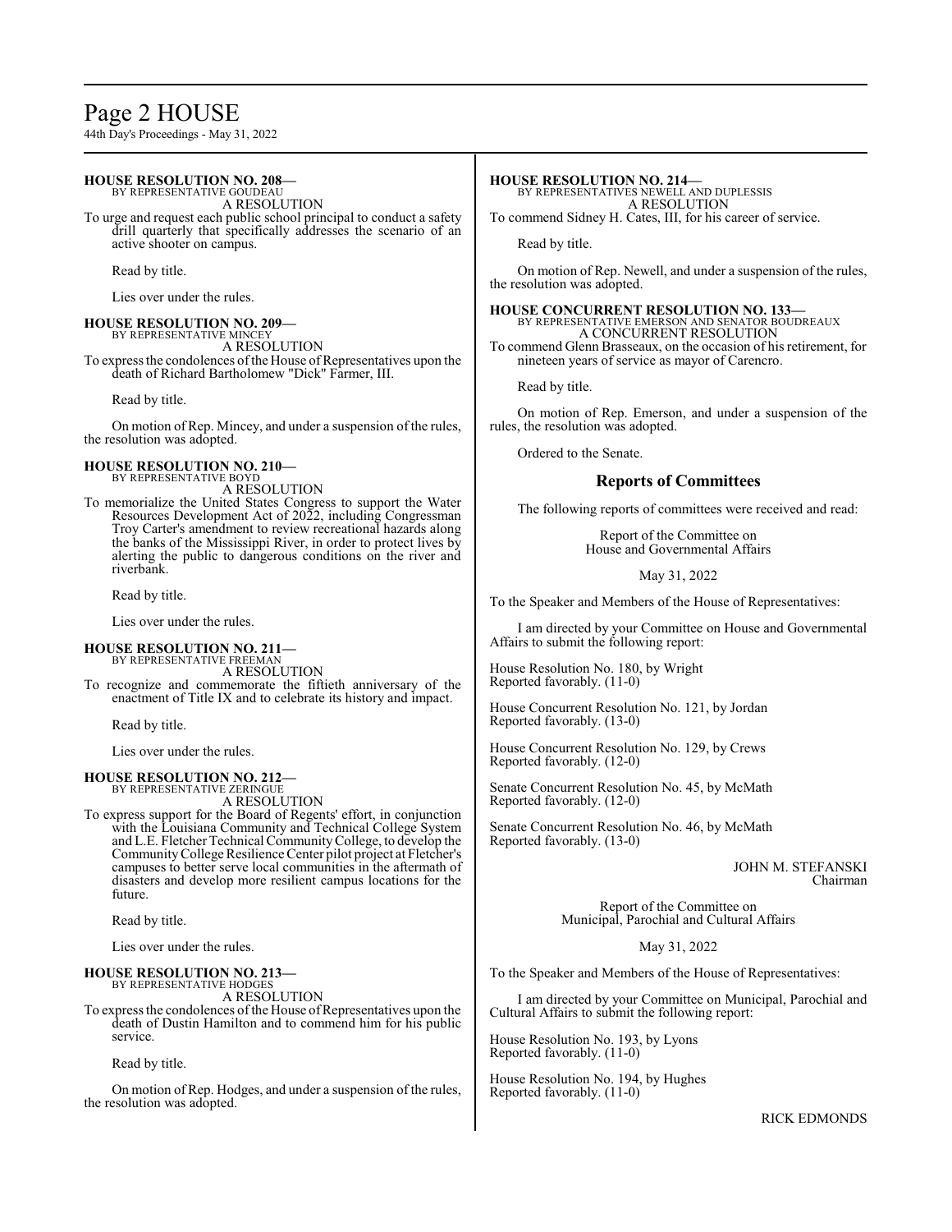**HOUSE RESOLUTION NO. 208—**
BY REPRESENTATIVE GOUDEAU
A RESOLUTION

To urge and request each public school principal to conduct a safety drill quarterly that specifically addresses the scenario of an active shooter on campus.

Read by title.

Lies over under the rules.

**HOUSE RESOLUTION NO. 209—**
BY REPRESENTATIVE MINCEY
A RESOLUTION

To express the condolences of the House of Representatives upon the death of Richard Bartholomew "Dick" Farmer, III.

Read by title.

On motion of Rep. Mincey, and under a suspension of the rules, the resolution was adopted.

**HOUSE RESOLUTION NO. 210—**
BY REPRESENTATIVE BOYD
A RESOLUTION

To memorialize the United States Congress to support the Water Resources Development Act of 2022, including Congressman Troy Carter's amendment to review recreational hazards along the banks of the Mississippi River, in order to protect lives by alerting the public to dangerous conditions on the river and riverbank.

Read by title.

Lies over under the rules.

**HOUSE RESOLUTION NO. 211—**
BY REPRESENTATIVE FREEMAN
A RESOLUTION

To recognize and commemorate the fiftieth anniversary of the enactment of Title IX and to celebrate its history and impact.

Read by title.

Lies over under the rules.

**HOUSE RESOLUTION NO. 212—**
BY REPRESENTATIVE ZERINGUE
A RESOLUTION

To express support for the Board of Regents' effort, in conjunction with the Louisiana Community and Technical College System and L.E. Fletcher Technical Community College, to develop the Community College Resilience Center pilot project at Fletcher's campuses to better serve local communities in the aftermath of disasters and develop more resilient campus locations for the future.

Read by title.

Lies over under the rules.

**HOUSE RESOLUTION NO. 213—**
BY REPRESENTATIVE HODGES
A RESOLUTION

To express the condolences of the House of Representatives upon the death of Dustin Hamilton and to commend him for his public service.

Read by title.

On motion of Rep. Hodges, and under a suspension of the rules, the resolution was adopted.

**HOUSE RESOLUTION NO. 214—**
BY REPRESENTATIVES NEWELL AND DUPLESSIS
A RESOLUTION

To commend Sidney H. Cates, III, for his career of service.

Read by title.

On motion of Rep. Newell, and under a suspension of the rules, the resolution was adopted.

**HOUSE CONCURRENT RESOLUTION NO. 133—**
BY REPRESENTATIVE EMERSON AND SENATOR BOUDREAUX
A CONCURRENT RESOLUTION

To commend Glenn Brasseaux, on the occasion of his retirement, for nineteen years of service as mayor of Carencro.

Read by title.

On motion of Rep. Emerson, and under a suspension of the rules, the resolution was adopted.

Ordered to the Senate.

## Reports of Committees

The following reports of committees were received and read:

Report of the Committee on
House and Governmental Affairs

May 31, 2022

To the Speaker and Members of the House of Representatives:

I am directed by your Committee on House and Governmental Affairs to submit the following report:

House Resolution No. 180, by Wright
Reported favorably. (11-0)

House Concurrent Resolution No. 121, by Jordan
Reported favorably. (13-0)

House Concurrent Resolution No. 129, by Crews
Reported favorably. (12-0)

Senate Concurrent Resolution No. 45, by McMath
Reported favorably. (12-0)

Senate Concurrent Resolution No. 46, by McMath
Reported favorably. (13-0)

JOHN M. STEFANSKI
Chairman

Report of the Committee on
Municipal, Parochial and Cultural Affairs

May 31, 2022

To the Speaker and Members of the House of Representatives:

I am directed by your Committee on Municipal, Parochial and Cultural Affairs to submit the following report:

House Resolution No. 193, by Lyons
Reported favorably. (11-0)

House Resolution No. 194, by Hughes
Reported favorably. (11-0)

RICK EDMONDS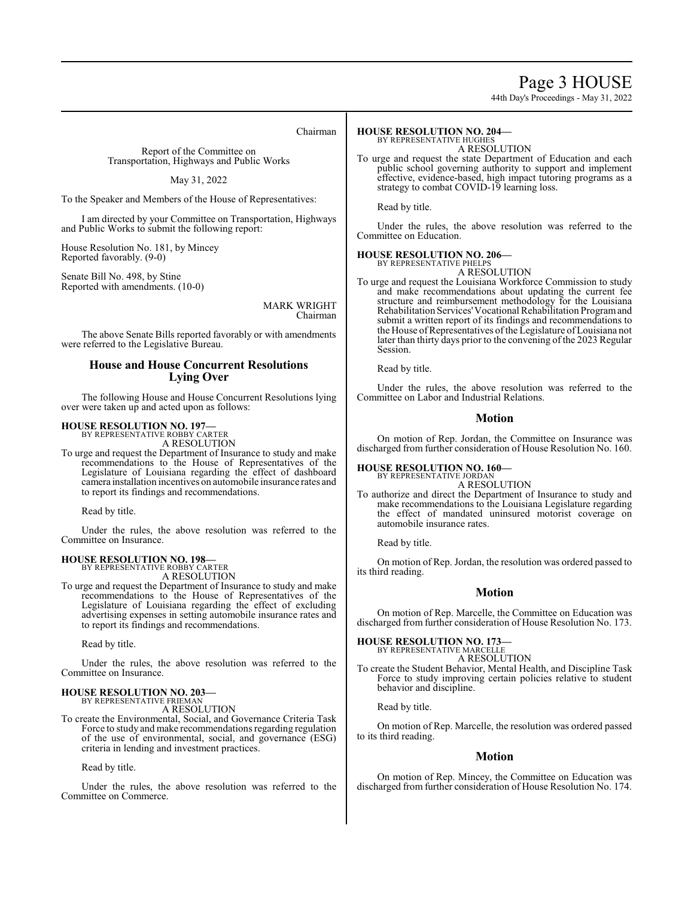Chairman

Report of the Committee on
Transportation, Highways and Public Works

May 31, 2022

To the Speaker and Members of the House of Representatives:

I am directed by your Committee on Transportation, Highways and Public Works to submit the following report:

House Resolution No. 181, by Mincey
Reported favorably. (9-0)

Senate Bill No. 498, by Stine
Reported with amendments. (10-0)

MARK WRIGHT
Chairman

The above Senate Bills reported favorably or with amendments were referred to the Legislative Bureau.

## House and House Concurrent Resolutions Lying Over

The following House and House Concurrent Resolutions lying over were taken up and acted upon as follows:

**HOUSE RESOLUTION NO. 197—**
BY REPRESENTATIVE ROBBY CARTER
A RESOLUTION

To urge and request the Department of Insurance to study and make recommendations to the House of Representatives of the Legislature of Louisiana regarding the effect of dashboard camera installation incentives on automobile insurance rates and to report its findings and recommendations.

Read by title.

Under the rules, the above resolution was referred to the Committee on Insurance.

**HOUSE RESOLUTION NO. 198—**
BY REPRESENTATIVE ROBBY CARTER
A RESOLUTION

To urge and request the Department of Insurance to study and make recommendations to the House of Representatives of the Legislature of Louisiana regarding the effect of excluding advertising expenses in setting automobile insurance rates and to report its findings and recommendations.

Read by title.

Under the rules, the above resolution was referred to the Committee on Insurance.

**HOUSE RESOLUTION NO. 203—**
BY REPRESENTATIVE FRIEMAN
A RESOLUTION

To create the Environmental, Social, and Governance Criteria Task Force to study and make recommendations regarding regulation of the use of environmental, social, and governance (ESG) criteria in lending and investment practices.

Read by title.

Under the rules, the above resolution was referred to the Committee on Commerce.

**HOUSE RESOLUTION NO. 204—**
BY REPRESENTATIVE HUGHES
A RESOLUTION

To urge and request the state Department of Education and each public school governing authority to support and implement effective, evidence-based, high impact tutoring programs as a strategy to combat COVID-19 learning loss.

Read by title.

Under the rules, the above resolution was referred to the Committee on Education.

**HOUSE RESOLUTION NO. 206—**
BY REPRESENTATIVE PHELPS
A RESOLUTION

To urge and request the Louisiana Workforce Commission to study and make recommendations about updating the current fee structure and reimbursement methodology for the Louisiana Rehabilitation Services' Vocational Rehabilitation Program and submit a written report of its findings and recommendations to the House of Representatives of the Legislature of Louisiana not later than thirty days prior to the convening of the 2023 Regular Session.

Read by title.

Under the rules, the above resolution was referred to the Committee on Labor and Industrial Relations.

## Motion

On motion of Rep. Jordan, the Committee on Insurance was discharged from further consideration of House Resolution No. 160.

**HOUSE RESOLUTION NO. 160—**
BY REPRESENTATIVE JORDAN
A RESOLUTION

To authorize and direct the Department of Insurance to study and make recommendations to the Louisiana Legislature regarding the effect of mandated uninsured motorist coverage on automobile insurance rates.

Read by title.

On motion of Rep. Jordan, the resolution was ordered passed to its third reading.

## Motion

On motion of Rep. Marcelle, the Committee on Education was discharged from further consideration of House Resolution No. 173.

**HOUSE RESOLUTION NO. 173—**
BY REPRESENTATIVE MARCELLE
A RESOLUTION

To create the Student Behavior, Mental Health, and Discipline Task Force to study improving certain policies relative to student behavior and discipline.

Read by title.

On motion of Rep. Marcelle, the resolution was ordered passed to its third reading.

## Motion

On motion of Rep. Mincey, the Committee on Education was discharged from further consideration of House Resolution No. 174.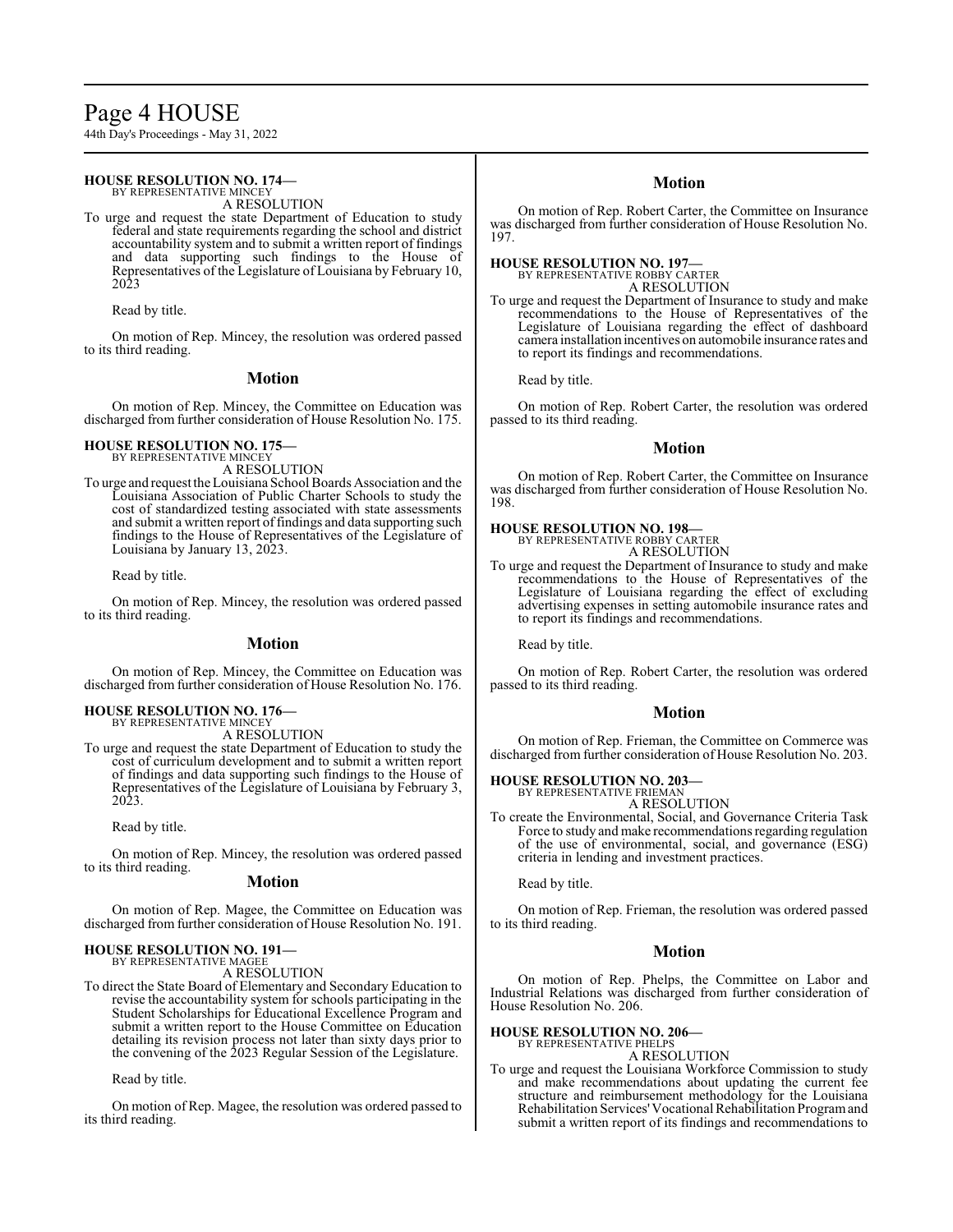**HOUSE RESOLUTION NO. 174—**
BY REPRESENTATIVE MINCEY

A RESOLUTION

To urge and request the state Department of Education to study federal and state requirements regarding the school and district accountability system and to submit a written report of findings and data supporting such findings to the House of Representatives of the Legislature of Louisiana by February 10, 2023

Read by title.

On motion of Rep. Mincey, the resolution was ordered passed to its third reading.

## Motion

On motion of Rep. Mincey, the Committee on Education was discharged from further consideration of House Resolution No. 175.

**HOUSE RESOLUTION NO. 175—**
BY REPRESENTATIVE MINCEY

A RESOLUTION

To urge and request the Louisiana School Boards Association and the Louisiana Association of Public Charter Schools to study the cost of standardized testing associated with state assessments and submit a written report of findings and data supporting such findings to the House of Representatives of the Legislature of Louisiana by January 13, 2023.

Read by title.

On motion of Rep. Mincey, the resolution was ordered passed to its third reading.

## Motion

On motion of Rep. Mincey, the Committee on Education was discharged from further consideration of House Resolution No. 176.

**HOUSE RESOLUTION NO. 176—**
BY REPRESENTATIVE MINCEY

A RESOLUTION

To urge and request the state Department of Education to study the cost of curriculum development and to submit a written report of findings and data supporting such findings to the House of Representatives of the Legislature of Louisiana by February 3, 2023.

Read by title.

On motion of Rep. Mincey, the resolution was ordered passed to its third reading.

## Motion

On motion of Rep. Magee, the Committee on Education was discharged from further consideration of House Resolution No. 191.

**HOUSE RESOLUTION NO. 191—**
BY REPRESENTATIVE MAGEE

A RESOLUTION

To direct the State Board of Elementary and Secondary Education to revise the accountability system for schools participating in the Student Scholarships for Educational Excellence Program and submit a written report to the House Committee on Education detailing its revision process not later than sixty days prior to the convening of the 2023 Regular Session of the Legislature.

Read by title.

On motion of Rep. Magee, the resolution was ordered passed to its third reading.

## Motion

On motion of Rep. Robert Carter, the Committee on Insurance was discharged from further consideration of House Resolution No. 197.

**HOUSE RESOLUTION NO. 197—**
BY REPRESENTATIVE ROBBY CARTER

A RESOLUTION

To urge and request the Department of Insurance to study and make recommendations to the House of Representatives of the Legislature of Louisiana regarding the effect of dashboard camera installation incentives on automobile insurance rates and to report its findings and recommendations.

Read by title.

On motion of Rep. Robert Carter, the resolution was ordered passed to its third reading.

## Motion

On motion of Rep. Robert Carter, the Committee on Insurance was discharged from further consideration of House Resolution No. 198.

**HOUSE RESOLUTION NO. 198—**
BY REPRESENTATIVE ROBBY CARTER

A RESOLUTION

To urge and request the Department of Insurance to study and make recommendations to the House of Representatives of the Legislature of Louisiana regarding the effect of excluding advertising expenses in setting automobile insurance rates and to report its findings and recommendations.

Read by title.

On motion of Rep. Robert Carter, the resolution was ordered passed to its third reading.

## Motion

On motion of Rep. Frieman, the Committee on Commerce was discharged from further consideration of House Resolution No. 203.

**HOUSE RESOLUTION NO. 203—**
BY REPRESENTATIVE FRIEMAN

A RESOLUTION

To create the Environmental, Social, and Governance Criteria Task Force to study and make recommendations regarding regulation of the use of environmental, social, and governance (ESG) criteria in lending and investment practices.

Read by title.

On motion of Rep. Frieman, the resolution was ordered passed to its third reading.

## Motion

On motion of Rep. Phelps, the Committee on Labor and Industrial Relations was discharged from further consideration of House Resolution No. 206.

**HOUSE RESOLUTION NO. 206—**
BY REPRESENTATIVE PHELPS

A RESOLUTION

To urge and request the Louisiana Workforce Commission to study and make recommendations about updating the current fee structure and reimbursement methodology for the Louisiana Rehabilitation Services' Vocational Rehabilitation Program and submit a written report of its findings and recommendations to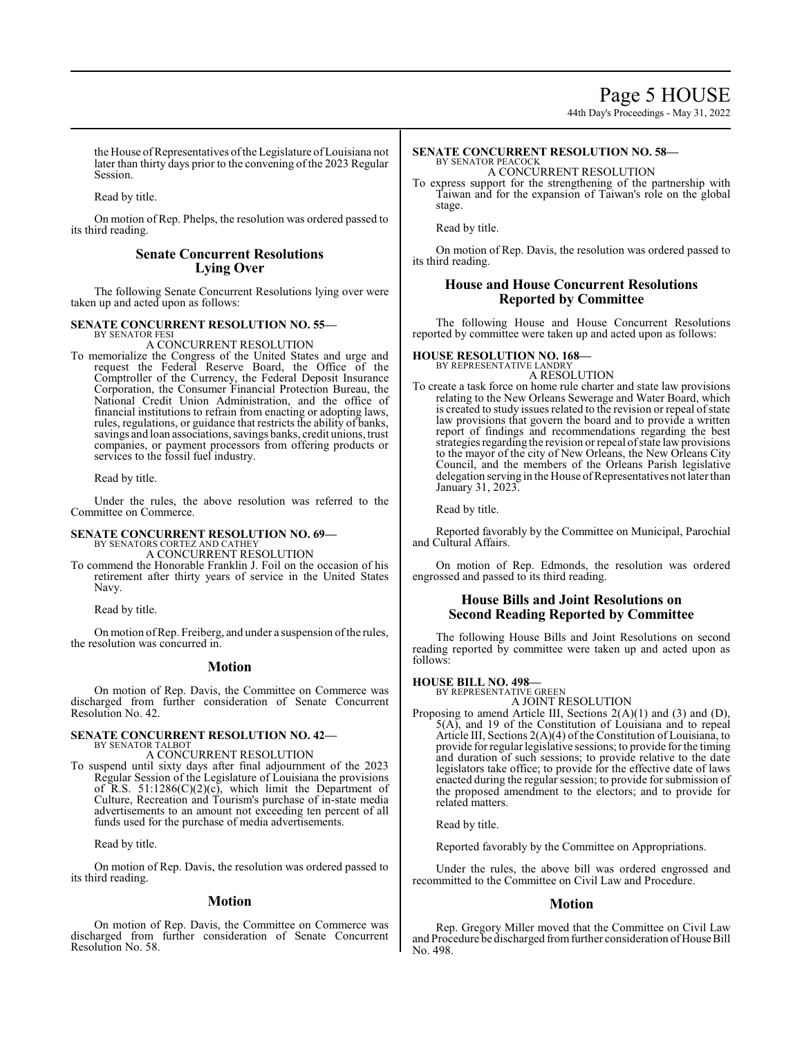the House of Representatives of the Legislature of Louisiana not later than thirty days prior to the convening of the 2023 Regular Session.

Read by title.

On motion of Rep. Phelps, the resolution was ordered passed to its third reading.

## Senate Concurrent Resolutions Lying Over

The following Senate Concurrent Resolutions lying over were taken up and acted upon as follows:

**SENATE CONCURRENT RESOLUTION NO. 55—**
BY SENATOR FESI
A CONCURRENT RESOLUTION

To memorialize the Congress of the United States and urge and request the Federal Reserve Board, the Office of the Comptroller of the Currency, the Federal Deposit Insurance Corporation, the Consumer Financial Protection Bureau, the National Credit Union Administration, and the office of financial institutions to refrain from enacting or adopting laws, rules, regulations, or guidance that restricts the ability of banks, savings and loan associations, savings banks, credit unions, trust companies, or payment processors from offering products or services to the fossil fuel industry.

Read by title.

Under the rules, the above resolution was referred to the Committee on Commerce.

**SENATE CONCURRENT RESOLUTION NO. 69—**
BY SENATORS CORTEZ AND CATHEY
A CONCURRENT RESOLUTION

To commend the Honorable Franklin J. Foil on the occasion of his retirement after thirty years of service in the United States Navy.

Read by title.

On motion of Rep. Freiberg, and under a suspension of the rules, the resolution was concurred in.

## Motion

On motion of Rep. Davis, the Committee on Commerce was discharged from further consideration of Senate Concurrent Resolution No. 42.

**SENATE CONCURRENT RESOLUTION NO. 42—**
BY SENATOR TALBOT
A CONCURRENT RESOLUTION

To suspend until sixty days after final adjournment of the 2023 Regular Session of the Legislature of Louisiana the provisions of R.S. 51:1286(C)(2)(c), which limit the Department of Culture, Recreation and Tourism's purchase of in-state media advertisements to an amount not exceeding ten percent of all funds used for the purchase of media advertisements.

Read by title.

On motion of Rep. Davis, the resolution was ordered passed to its third reading.

## Motion

On motion of Rep. Davis, the Committee on Commerce was discharged from further consideration of Senate Concurrent Resolution No. 58.

**SENATE CONCURRENT RESOLUTION NO. 58—**
BY SENATOR PEACOCK
A CONCURRENT RESOLUTION

To express support for the strengthening of the partnership with Taiwan and for the expansion of Taiwan's role on the global stage.

Read by title.

On motion of Rep. Davis, the resolution was ordered passed to its third reading.

## House and House Concurrent Resolutions Reported by Committee

The following House and House Concurrent Resolutions reported by committee were taken up and acted upon as follows:

**HOUSE RESOLUTION NO. 168—**
BY REPRESENTATIVE LANDRY
A RESOLUTION

To create a task force on home rule charter and state law provisions relating to the New Orleans Sewerage and Water Board, which is created to study issues related to the revision or repeal of state law provisions that govern the board and to provide a written report of findings and recommendations regarding the best strategies regarding the revision or repeal of state law provisions to the mayor of the city of New Orleans, the New Orleans City Council, and the members of the Orleans Parish legislative delegation serving in the House of Representatives not later than January 31, 2023.

Read by title.

Reported favorably by the Committee on Municipal, Parochial and Cultural Affairs.

On motion of Rep. Edmonds, the resolution was ordered engrossed and passed to its third reading.

## House Bills and Joint Resolutions on Second Reading Reported by Committee

The following House Bills and Joint Resolutions on second reading reported by committee were taken up and acted upon as follows:

**HOUSE BILL NO. 498—**
BY REPRESENTATIVE GREEN
A JOINT RESOLUTION

Proposing to amend Article III, Sections 2(A)(1) and (3) and (D), 5(A), and 19 of the Constitution of Louisiana and to repeal Article III, Sections 2(A)(4) of the Constitution of Louisiana, to provide for regular legislative sessions; to provide for the timing and duration of such sessions; to provide relative to the date legislators take office; to provide for the effective date of laws enacted during the regular session; to provide for submission of the proposed amendment to the electors; and to provide for related matters.

Read by title.

Reported favorably by the Committee on Appropriations.

Under the rules, the above bill was ordered engrossed and recommitted to the Committee on Civil Law and Procedure.

## Motion

Rep. Gregory Miller moved that the Committee on Civil Law and Procedure be discharged from further consideration of House Bill No. 498.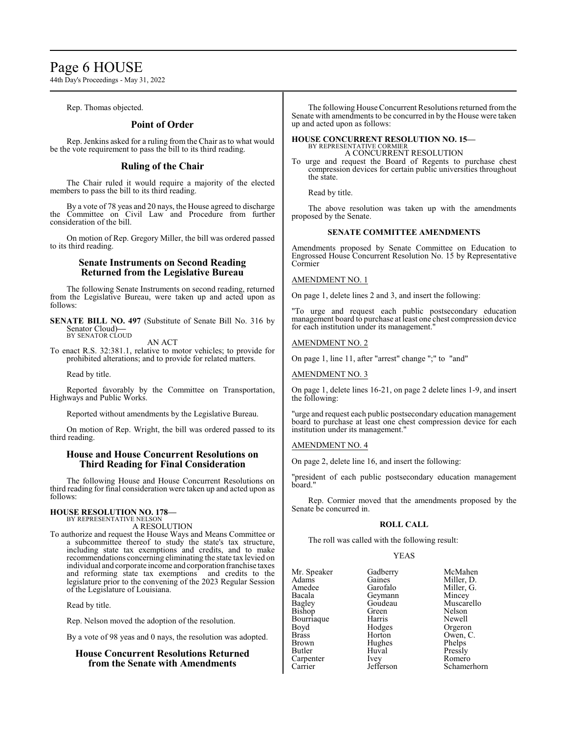Rep. Thomas objected.

## Point of Order

Rep. Jenkins asked for a ruling from the Chair as to what would be the vote requirement to pass the bill to its third reading.

## Ruling of the Chair

The Chair ruled it would require a majority of the elected members to pass the bill to its third reading.

By a vote of 78 yeas and 20 nays, the House agreed to discharge the Committee on Civil Law and Procedure from further consideration of the bill.

On motion of Rep. Gregory Miller, the bill was ordered passed to its third reading.

## Senate Instruments on Second Reading Returned from the Legislative Bureau

The following Senate Instruments on second reading, returned from the Legislative Bureau, were taken up and acted upon as follows:

**SENATE BILL NO. 497** (Substitute of Senate Bill No. 316 by Senator Cloud)**—**
BY SENATOR CLOUD

AN ACT

To enact R.S. 32:381.1, relative to motor vehicles; to provide for prohibited alterations; and to provide for related matters.

Read by title.

Reported favorably by the Committee on Transportation, Highways and Public Works.

Reported without amendments by the Legislative Bureau.

On motion of Rep. Wright, the bill was ordered passed to its third reading.

## House and House Concurrent Resolutions on Third Reading for Final Consideration

The following House and House Concurrent Resolutions on third reading for final consideration were taken up and acted upon as follows:

**HOUSE RESOLUTION NO. 178—**
BY REPRESENTATIVE NELSON

A RESOLUTION

To authorize and request the House Ways and Means Committee or a subcommittee thereof to study the state's tax structure, including state tax exemptions and credits, and to make recommendations concerning eliminating the state tax levied on individual and corporate income and corporation franchise taxes and reforming state tax exemptions and credits to the legislature prior to the convening of the 2023 Regular Session of the Legislature of Louisiana.

Read by title.

Rep. Nelson moved the adoption of the resolution.

By a vote of 98 yeas and 0 nays, the resolution was adopted.

## House Concurrent Resolutions Returned from the Senate with Amendments

The following House Concurrent Resolutions returned from the Senate with amendments to be concurred in by the House were taken up and acted upon as follows:

**HOUSE CONCURRENT RESOLUTION NO. 15—**
BY REPRESENTATIVE CORMIER

A CONCURRENT RESOLUTION

To urge and request the Board of Regents to purchase chest compression devices for certain public universities throughout the state.

Read by title.

The above resolution was taken up with the amendments proposed by the Senate.

### SENATE COMMITTEE AMENDMENTS

Amendments proposed by Senate Committee on Education to Engrossed House Concurrent Resolution No. 15 by Representative Cormier

AMENDMENT NO. 1

On page 1, delete lines 2 and 3, and insert the following:

"To urge and request each public postsecondary education management board to purchase at least one chest compression device for each institution under its management."

AMENDMENT NO. 2

On page 1, line 11, after "arrest" change ";" to "and"

AMENDMENT NO. 3

On page 1, delete lines 16-21, on page 2 delete lines 1-9, and insert the following:

"urge and request each public postsecondary education management board to purchase at least one chest compression device for each institution under its management."

AMENDMENT NO. 4

On page 2, delete line 16, and insert the following:

"president of each public postsecondary education management board."

Rep. Cormier moved that the amendments proposed by the Senate be concurred in.

### ROLL CALL

The roll was called with the following result:

YEAS

| | | |
|---|---|---|
| Mr. Speaker | Gadberry | McMahen |
| Adams | Gaines | Miller, D. |
| Amedee | Garofalo | Miller, G. |
| Bacala | Geymann | Mincey |
| Bagley | Goudeau | Muscarello |
| Bishop | Green | Nelson |
| Bourriaque | Harris | Newell |
| Boyd | Hodges | Orgeron |
| Brass | Horton | Owen, C. |
| Brown | Hughes | Phelps |
| Butler | Huval | Pressly |
| Carpenter | Ivey | Romero |
| Carrier | Jefferson | Schamerhorn |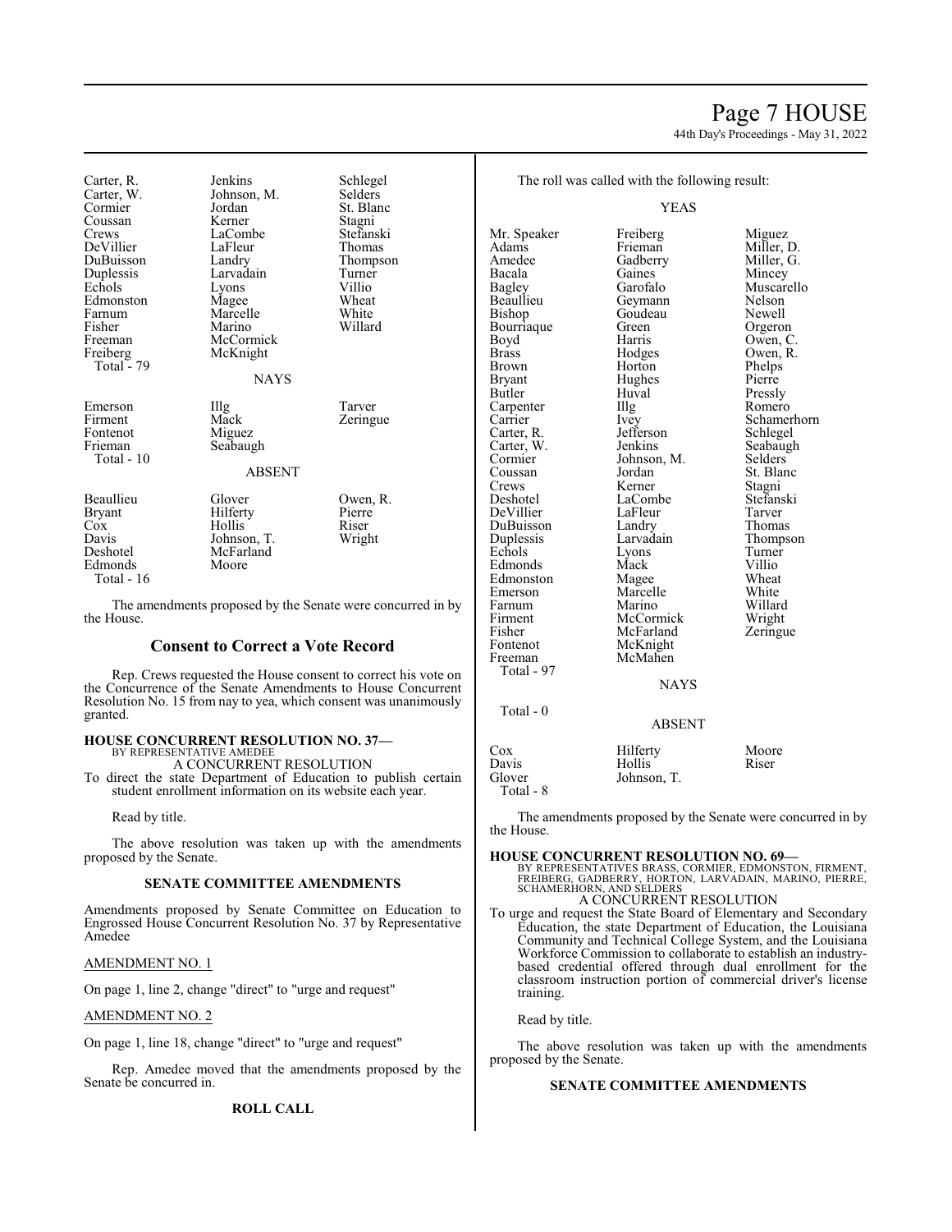| | | |
|---|---|---|
| Carter, R. | Jenkins | Schlegel |
| Carter, W. | Johnson, M. | Selders |
| Cormier | Jordan | St. Blanc |
| Coussan | Kerner | Stagni |
| Crews | LaCombe | Stefanski |
| DeVillier | LaFleur | Thomas |
| DuBuisson | Landry | Thompson |
| Duplessis | Larvadain | Turner |
| Echols | Lyons | Villio |
| Edmonston | Magee | Wheat |
| Farnum | Marcelle | White |
| Fisher | Marino | Willard |
| Freeman | McCormick | |
| Freiberg | McKnight | |
| Total - 79 | | |

NAYS

| | | |
|---|---|---|
| Emerson | Illg | Tarver |
| Firment | Mack | Zeringue |
| Fontenot | Miguez | |
| Frieman | Seabaugh | |
| Total - 10 | | |

ABSENT

| | | |
|---|---|---|
| Beaullieu | Glover | Owen, R. |
| Bryant | Hilferty | Pierre |
| Cox | Hollis | Riser |
| Davis | Johnson, T. | Wright |
| Deshotel | McFarland | |
| Edmonds | Moore | |
| Total - 16 | | |

The amendments proposed by the Senate were concurred in by the House.

## Consent to Correct a Vote Record

Rep. Crews requested the House consent to correct his vote on the Concurrence of the Senate Amendments to House Concurrent Resolution No. 15 from nay to yea, which consent was unanimously granted.

**HOUSE CONCURRENT RESOLUTION NO. 37—**
BY REPRESENTATIVE AMEDEE
A CONCURRENT RESOLUTION
To direct the state Department of Education to publish certain student enrollment information on its website each year.

Read by title.

The above resolution was taken up with the amendments proposed by the Senate.

**SENATE COMMITTEE AMENDMENTS**

Amendments proposed by Senate Committee on Education to Engrossed House Concurrent Resolution No. 37 by Representative Amedee

AMENDMENT NO. 1

On page 1, line 2, change "direct" to "urge and request"

AMENDMENT NO. 2

On page 1, line 18, change "direct" to "urge and request"

Rep. Amedee moved that the amendments proposed by the Senate be concurred in.

**ROLL CALL**

The roll was called with the following result:

YEAS

| | | |
|---|---|---|
| Mr. Speaker | Freiberg | Miguez |
| Adams | Frieman | Miller, D. |
| Amedee | Gadberry | Miller, G. |
| Bacala | Gaines | Mincey |
| Bagley | Garofalo | Muscarello |
| Beaullieu | Geymann | Nelson |
| Bishop | Goudeau | Newell |
| Bourriaque | Green | Orgeron |
| Boyd | Harris | Owen, C. |
| Brass | Hodges | Owen, R. |
| Brown | Horton | Phelps |
| Bryant | Hughes | Pierre |
| Butler | Huval | Pressly |
| Carpenter | Illg | Romero |
| Carrier | Ivey | Schamerhorn |
| Carter, R. | Jefferson | Schlegel |
| Carter, W. | Jenkins | Seabaugh |
| Cormier | Johnson, M. | Selders |
| Coussan | Jordan | St. Blanc |
| Crews | Kerner | Stagni |
| Deshotel | LaCombe | Stefanski |
| DeVillier | LaFleur | Tarver |
| DuBuisson | Landry | Thomas |
| Duplessis | Larvadain | Thompson |
| Echols | Lyons | Turner |
| Edmonds | Mack | Villio |
| Edmonston | Magee | Wheat |
| Emerson | Marcelle | White |
| Farnum | Marino | Willard |
| Firment | McCormick | Wright |
| Fisher | McFarland | Zeringue |
| Fontenot | McKnight | |
| Freeman | McMahen | |
| Total - 97 | | |

NAYS

Total - 0

ABSENT

| | | |
|---|---|---|
| Cox | Hilferty | Moore |
| Davis | Hollis | Riser |
| Glover | Johnson, T. | |
| Total - 8 | | |

The amendments proposed by the Senate were concurred in by the House.

**HOUSE CONCURRENT RESOLUTION NO. 69—**
BY REPRESENTATIVES BRASS, CORMIER, EDMONSTON, FIRMENT, FREIBERG, GADBERRY, HORTON, LARVADAIN, MARINO, PIERRE, SCHAMERHORN, AND SELDERS
A CONCURRENT RESOLUTION
To urge and request the State Board of Elementary and Secondary Education, the state Department of Education, the Louisiana Community and Technical College System, and the Louisiana Workforce Commission to collaborate to establish an industry-based credential offered through dual enrollment for the classroom instruction portion of commercial driver's license training.

Read by title.

The above resolution was taken up with the amendments proposed by the Senate.

**SENATE COMMITTEE AMENDMENTS**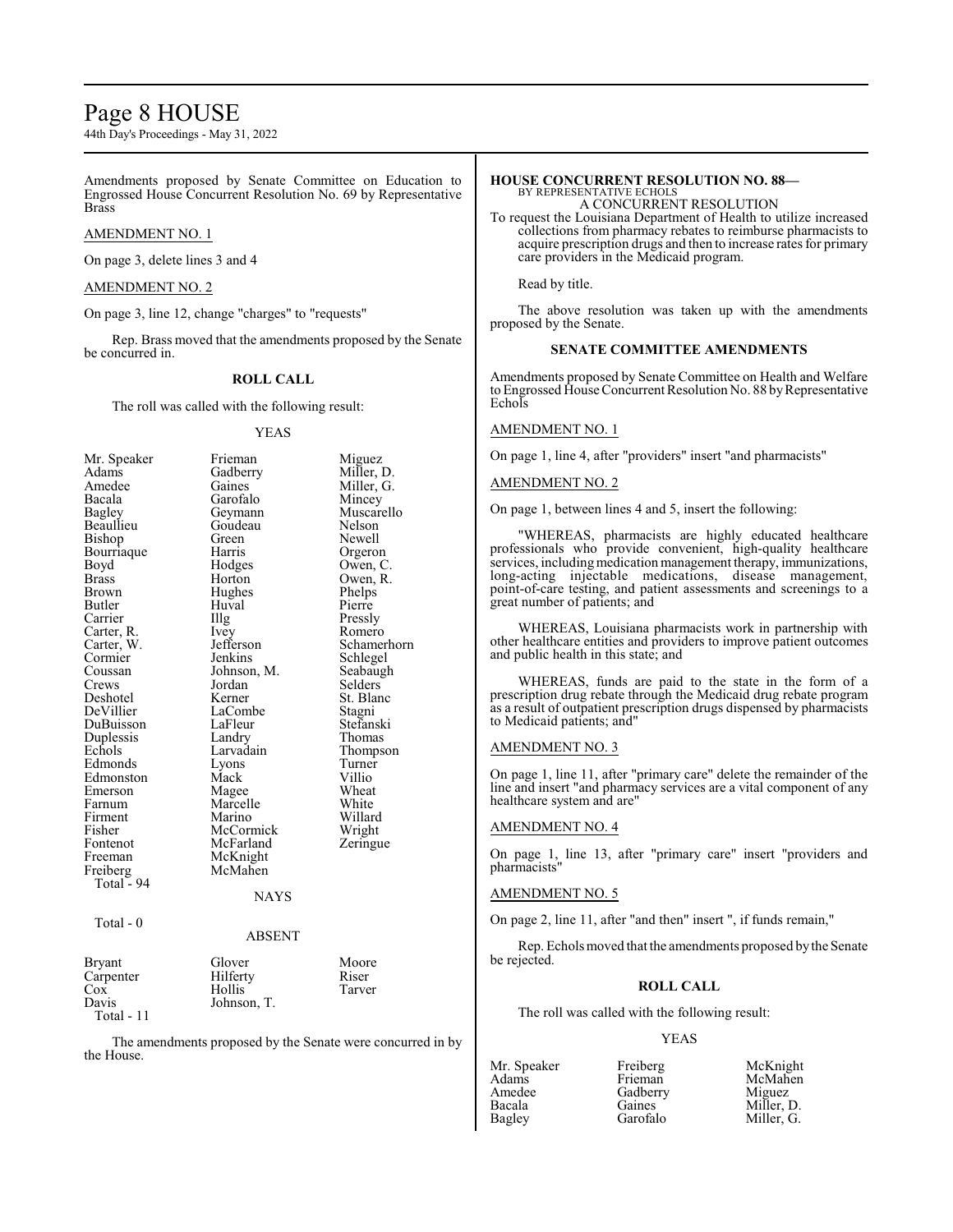Amendments proposed by Senate Committee on Education to Engrossed House Concurrent Resolution No. 69 by Representative Brass

AMENDMENT NO. 1

On page 3, delete lines 3 and 4

AMENDMENT NO. 2

On page 3, line 12, change "charges" to "requests"

Rep. Brass moved that the amendments proposed by the Senate be concurred in.

**ROLL CALL**

The roll was called with the following result:

YEAS

| | | |
|---|---|---|
| Mr. Speaker | Frieman | Miguez |
| Adams | Gadberry | Miller, D. |
| Amedee | Gaines | Miller, G. |
| Bacala | Garofalo | Mincey |
| Bagley | Geymann | Muscarello |
| Beaullieu | Goudeau | Nelson |
| Bishop | Green | Newell |
| Bourriaque | Harris | Orgeron |
| Boyd | Hodges | Owen, C. |
| Brass | Horton | Owen, R. |
| Brown | Hughes | Phelps |
| Butler | Huval | Pierre |
| Carrier | Illg | Pressly |
| Carter, R. | Ivey | Romero |
| Carter, W. | Jefferson | Schamerhorn |
| Cormier | Jenkins | Schlegel |
| Coussan | Johnson, M. | Seabaugh |
| Crews | Jordan | Selders |
| Deshotel | Kerner | St. Blanc |
| DeVillier | LaCombe | Stagni |
| DuBuisson | LaFleur | Stefanski |
| Duplessis | Landry | Thomas |
| Echols | Larvadain | Thompson |
| Edmonds | Lyons | Turner |
| Edmonston | Mack | Villio |
| Emerson | Magee | Wheat |
| Farnum | Marcelle | White |
| Firment | Marino | Willard |
| Fisher | McCormick | Wright |
| Fontenot | McFarland | Zeringue |
| Freeman | McKnight | |
| Freiberg | McMahen | |

Total - 94

NAYS

Total - 0

ABSENT

| | | |
|---|---|---|
| Bryant | Glover | Moore |
| Carpenter | Hilferty | Riser |
| Cox | Hollis | Tarver |
| Davis | Johnson, T. | |

Total - 11

The amendments proposed by the Senate were concurred in by the House.

**HOUSE CONCURRENT RESOLUTION NO. 88—**
BY REPRESENTATIVE ECHOLS

A CONCURRENT RESOLUTION

To request the Louisiana Department of Health to utilize increased collections from pharmacy rebates to reimburse pharmacists to acquire prescription drugs and then to increase rates for primary care providers in the Medicaid program.

Read by title.

The above resolution was taken up with the amendments proposed by the Senate.

**SENATE COMMITTEE AMENDMENTS**

Amendments proposed by Senate Committee on Health and Welfare to Engrossed House Concurrent Resolution No. 88 by Representative Echols

AMENDMENT NO. 1

On page 1, line 4, after "providers" insert "and pharmacists"

AMENDMENT NO. 2

On page 1, between lines 4 and 5, insert the following:

"WHEREAS, pharmacists are highly educated healthcare professionals who provide convenient, high-quality healthcare services, including medication management therapy, immunizations, long-acting injectable medications, disease management, point-of-care testing, and patient assessments and screenings to a great number of patients; and

WHEREAS, Louisiana pharmacists work in partnership with other healthcare entities and providers to improve patient outcomes and public health in this state; and

WHEREAS, funds are paid to the state in the form of a prescription drug rebate through the Medicaid drug rebate program as a result of outpatient prescription drugs dispensed by pharmacists to Medicaid patients; and"

AMENDMENT NO. 3

On page 1, line 11, after "primary care" delete the remainder of the line and insert "and pharmacy services are a vital component of any healthcare system and are"

AMENDMENT NO. 4

On page 1, line 13, after "primary care" insert "providers and pharmacists"

AMENDMENT NO. 5

On page 2, line 11, after "and then" insert ", if funds remain,"

Rep. Echols moved that the amendments proposed by the Senate be rejected.

**ROLL CALL**

The roll was called with the following result:

YEAS

| | | |
|---|---|---|
| Mr. Speaker | Freiberg | McKnight |
| Adams | Frieman | McMahen |
| Amedee | Gadberry | Miguez |
| Bacala | Gaines | Miller, D. |
| Bagley | Garofalo | Miller, G. |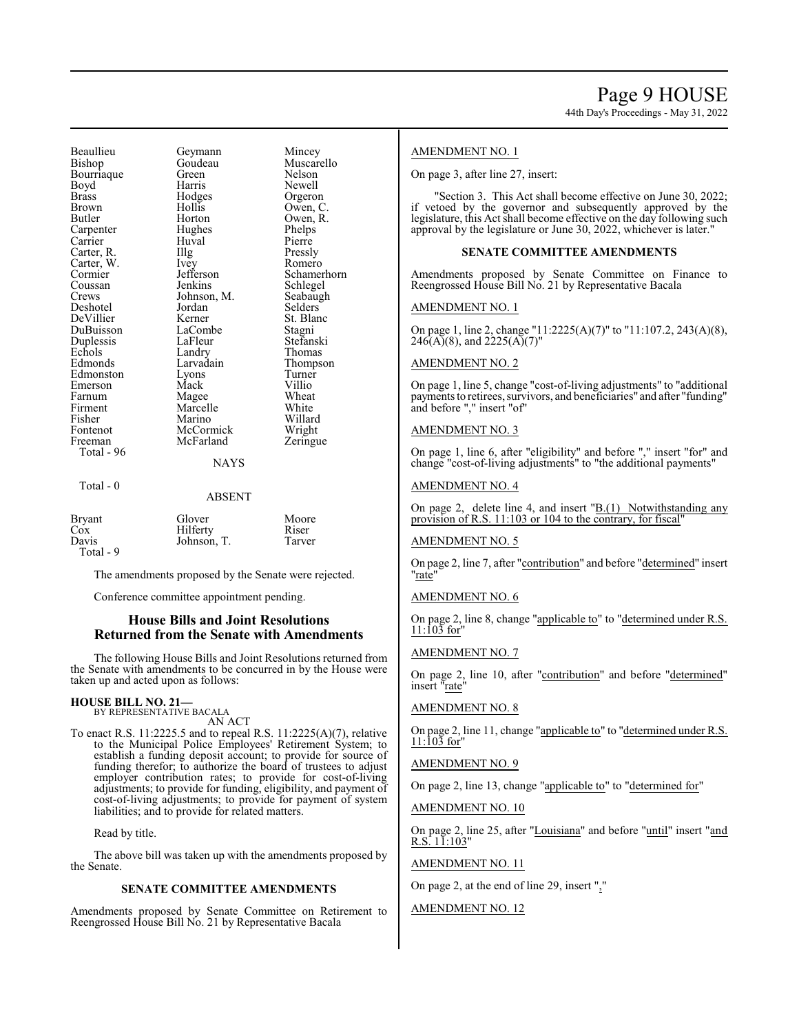| | | |
|---|---|---|
| Beaullieu | Geymann | Mincey |
| Bishop | Goudeau | Muscarello |
| Bourriaque | Green | Nelson |
| Boyd | Harris | Newell |
| Brass | Hodges | Orgeron |
| Brown | Hollis | Owen, C. |
| Butler | Horton | Owen, R. |
| Carpenter | Hughes | Phelps |
| Carrier | Huval | Pierre |
| Carter, R. | Illg | Pressly |
| Carter, W. | Ivey | Romero |
| Cormier | Jefferson | Schamerhorn |
| Coussan | Jenkins | Schlegel |
| Crews | Johnson, M. | Seabaugh |
| Deshotel | Jordan | Selders |
| DeVillier | Kerner | St. Blanc |
| DuBuisson | LaCombe | Stagni |
| Duplessis | LaFleur | Stefanski |
| Echols | Landry | Thomas |
| Edmonds | Larvadain | Thompson |
| Edmonston | Lyons | Turner |
| Emerson | Mack | Villio |
| Farnum | Magee | Wheat |
| Firment | Marcelle | White |
| Fisher | Marino | Willard |
| Fontenot | McCormick | Wright |
| Freeman | McFarland | Zeringue |

Total - 96

NAYS

Total - 0

ABSENT

| | | |
|---|---|---|
| Bryant | Glover | Moore |
| Cox | Hilferty | Riser |
| Davis | Johnson, T. | Tarver |

Total - 9

The amendments proposed by the Senate were rejected.

Conference committee appointment pending.

## House Bills and Joint Resolutions Returned from the Senate with Amendments

The following House Bills and Joint Resolutions returned from the Senate with amendments to be concurred in by the House were taken up and acted upon as follows:

**HOUSE BILL NO. 21—**
BY REPRESENTATIVE BACALA

AN ACT

To enact R.S. 11:2225.5 and to repeal R.S. 11:2225(A)(7), relative to the Municipal Police Employees' Retirement System; to establish a funding deposit account; to provide for source of funding therefor; to authorize the board of trustees to adjust employer contribution rates; to provide for cost-of-living adjustments; to provide for funding, eligibility, and payment of cost-of-living adjustments; to provide for payment of system liabilities; and to provide for related matters.

Read by title.

The above bill was taken up with the amendments proposed by the Senate.

### SENATE COMMITTEE AMENDMENTS

Amendments proposed by Senate Committee on Retirement to Reengrossed House Bill No. 21 by Representative Bacala

AMENDMENT NO. 1

On page 3, after line 27, insert:

"Section 3. This Act shall become effective on June 30, 2022; if vetoed by the governor and subsequently approved by the legislature, this Act shall become effective on the day following such approval by the legislature or June 30, 2022, whichever is later."

### SENATE COMMITTEE AMENDMENTS

Amendments proposed by Senate Committee on Finance to Reengrossed House Bill No. 21 by Representative Bacala

AMENDMENT NO. 1

On page 1, line 2, change "11:2225(A)(7)" to "11:107.2, 243(A)(8), 246(A)(8), and 2225(A)(7)"

AMENDMENT NO. 2

On page 1, line 5, change "cost-of-living adjustments" to "additional payments to retirees, survivors, and beneficiaries" and after "funding" and before "," insert "of"

AMENDMENT NO. 3

On page 1, line 6, after "eligibility" and before "," insert "for" and change "cost-of-living adjustments" to "the additional payments"

AMENDMENT NO. 4

On page 2, delete line 4, and insert "B.(1) Notwithstanding any provision of R.S. 11:103 or 104 to the contrary, for fiscal"

AMENDMENT NO. 5

On page 2, line 7, after "contribution" and before "determined" insert "rate"

AMENDMENT NO. 6

On page 2, line 8, change "applicable to" to "determined under R.S. 11:103 for"

AMENDMENT NO. 7

On page 2, line 10, after "contribution" and before "determined" insert "rate"

AMENDMENT NO. 8

On page 2, line 11, change "applicable to" to "determined under R.S. 11:103 for"

AMENDMENT NO. 9

On page 2, line 13, change "applicable to" to "determined for"

AMENDMENT NO. 10

On page 2, line 25, after "Louisiana" and before "until" insert "and R.S. 11:103"

AMENDMENT NO. 11

On page 2, at the end of line 29, insert ","

AMENDMENT NO. 12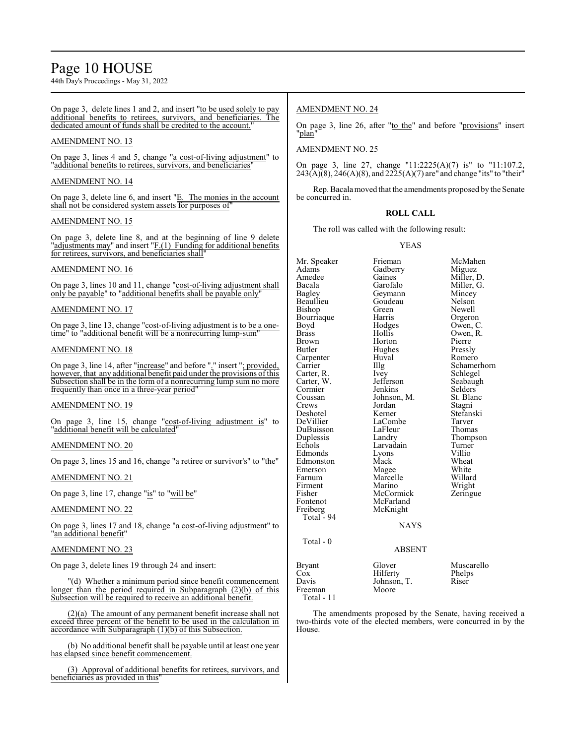On page 3, delete lines 1 and 2, and insert "to be used solely to pay additional benefits to retirees, survivors, and beneficiaries. The dedicated amount of funds shall be credited to the account."

AMENDMENT NO. 13

On page 3, lines 4 and 5, change "a cost-of-living adjustment" to "additional benefits to retirees, survivors, and beneficiaries"

AMENDMENT NO. 14

On page 3, delete line 6, and insert "E. The monies in the account shall not be considered system assets for purposes of"

AMENDMENT NO. 15

On page 3, delete line 8, and at the beginning of line 9 delete "adjustments may" and insert "F.(1) Funding for additional benefits for retirees, survivors, and beneficiaries shall"

AMENDMENT NO. 16

On page 3, lines 10 and 11, change "cost-of-living adjustment shall only be payable" to "additional benefits shall be payable only"

AMENDMENT NO. 17

On page 3, line 13, change "cost-of-living adjustment is to be a one-time" to "additional benefit will be a nonrecurring lump-sum"

AMENDMENT NO. 18

On page 3, line 14, after "increase" and before "." insert "; provided, however, that any additional benefit paid under the provisions of this Subsection shall be in the form of a nonrecurring lump sum no more frequently than once in a three-year period"

AMENDMENT NO. 19

On page 3, line 15, change "cost-of-living adjustment is" to "additional benefit will be calculated"

AMENDMENT NO. 20

On page 3, lines 15 and 16, change "a retiree or survivor's" to "the"

AMENDMENT NO. 21

On page 3, line 17, change "is" to "will be"

AMENDMENT NO. 22

On page 3, lines 17 and 18, change "a cost-of-living adjustment" to "an additional benefit"

AMENDMENT NO. 23

On page 3, delete lines 19 through 24 and insert:

"(d) Whether a minimum period since benefit commencement longer than the period required in Subparagraph (2)(b) of this Subsection will be required to receive an additional benefit.

(2)(a) The amount of any permanent benefit increase shall not exceed three percent of the benefit to be used in the calculation in accordance with Subparagraph (1)(b) of this Subsection.

(b) No additional benefit shall be payable until at least one year has elapsed since benefit commencement.

(3) Approval of additional benefits for retirees, survivors, and beneficiaries as provided in this"

AMENDMENT NO. 24

On page 3, line 26, after "to the" and before "provisions" insert "plan"

AMENDMENT NO. 25

On page 3, line 27, change "11:2225(A)(7) is" to "11:107.2, 243(A)(8), 246(A)(8), and 2225(A)(7) are" and change "its" to "their"

Rep. Bacala moved that the amendments proposed by the Senate be concurred in.

**ROLL CALL**

The roll was called with the following result:

YEAS

| | | |
|---|---|---|
| Mr. Speaker | Frieman | McMahen |
| Adams | Gadberry | Miguez |
| Amedee | Gaines | Miller, D. |
| Bacala | Garofalo | Miller, G. |
| Bagley | Geymann | Mincey |
| Beaullieu | Goudeau | Nelson |
| Bishop | Green | Newell |
| Bourriaque | Harris | Orgeron |
| Boyd | Hodges | Owen, C. |
| Brass | Hollis | Owen, R. |
| Brown | Horton | Pierre |
| Butler | Hughes | Pressly |
| Carpenter | Huval | Romero |
| Carrier | Illg | Schamerhorn |
| Carter, R. | Ivey | Schlegel |
| Carter, W. | Jefferson | Seabaugh |
| Cormier | Jenkins | Selders |
| Coussan | Johnson, M. | St. Blanc |
| Crews | Jordan | Stagni |
| Deshotel | Kerner | Stefanski |
| DeVillier | LaCombe | Tarver |
| DuBuisson | LaFleur | Thomas |
| Duplessis | Landry | Thompson |
| Echols | Larvadain | Turner |
| Edmonds | Lyons | Villio |
| Edmonston | Mack | Wheat |
| Emerson | Magee | White |
| Farnum | Marcelle | Willard |
| Firment | Marino | Wright |
| Fisher | McCormick | Zeringue |
| Fontenot | McFarland | |
| Freiberg | McKnight | |

Total - 94

NAYS

Total - 0

ABSENT

| | | |
|---|---|---|
| Bryant | Glover | Muscarello |
| Cox | Hilferty | Phelps |
| Davis | Johnson, T. | Riser |
| Freeman | Moore | |

Total - 11

The amendments proposed by the Senate, having received a two-thirds vote of the elected members, were concurred in by the House.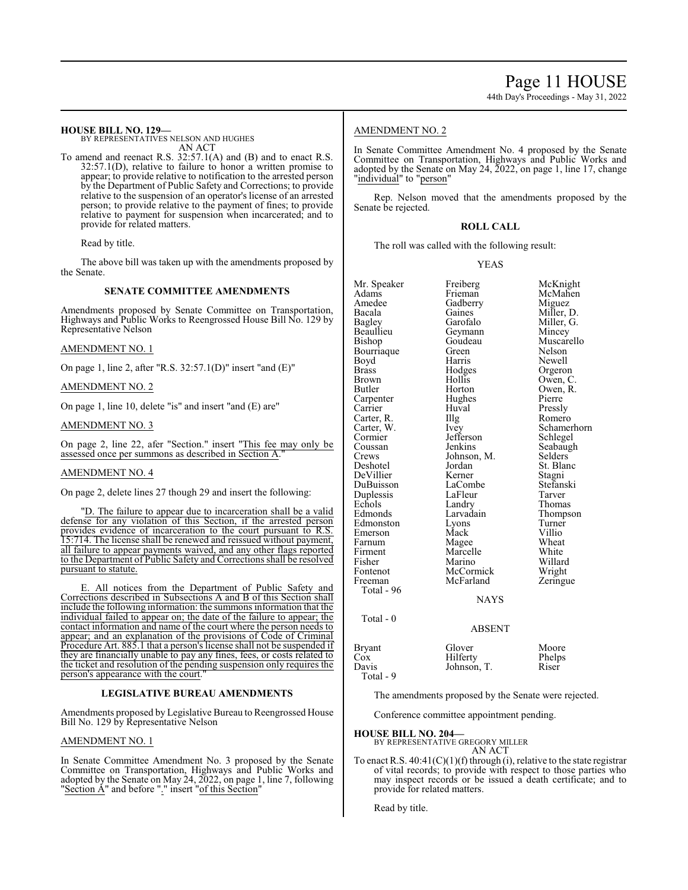**HOUSE BILL NO. 129—**
BY REPRESENTATIVES NELSON AND HUGHES
AN ACT

To amend and reenact R.S. 32:57.1(A) and (B) and to enact R.S. 32:57.1(D), relative to failure to honor a written promise to appear; to provide relative to notification to the arrested person by the Department of Public Safety and Corrections; to provide relative to the suspension of an operator's license of an arrested person; to provide relative to the payment of fines; to provide relative to payment for suspension when incarcerated; and to provide for related matters.

Read by title.

The above bill was taken up with the amendments proposed by the Senate.

## SENATE COMMITTEE AMENDMENTS

Amendments proposed by Senate Committee on Transportation, Highways and Public Works to Reengrossed House Bill No. 129 by Representative Nelson

AMENDMENT NO. 1

On page 1, line 2, after "R.S. 32:57.1(D)" insert "and (E)"

AMENDMENT NO. 2

On page 1, line 10, delete "is" and insert "and (E) are"

AMENDMENT NO. 3

On page 2, line 22, afer "Section." insert "This fee may only be assessed once per summons as described in Section A."

AMENDMENT NO. 4

On page 2, delete lines 27 though 29 and insert the following:

"D. The failure to appear due to incarceration shall be a valid defense for any violation of this Section, if the arrested person provides evidence of incarceration to the court pursuant to R.S. 15:714. The license shall be renewed and reissued without payment, all failure to appear payments waived, and any other flags reported to the Department of Public Safety and Corrections shall be resolved pursuant to statute.

E. All notices from the Department of Public Safety and Corrections described in Subsections A and B of this Section shall include the following information: the summons information that the individual failed to appear on; the date of the failure to appear; the contact information and name of the court where the person needs to appear; and an explanation of the provisions of Code of Criminal Procedure Art. 885.1 that a person's license shall not be suspended if they are financially unable to pay any fines, fees, or costs related to the ticket and resolution of the pending suspension only requires the person's appearance with the court."

## LEGISLATIVE BUREAU AMENDMENTS

Amendments proposed by Legislative Bureau to Reengrossed House Bill No. 129 by Representative Nelson

AMENDMENT NO. 1

In Senate Committee Amendment No. 3 proposed by the Senate Committee on Transportation, Highways and Public Works and adopted by the Senate on May 24, 2022, on page 1, line 7, following "Section A" and before "." insert "of this Section"

AMENDMENT NO. 2

In Senate Committee Amendment No. 4 proposed by the Senate Committee on Transportation, Highways and Public Works and adopted by the Senate on May 24, 2022, on page 1, line 17, change "individual" to "person"

Rep. Nelson moved that the amendments proposed by the Senate be rejected.

## ROLL CALL

The roll was called with the following result:

YEAS

| | | |
|---|---|---|
| Mr. Speaker | Freiberg | McKnight |
| Adams | Frieman | McMahen |
| Amedee | Gadberry | Miguez |
| Bacala | Gaines | Miller, D. |
| Bagley | Garofalo | Miller, G. |
| Beaullieu | Geymann | Mincey |
| Bishop | Goudeau | Muscarello |
| Bourriaque | Green | Nelson |
| Boyd | Harris | Newell |
| Brass | Hodges | Orgeron |
| Brown | Hollis | Owen, C. |
| Butler | Horton | Owen, R. |
| Carpenter | Hughes | Pierre |
| Carrier | Huval | Pressly |
| Carter, R. | Illg | Romero |
| Carter, W. | Ivey | Schamerhorn |
| Cormier | Jefferson | Schlegel |
| Coussan | Jenkins | Seabaugh |
| Crews | Johnson, M. | Selders |
| Deshotel | Jordan | St. Blanc |
| DeVillier | Kerner | Stagni |
| DuBuisson | LaCombe | Stefanski |
| Duplessis | LaFleur | Tarver |
| Echols | Landry | Thomas |
| Edmonds | Larvadain | Thompson |
| Edmonston | Lyons | Turner |
| Emerson | Mack | Villio |
| Farnum | Magee | Wheat |
| Firment | Marcelle | White |
| Fisher | Marino | Willard |
| Fontenot | McCormick | Wright |
| Freeman | McFarland | Zeringue |

Total - 96

NAYS

Total - 0

ABSENT

| | | |
|---|---|---|
| Bryant | Glover | Moore |
| Cox | Hilferty | Phelps |
| Davis | Johnson, T. | Riser |

Total - 9

The amendments proposed by the Senate were rejected.

Conference committee appointment pending.

**HOUSE BILL NO. 204—**
BY REPRESENTATIVE GREGORY MILLER
AN ACT

To enact R.S. 40:41(C)(1)(f) through (i), relative to the state registrar of vital records; to provide with respect to those parties who may inspect records or be issued a death certificate; and to provide for related matters.

Read by title.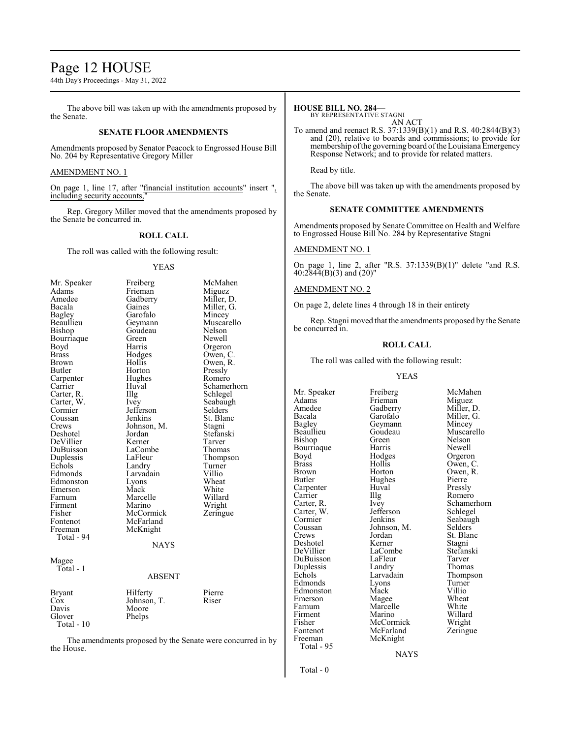The above bill was taken up with the amendments proposed by the Senate.

### SENATE FLOOR AMENDMENTS

Amendments proposed by Senator Peacock to Engrossed House Bill No. 204 by Representative Gregory Miller

AMENDMENT NO. 1

On page 1, line 17, after "financial institution accounts" insert ", including security accounts,"

Rep. Gregory Miller moved that the amendments proposed by the Senate be concurred in.

### ROLL CALL

The roll was called with the following result:

YEAS

| | | |
|---|---|---|
| Mr. Speaker | Freiberg | McMahen |
| Adams | Frieman | Miguez |
| Amedee | Gadberry | Miller, D. |
| Bacala | Gaines | Miller, G. |
| Bagley | Garofalo | Mincey |
| Beaullieu | Geymann | Muscarello |
| Bishop | Goudeau | Nelson |
| Bourriaque | Green | Newell |
| Boyd | Harris | Orgeron |
| Brass | Hodges | Owen, C. |
| Brown | Hollis | Owen, R. |
| Butler | Horton | Pressly |
| Carpenter | Hughes | Romero |
| Carrier | Huval | Schamerhorn |
| Carter, R. | Illg | Schlegel |
| Carter, W. | Ivey | Seabaugh |
| Cormier | Jefferson | Selders |
| Coussan | Jenkins | St. Blanc |
| Crews | Johnson, M. | Stagni |
| Deshotel | Jordan | Stefanski |
| DeVillier | Kerner | Tarver |
| DuBuisson | LaCombe | Thomas |
| Duplessis | LaFleur | Thompson |
| Echols | Landry | Turner |
| Edmonds | Larvadain | Villio |
| Edmonston | Lyons | Wheat |
| Emerson | Mack | White |
| Farnum | Marcelle | Willard |
| Firment | Marino | Wright |
| Fisher | McCormick | Zeringue |
| Fontenot | McFarland | |
| Freeman | McKnight | |

Total - 94

NAYS

Magee
Total - 1

ABSENT

| | | |
|---|---|---|
| Bryant | Hilferty | Pierre |
| Cox | Johnson, T. | Riser |
| Davis | Moore | |
| Glover | Phelps | |

Total - 10

The amendments proposed by the Senate were concurred in by the House.

**HOUSE BILL NO. 284—**
BY REPRESENTATIVE STAGNI
AN ACT

To amend and reenact R.S. 37:1339(B)(1) and R.S. 40:2844(B)(3) and (20), relative to boards and commissions; to provide for membership of the governing board of the Louisiana Emergency Response Network; and to provide for related matters.

Read by title.

The above bill was taken up with the amendments proposed by the Senate.

### SENATE COMMITTEE AMENDMENTS

Amendments proposed by Senate Committee on Health and Welfare to Engrossed House Bill No. 284 by Representative Stagni

AMENDMENT NO. 1

On page 1, line 2, after "R.S. 37:1339(B)(1)" delete "and R.S. 40:2844(B)(3) and (20)"

AMENDMENT NO. 2

On page 2, delete lines 4 through 18 in their entirety

Rep. Stagni moved that the amendments proposed by the Senate be concurred in.

### ROLL CALL

The roll was called with the following result:

YEAS

| | | |
|---|---|---|
| Mr. Speaker | Freiberg | McMahen |
| Adams | Frieman | Miguez |
| Amedee | Gadberry | Miller, D. |
| Bacala | Garofalo | Miller, G. |
| Bagley | Geymann | Mincey |
| Beaullieu | Goudeau | Muscarello |
| Bishop | Green | Nelson |
| Bourriaque | Harris | Newell |
| Boyd | Hodges | Orgeron |
| Brass | Hollis | Owen, C. |
| Brown | Horton | Owen, R. |
| Butler | Hughes | Pierre |
| Carpenter | Huval | Pressly |
| Carrier | Illg | Romero |
| Carter, R. | Ivey | Schamerhorn |
| Carter, W. | Jefferson | Schlegel |
| Cormier | Jenkins | Seabaugh |
| Coussan | Johnson, M. | Selders |
| Crews | Jordan | St. Blanc |
| Deshotel | Kerner | Stagni |
| DeVillier | LaCombe | Stefanski |
| DuBuisson | LaFleur | Tarver |
| Duplessis | Landry | Thomas |
| Echols | Larvadain | Thompson |
| Edmonds | Lyons | Turner |
| Edmonston | Mack | Villio |
| Emerson | Magee | Wheat |
| Farnum | Marcelle | White |
| Firment | Marino | Willard |
| Fisher | McCormick | Wright |
| Fontenot | McFarland | Zeringue |
| Freeman | McKnight | |

Total - 95

NAYS

Total - 0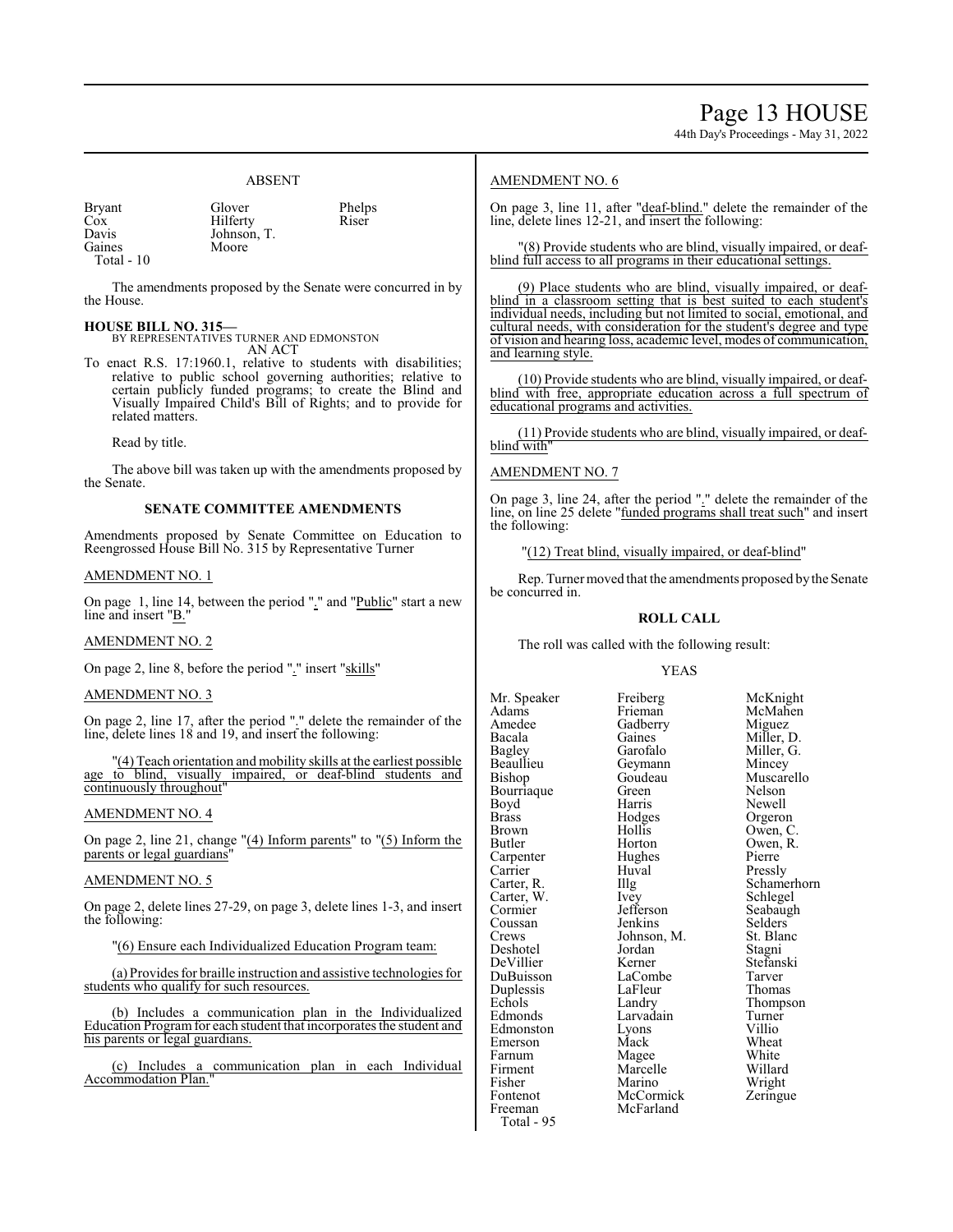ABSENT

| | | |
|---|---|---|
| Bryant | Glover | Phelps |
| Cox | Hilferty | Riser |
| Davis | Johnson, T. | |
| Gaines | Moore | |
| Total - 10 | | |

The amendments proposed by the Senate were concurred in by the House.

**HOUSE BILL NO. 315—**
BY REPRESENTATIVES TURNER AND EDMONSTON
AN ACT

To enact R.S. 17:1960.1, relative to students with disabilities; relative to public school governing authorities; relative to certain publicly funded programs; to create the Blind and Visually Impaired Child's Bill of Rights; and to provide for related matters.

Read by title.

The above bill was taken up with the amendments proposed by the Senate.

**SENATE COMMITTEE AMENDMENTS**

Amendments proposed by Senate Committee on Education to Reengrossed House Bill No. 315 by Representative Turner

AMENDMENT NO. 1

On page 1, line 14, between the period "." and "Public" start a new line and insert "B."

AMENDMENT NO. 2

On page 2, line 8, before the period "." insert "skills"

AMENDMENT NO. 3

On page 2, line 17, after the period "." delete the remainder of the line, delete lines 18 and 19, and insert the following:

"(4) Teach orientation and mobility skills at the earliest possible age to blind, visually impaired, or deaf-blind students and continuously throughout"

AMENDMENT NO. 4

On page 2, line 21, change "(4) Inform parents" to "(5) Inform the parents or legal guardians"

AMENDMENT NO. 5

On page 2, delete lines 27-29, on page 3, delete lines 1-3, and insert the following:

"(6) Ensure each Individualized Education Program team:

(a) Provides for braille instruction and assistive technologies for students who qualify for such resources.

(b) Includes a communication plan in the Individualized Education Program for each student that incorporates the student and his parents or legal guardians.

(c) Includes a communication plan in each Individual Accommodation Plan."

AMENDMENT NO. 6

On page 3, line 11, after "deaf-blind." delete the remainder of the line, delete lines 12-21, and insert the following:

"(8) Provide students who are blind, visually impaired, or deaf-blind full access to all programs in their educational settings.

(9) Place students who are blind, visually impaired, or deaf-blind in a classroom setting that is best suited to each student's individual needs, including but not limited to social, emotional, and cultural needs, with consideration for the student's degree and type of vision and hearing loss, academic level, modes of communication, and learning style.

(10) Provide students who are blind, visually impaired, or deaf-blind with free, appropriate education across a full spectrum of educational programs and activities.

(11) Provide students who are blind, visually impaired, or deaf-blind with"

AMENDMENT NO. 7

On page 3, line 24, after the period "." delete the remainder of the line, on line 25 delete "funded programs shall treat such" and insert the following:

"(12) Treat blind, visually impaired, or deaf-blind"

Rep. Turner moved that the amendments proposed by the Senate be concurred in.

**ROLL CALL**

The roll was called with the following result:

YEAS

| | | |
|---|---|---|
| Mr. Speaker | Freiberg | McKnight |
| Adams | Frieman | McMahen |
| Amedee | Gadberry | Miguez |
| Bacala | Gaines | Miller, D. |
| Bagley | Garofalo | Miller, G. |
| Beaullieu | Geymann | Mincey |
| Bishop | Goudeau | Muscarello |
| Bourriaque | Green | Nelson |
| Boyd | Harris | Newell |
| Brass | Hodges | Orgeron |
| Brown | Hollis | Owen, C. |
| Butler | Horton | Owen, R. |
| Carpenter | Hughes | Pierre |
| Carrier | Huval | Pressly |
| Carter, R. | Illg | Schamerhorn |
| Carter, W. | Ivey | Schlegel |
| Cormier | Jefferson | Seabaugh |
| Coussan | Jenkins | Selders |
| Crews | Johnson, M. | St. Blanc |
| Deshotel | Jordan | Stagni |
| DeVillier | Kerner | Stefanski |
| DuBuisson | LaCombe | Tarver |
| Duplessis | LaFleur | Thomas |
| Echols | Landry | Thompson |
| Edmonds | Larvadain | Turner |
| Edmonston | Lyons | Villio |
| Emerson | Mack | Wheat |
| Farnum | Magee | White |
| Firment | Marcelle | Willard |
| Fisher | Marino | Wright |
| Fontenot | McCormick | Zeringue |
| Freeman | McFarland | |
| Total - 95 | | |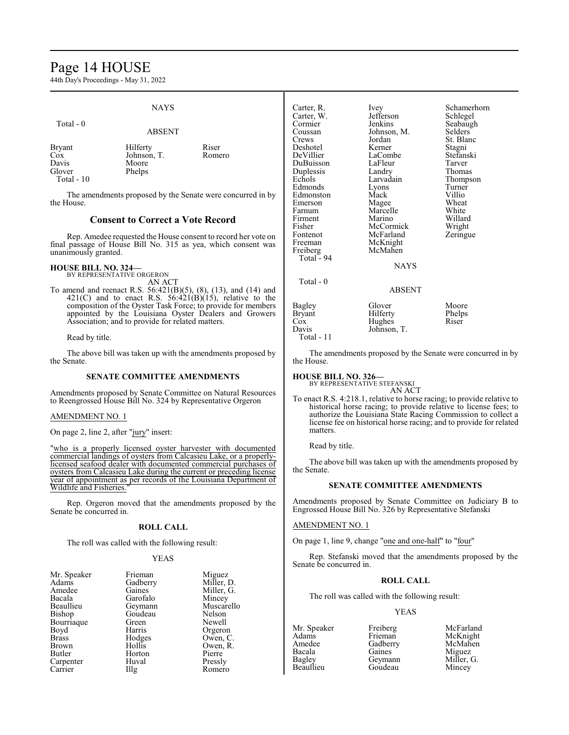NAYS

Total - 0

ABSENT

| | | |
|---|---|---|
| Bryant | Hilferty | Riser |
| Cox | Johnson, T. | Romero |
| Davis | Moore | |
| Glover | Phelps | |

Total - 10

The amendments proposed by the Senate were concurred in by the House.

## Consent to Correct a Vote Record

Rep. Amedee requested the House consent to record her vote on final passage of House Bill No. 315 as yea, which consent was unanimously granted.

**HOUSE BILL NO. 324—**
BY REPRESENTATIVE ORGERON
AN ACT

To amend and reenact R.S. 56:421(B)(5), (8), (13), and (14) and 421(C) and to enact R.S. 56:421(B)(15), relative to the composition of the Oyster Task Force; to provide for members appointed by the Louisiana Oyster Dealers and Growers Association; and to provide for related matters.

Read by title.

The above bill was taken up with the amendments proposed by the Senate.

### SENATE COMMITTEE AMENDMENTS

Amendments proposed by Senate Committee on Natural Resources to Reengrossed House Bill No. 324 by Representative Orgeron

AMENDMENT NO. 1

On page 2, line 2, after "jury" insert:

"who is a properly licensed oyster harvester with documented commercial landings of oysters from Calcasieu Lake, or a properly-licensed seafood dealer with documented commercial purchases of oysters from Calcasieu Lake during the current or preceding license year of appointment as per records of the Louisiana Department of Wildlife and Fisheries."

Rep. Orgeron moved that the amendments proposed by the Senate be concurred in.

### ROLL CALL

The roll was called with the following result:

YEAS

| | | |
|---|---|---|
| Mr. Speaker | Frieman | Miguez |
| Adams | Gadberry | Miller, D. |
| Amedee | Gaines | Miller, G. |
| Bacala | Garofalo | Mincey |
| Beaullieu | Geymann | Muscarello |
| Bishop | Goudeau | Nelson |
| Bourriaque | Green | Newell |
| Boyd | Harris | Orgeron |
| Brass | Hodges | Owen, C. |
| Brown | Hollis | Owen, R. |
| Butler | Horton | Pierre |
| Carpenter | Huval | Pressly |
| Carrier | Illg | Romero |
| Carter, R. | Ivey | Schamerhorn |
| Carter, W. | Jefferson | Schlegel |
| Cormier | Jenkins | Seabaugh |
| Coussan | Johnson, M. | Selders |
| Crews | Jordan | St. Blanc |
| Deshotel | Kerner | Stagni |
| DeVillier | LaCombe | Stefanski |
| DuBuisson | LaFleur | Tarver |
| Duplessis | Landry | Thomas |
| Echols | Larvadain | Thompson |
| Edmonds | Lyons | Turner |
| Edmonston | Mack | Villio |
| Emerson | Magee | Wheat |
| Farnum | Marcelle | White |
| Firment | Marino | Willard |
| Fisher | McCormick | Wright |
| Fontenot | McFarland | Zeringue |
| Freeman | McKnight | |
| Freiberg | McMahen | |

Total - 94

NAYS

Total - 0

ABSENT

| | | |
|---|---|---|
| Bagley | Glover | Moore |
| Bryant | Hilferty | Phelps |
| Cox | Hughes | Riser |
| Davis | Johnson, T. | |

Total - 11

The amendments proposed by the Senate were concurred in by the House.

**HOUSE BILL NO. 326—**
BY REPRESENTATIVE STEFANSKI
AN ACT

To enact R.S. 4:218.1, relative to horse racing; to provide relative to historical horse racing; to provide relative to license fees; to authorize the Louisiana State Racing Commission to collect a license fee on historical horse racing; and to provide for related matters.

Read by title.

The above bill was taken up with the amendments proposed by the Senate.

### SENATE COMMITTEE AMENDMENTS

Amendments proposed by Senate Committee on Judiciary B to Engrossed House Bill No. 326 by Representative Stefanski

AMENDMENT NO. 1

On page 1, line 9, change "one and one-half" to "four"

Rep. Stefanski moved that the amendments proposed by the Senate be concurred in.

### ROLL CALL

The roll was called with the following result:

YEAS

| | | |
|---|---|---|
| Mr. Speaker | Freiberg | McFarland |
| Adams | Frieman | McKnight |
| Amedee | Gadberry | McMahen |
| Bacala | Gaines | Miguez |
| Bagley | Geymann | Miller, G. |
| Beaullieu | Goudeau | Mincey |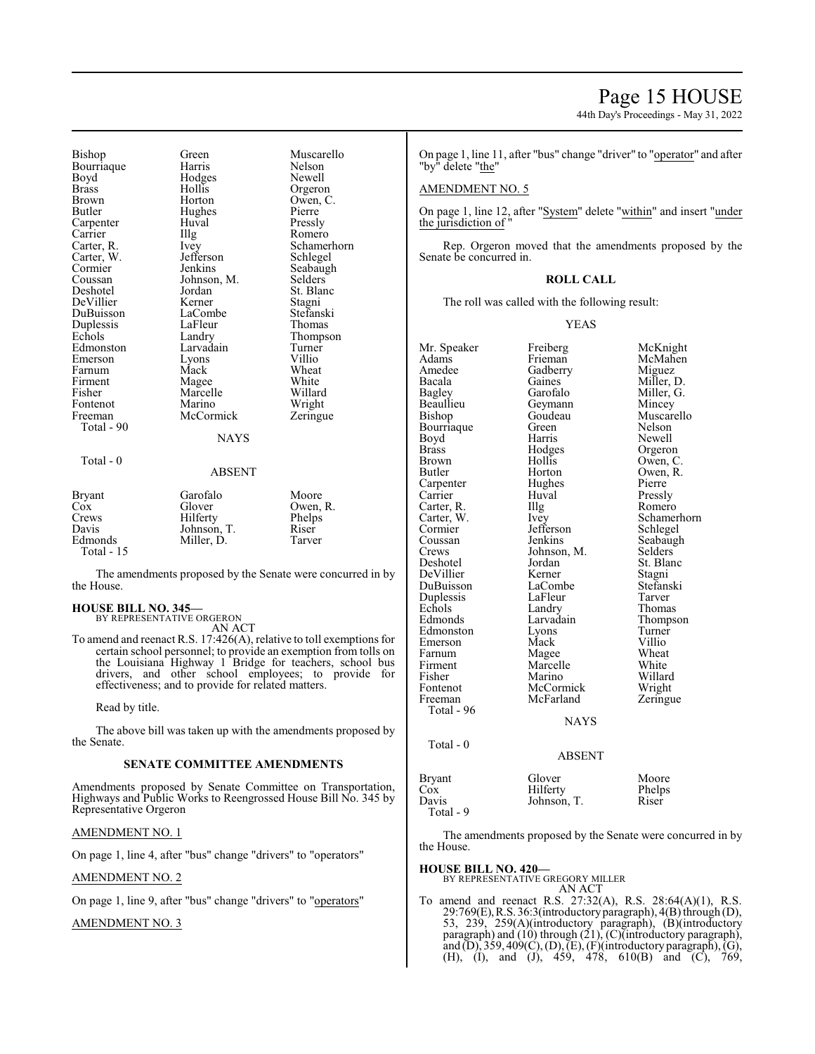| | | |
|---|---|---|
| Bishop | Green | Muscarello |
| Bourriaque | Harris | Nelson |
| Boyd | Hodges | Newell |
| Brass | Hollis | Orgeron |
| Brown | Horton | Owen, C. |
| Butler | Hughes | Pierre |
| Carpenter | Huval | Pressly |
| Carrier | Illg | Romero |
| Carter, R. | Ivey | Schamerhorn |
| Carter, W. | Jefferson | Schlegel |
| Cormier | Jenkins | Seabaugh |
| Coussan | Johnson, M. | Selders |
| Deshotel | Jordan | St. Blanc |
| DeVillier | Kerner | Stagni |
| DuBuisson | LaCombe | Stefanski |
| Duplessis | LaFleur | Thomas |
| Echols | Landry | Thompson |
| Edmonston | Larvadain | Turner |
| Emerson | Lyons | Villio |
| Farnum | Mack | Wheat |
| Firment | Magee | White |
| Fisher | Marcelle | Willard |
| Fontenot | Marino | Wright |
| Freeman | McCormick | Zeringue |

Total - 90

NAYS

Total - 0

ABSENT

| | | |
|---|---|---|
| Bryant | Garofalo | Moore |
| Cox | Glover | Owen, R. |
| Crews | Hilferty | Phelps |
| Davis | Johnson, T. | Riser |
| Edmonds | Miller, D. | Tarver |

Total - 15

The amendments proposed by the Senate were concurred in by the House.

**HOUSE BILL NO. 345—**
BY REPRESENTATIVE ORGERON
AN ACT

To amend and reenact R.S. 17:426(A), relative to toll exemptions for certain school personnel; to provide an exemption from tolls on the Louisiana Highway 1 Bridge for teachers, school bus drivers, and other school employees; to provide for effectiveness; and to provide for related matters.

Read by title.

The above bill was taken up with the amendments proposed by the Senate.

**SENATE COMMITTEE AMENDMENTS**

Amendments proposed by Senate Committee on Transportation, Highways and Public Works to Reengrossed House Bill No. 345 by Representative Orgeron

AMENDMENT NO. 1

On page 1, line 4, after "bus" change "drivers" to "operators"

AMENDMENT NO. 2

On page 1, line 9, after "bus" change "drivers" to "operators"

AMENDMENT NO. 3

On page 1, line 11, after "bus" change "driver" to "operator" and after "by" delete "the"

AMENDMENT NO. 5

On page 1, line 12, after "System" delete "within" and insert "under the jurisdiction of "

Rep. Orgeron moved that the amendments proposed by the Senate be concurred in.

**ROLL CALL**

The roll was called with the following result:

YEAS

| | | |
|---|---|---|
| Mr. Speaker | Freiberg | McKnight |
| Adams | Frieman | McMahen |
| Amedee | Gadberry | Miguez |
| Bacala | Gaines | Miller, D. |
| Bagley | Garofalo | Miller, G. |
| Beaullieu | Geymann | Mincey |
| Bishop | Goudeau | Muscarello |
| Bourriaque | Green | Nelson |
| Boyd | Harris | Newell |
| Brass | Hodges | Orgeron |
| Brown | Hollis | Owen, C. |
| Butler | Horton | Owen, R. |
| Carpenter | Hughes | Pierre |
| Carrier | Huval | Pressly |
| Carter, R. | Illg | Romero |
| Carter, W. | Ivey | Schamerhorn |
| Cormier | Jefferson | Schlegel |
| Coussan | Jenkins | Seabaugh |
| Crews | Johnson, M. | Selders |
| Deshotel | Jordan | St. Blanc |
| DeVillier | Kerner | Stagni |
| DuBuisson | LaCombe | Stefanski |
| Duplessis | LaFleur | Tarver |
| Echols | Landry | Thomas |
| Edmonds | Larvadain | Thompson |
| Edmonston | Lyons | Turner |
| Emerson | Mack | Villio |
| Farnum | Magee | Wheat |
| Firment | Marcelle | White |
| Fisher | Marino | Willard |
| Fontenot | McCormick | Wright |
| Freeman | McFarland | Zeringue |

Total - 96

NAYS

Total - 0

ABSENT

| | | |
|---|---|---|
| Bryant | Glover | Moore |
| Cox | Hilferty | Phelps |
| Davis | Johnson, T. | Riser |

Total - 9

The amendments proposed by the Senate were concurred in by the House.

**HOUSE BILL NO. 420—**
BY REPRESENTATIVE GREGORY MILLER
AN ACT

To amend and reenact R.S. 27:32(A), R.S. 28:64(A)(1), R.S. 29:769(E), R.S. 36:3(introductory paragraph), 4(B) through (D), 53, 239, 259(A)(introductory paragraph), (B)(introductory paragraph) and (10) through (21), (C)(introductory paragraph), and (D), 359, 409(C), (D), (E), (F)(introductory paragraph), (G), (H), (I), and (J), 459, 478, 610(B) and (C), 769,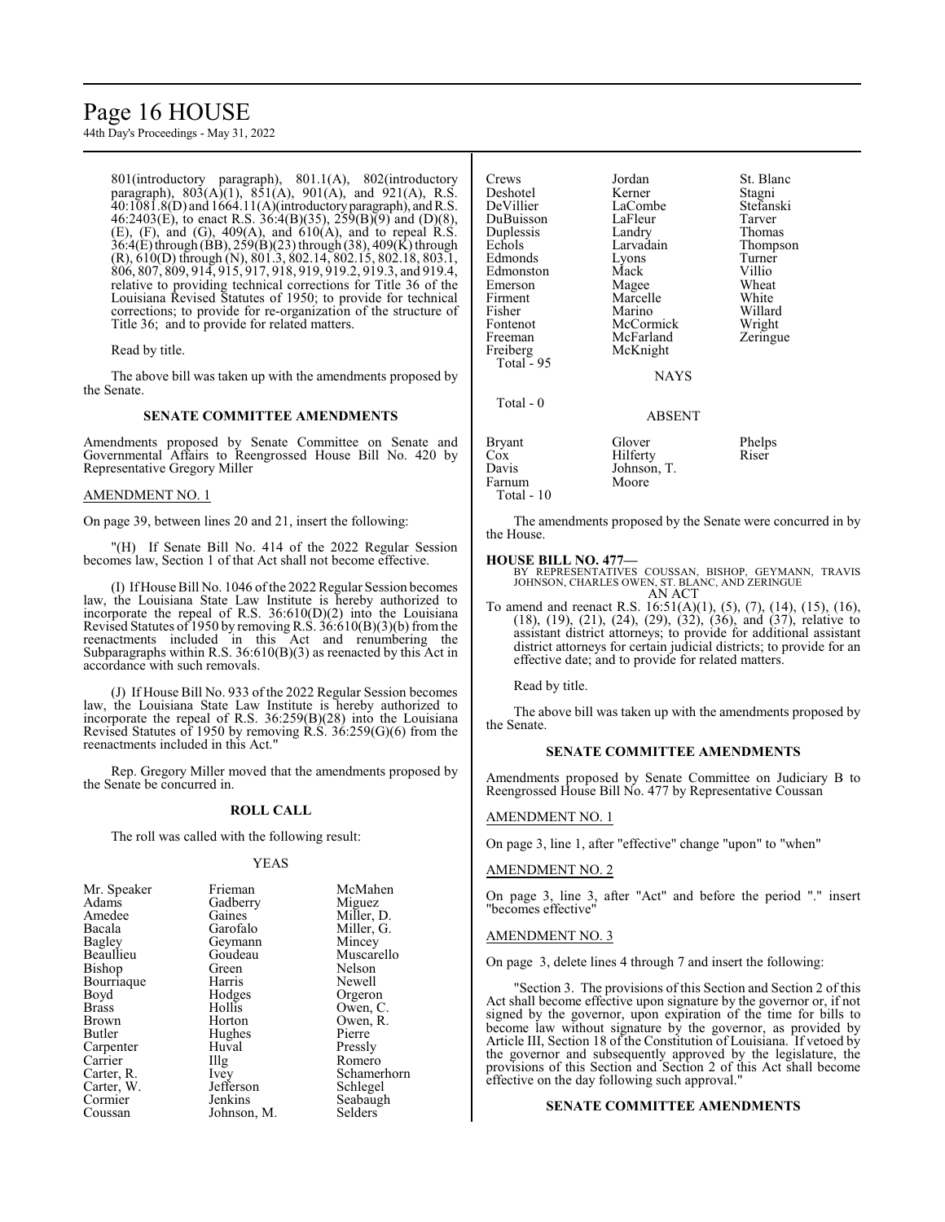801(introductory paragraph), 801.1(A), 802(introductory paragraph), 803(A)(1), 851(A), 901(A), and 921(A), R.S. 40:1081.8(D) and 1664.11(A)(introductory paragraph), and R.S. 46:2403(E), to enact R.S. 36:4(B)(35), 259(B)(9) and (D)(8), (E), (F), and (G), 409(A), and 610(A), and to repeal R.S. 36:4(E) through (BB), 259(B)(23) through (38), 409(K) through (R), 610(D) through (N), 801.3, 802.14, 802.15, 802.18, 803.1, 806, 807, 809, 914, 915, 917, 918, 919, 919.2, 919.3, and 919.4, relative to providing technical corrections for Title 36 of the Louisiana Revised Statutes of 1950; to provide for technical corrections; to provide for re-organization of the structure of Title 36; and to provide for related matters.

Read by title.

The above bill was taken up with the amendments proposed by the Senate.

## SENATE COMMITTEE AMENDMENTS

Amendments proposed by Senate Committee on Senate and Governmental Affairs to Reengrossed House Bill No. 420 by Representative Gregory Miller

AMENDMENT NO. 1

On page 39, between lines 20 and 21, insert the following:

"(H) If Senate Bill No. 414 of the 2022 Regular Session becomes law, Section 1 of that Act shall not become effective.

(I) If House Bill No. 1046 of the 2022 Regular Session becomes law, the Louisiana State Law Institute is hereby authorized to incorporate the repeal of R.S. 36:610(D)(2) into the Louisiana Revised Statutes of 1950 by removing R.S. 36:610(B)(3)(b) from the reenactments included in this Act and renumbering the Subparagraphs within R.S. 36:610(B)(3) as reenacted by this Act in accordance with such removals.

(J) If House Bill No. 933 of the 2022 Regular Session becomes law, the Louisiana State Law Institute is hereby authorized to incorporate the repeal of R.S. 36:259(B)(28) into the Louisiana Revised Statutes of 1950 by removing R.S. 36:259(G)(6) from the reenactments included in this Act."

Rep. Gregory Miller moved that the amendments proposed by the Senate be concurred in.

## ROLL CALL

The roll was called with the following result:

YEAS

| | | |
|---|---|---|
| Mr. Speaker | Frieman | McMahen |
| Adams | Gadberry | Miguez |
| Amedee | Gaines | Miller, D. |
| Bacala | Garofalo | Miller, G. |
| Bagley | Geymann | Mincey |
| Beaullieu | Goudeau | Muscarello |
| Bishop | Green | Nelson |
| Bourriaque | Harris | Newell |
| Boyd | Hodges | Orgeron |
| Brass | Hollis | Owen, C. |
| Brown | Horton | Owen, R. |
| Butler | Hughes | Pierre |
| Carpenter | Huval | Pressly |
| Carrier | Illg | Romero |
| Carter, R. | Ivey | Schamerhorn |
| Carter, W. | Jefferson | Schlegel |
| Cormier | Jenkins | Seabaugh |
| Coussan | Johnson, M. | Selders |
| Crews | Jordan | St. Blanc |
| Deshotel | Kerner | Stagni |
| DeVillier | LaCombe | Stefanski |
| DuBuisson | LaFleur | Tarver |
| Duplessis | Landry | Thomas |
| Echols | Larvadain | Thompson |
| Edmonds | Lyons | Turner |
| Edmonston | Mack | Villio |
| Emerson | Magee | Wheat |
| Firment | Marcelle | White |
| Fisher | Marino | Willard |
| Fontenot | McCormick | Wright |
| Freeman | McFarland | Zeringue |
| Freiberg | McKnight | |

Total - 95

NAYS

Total - 0

ABSENT

| | | |
|---|---|---|
| Bryant | Glover | Phelps |
| Cox | Hilferty | Riser |
| Davis | Johnson, T. | |
| Farnum | Moore | |

Total - 10

The amendments proposed by the Senate were concurred in by the House.

**HOUSE BILL NO. 477—**
BY REPRESENTATIVES COUSSAN, BISHOP, GEYMANN, TRAVIS JOHNSON, CHARLES OWEN, ST. BLANC, AND ZERINGUE
AN ACT

To amend and reenact R.S. 16:51(A)(1), (5), (7), (14), (15), (16), (18), (19), (21), (24), (29), (32), (36), and (37), relative to assistant district attorneys; to provide for additional assistant district attorneys for certain judicial districts; to provide for an effective date; and to provide for related matters.

Read by title.

The above bill was taken up with the amendments proposed by the Senate.

## SENATE COMMITTEE AMENDMENTS

Amendments proposed by Senate Committee on Judiciary B to Reengrossed House Bill No. 477 by Representative Coussan

AMENDMENT NO. 1

On page 3, line 1, after "effective" change "upon" to "when"

AMENDMENT NO. 2

On page 3, line 3, after "Act" and before the period "." insert "becomes effective"

AMENDMENT NO. 3

On page 3, delete lines 4 through 7 and insert the following:

"Section 3. The provisions of this Section and Section 2 of this Act shall become effective upon signature by the governor or, if not signed by the governor, upon expiration of the time for bills to become law without signature by the governor, as provided by Article III, Section 18 of the Constitution of Louisiana. If vetoed by the governor and subsequently approved by the legislature, the provisions of this Section and Section 2 of this Act shall become effective on the day following such approval."

## SENATE COMMITTEE AMENDMENTS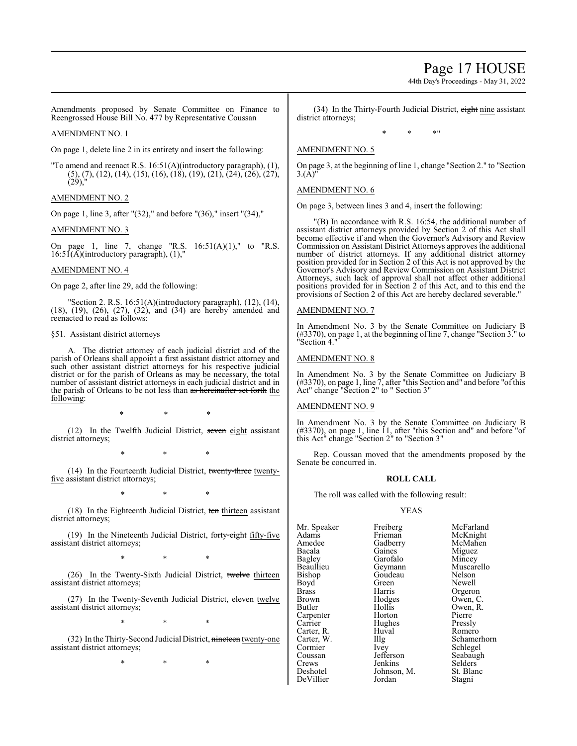Amendments proposed by Senate Committee on Finance to Reengrossed House Bill No. 477 by Representative Coussan

AMENDMENT NO. 1

On page 1, delete line 2 in its entirety and insert the following:

"To amend and reenact R.S. 16:51(A)(introductory paragraph), (1), (5), (7), (12), (14), (15), (16), (18), (19), (21), (24), (26), (27), (29),"

AMENDMENT NO. 2

On page 1, line 3, after "(32)," and before "(36)," insert "(34),"

AMENDMENT NO. 3

On page 1, line 7, change "R.S. 16:51(A)(1)," to "R.S. 16:51(A)(introductory paragraph), (1),"

AMENDMENT NO. 4

On page 2, after line 29, add the following:

"Section 2. R.S. 16:51(A)(introductory paragraph), (12), (14), (18), (19), (26), (27), (32), and (34) are hereby amended and reenacted to read as follows:

§51. Assistant district attorneys

A. The district attorney of each judicial district and of the parish of Orleans shall appoint a first assistant district attorney and such other assistant district attorneys for his respective judicial district or for the parish of Orleans as may be necessary, the total number of assistant district attorneys in each judicial district and in the parish of Orleans to be not less than ~~as hereinafter set forth~~ the following:

\* \* \*

(12) In the Twelfth Judicial District, ~~seven~~ eight assistant district attorneys;

\* \* \*

(14) In the Fourteenth Judicial District, ~~twenty-three~~ twenty-five assistant district attorneys;

\* \* \*

(18) In the Eighteenth Judicial District, ~~ten~~ thirteen assistant district attorneys;

(19) In the Nineteenth Judicial District, ~~forty-eight~~ fifty-five assistant district attorneys;

\* \* \*

(26) In the Twenty-Sixth Judicial District, ~~twelve~~ thirteen assistant district attorneys;

(27) In the Twenty-Seventh Judicial District, ~~eleven~~ twelve assistant district attorneys;

\* \* \*

(32) In the Thirty-Second Judicial District, ~~nineteen~~ twenty-one assistant district attorneys;

\* \* \*

(34) In the Thirty-Fourth Judicial District, ~~eight~~ nine assistant district attorneys;

\* \* \*"

AMENDMENT NO. 5

On page 3, at the beginning of line 1, change "Section 2." to "Section 3.(A)"

AMENDMENT NO. 6

On page 3, between lines 3 and 4, insert the following:

"(B) In accordance with R.S. 16:54, the additional number of assistant district attorneys provided by Section 2 of this Act shall become effective if and when the Governor's Advisory and Review Commission on Assistant District Attorneys approves the additional number of district attorneys. If any additional district attorney position provided for in Section 2 of this Act is not approved by the Governor's Advisory and Review Commission on Assistant District Attorneys, such lack of approval shall not affect other additional positions provided for in Section 2 of this Act, and to this end the provisions of Section 2 of this Act are hereby declared severable."

AMENDMENT NO. 7

In Amendment No. 3 by the Senate Committee on Judiciary B (#3370), on page 1, at the beginning of line 7, change "Section 3." to "Section 4."

AMENDMENT NO. 8

In Amendment No. 3 by the Senate Committee on Judiciary B (#3370), on page 1, line 7, after "this Section and" and before "of this Act" change "Section 2" to " Section 3"

AMENDMENT NO. 9

In Amendment No. 3 by the Senate Committee on Judiciary B (#3370), on page 1, line 11, after "this Section and" and before "of this Act" change "Section 2" to "Section 3"

Rep. Coussan moved that the amendments proposed by the Senate be concurred in.

**ROLL CALL**

The roll was called with the following result:

YEAS

| | | |
|---|---|---|
| Mr. Speaker | Freiberg | McFarland |
| Adams | Frieman | McKnight |
| Amedee | Gadberry | McMahen |
| Bacala | Gaines | Miguez |
| Bagley | Garofalo | Mincey |
| Beaullieu | Geymann | Muscarello |
| Bishop | Goudeau | Nelson |
| Boyd | Green | Newell |
| Brass | Harris | Orgeron |
| Brown | Hodges | Owen, C. |
| Butler | Hollis | Owen, R. |
| Carpenter | Horton | Pierre |
| Carrier | Hughes | Pressly |
| Carter, R. | Huval | Romero |
| Carter, W. | Illg | Schamerhorn |
| Cormier | Ivey | Schlegel |
| Coussan | Jefferson | Seabaugh |
| Crews | Jenkins | Selders |
| Deshotel | Johnson, M. | St. Blanc |
| DeVillier | Jordan | Stagni |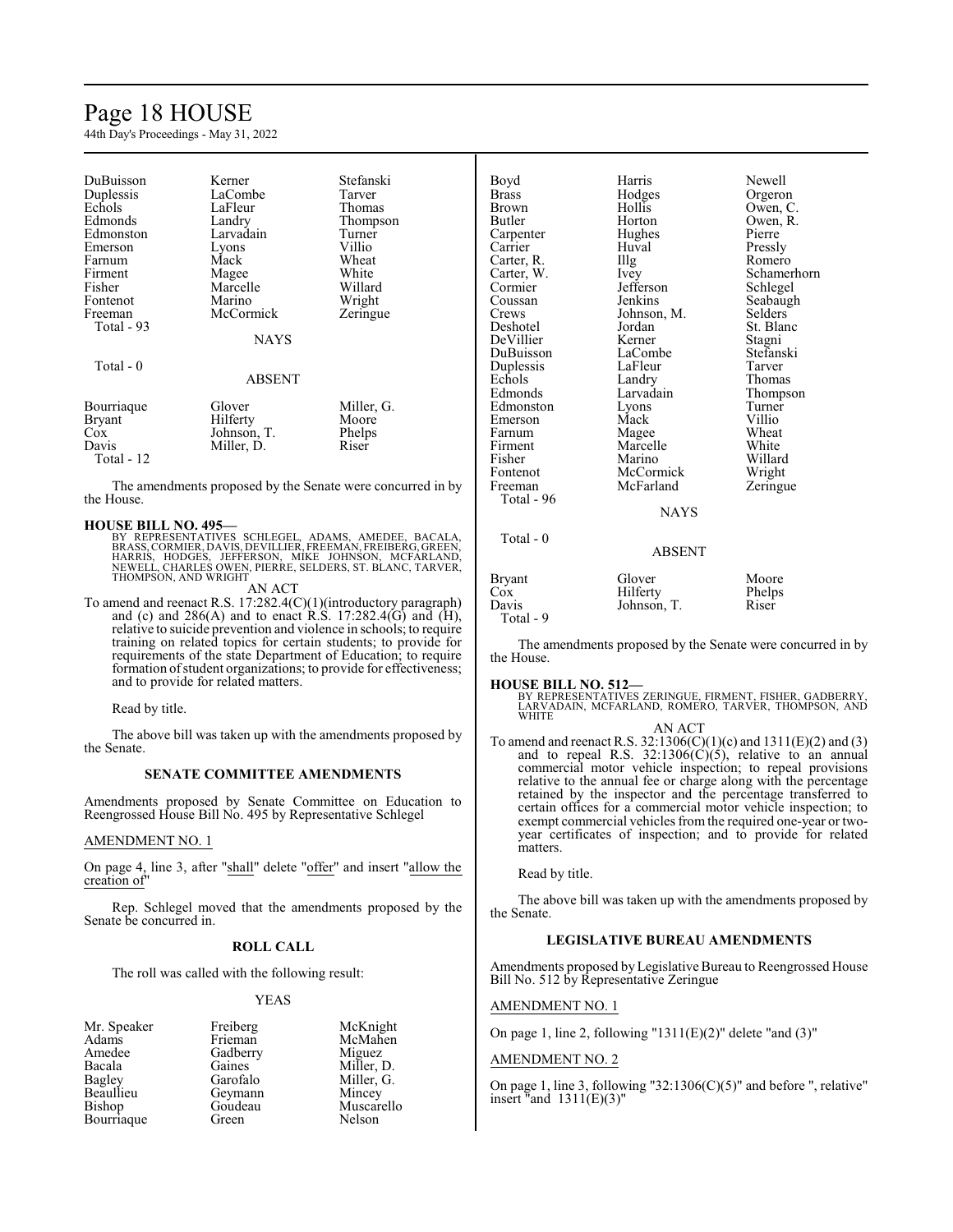| | | |
|---|---|---|
| DuBuisson | Kerner | Stefanski |
| Duplessis | LaCombe | Tarver |
| Echols | LaFleur | Thomas |
| Edmonds | Landry | Thompson |
| Edmonston | Larvadain | Turner |
| Emerson | Lyons | Villio |
| Farnum | Mack | Wheat |
| Firment | Magee | White |
| Fisher | Marcelle | Willard |
| Fontenot | Marino | Wright |
| Freeman | McCormick | Zeringue |
| Total - 93 | | |

NAYS

Total - 0

ABSENT

| | | |
|---|---|---|
| Bourriaque | Glover | Miller, G. |
| Bryant | Hilferty | Moore |
| Cox | Johnson, T. | Phelps |
| Davis | Miller, D. | Riser |
| Total - 12 | | |

The amendments proposed by the Senate were concurred in by the House.

**HOUSE BILL NO. 495—**

BY REPRESENTATIVES SCHLEGEL, ADAMS, AMEDEE, BACALA, BRASS, CORMIER, DAVIS, DEVILLIER, FREEMAN, FREIBERG, GREEN, HARRIS, HODGES, JEFFERSON, MIKE JOHNSON, MCFARLAND, NEWELL, CHARLES OWEN, PIERRE, SELDERS, ST. BLANC, TARVER, THOMPSON, AND WRIGHT

AN ACT

To amend and reenact R.S. 17:282.4(C)(1)(introductory paragraph) and (c) and 286(A) and to enact R.S. 17:282.4(G) and (H), relative to suicide prevention and violence in schools; to require training on related topics for certain students; to provide for requirements of the state Department of Education; to require formation of student organizations; to provide for effectiveness; and to provide for related matters.

Read by title.

The above bill was taken up with the amendments proposed by the Senate.

**SENATE COMMITTEE AMENDMENTS**

Amendments proposed by Senate Committee on Education to Reengrossed House Bill No. 495 by Representative Schlegel

AMENDMENT NO. 1

On page 4, line 3, after "shall" delete "offer" and insert "allow the creation of"

Rep. Schlegel moved that the amendments proposed by the Senate be concurred in.

**ROLL CALL**

The roll was called with the following result:

YEAS

| | | |
|---|---|---|
| Mr. Speaker | Freiberg | McKnight |
| Adams | Frieman | McMahen |
| Amedee | Gadberry | Miguez |
| Bacala | Gaines | Miller, D. |
| Bagley | Garofalo | Miller, G. |
| Beaullieu | Geymann | Mincey |
| Bishop | Goudeau | Muscarello |
| Bourriaque | Green | Nelson |
| Boyd | Harris | Newell |
| Brass | Hodges | Orgeron |
| Brown | Hollis | Owen, C. |
| Butler | Horton | Owen, R. |
| Carpenter | Hughes | Pierre |
| Carrier | Huval | Pressly |
| Carter, R. | Illg | Romero |
| Carter, W. | Ivey | Schamerhorn |
| Cormier | Jefferson | Schlegel |
| Coussan | Jenkins | Seabaugh |
| Crews | Johnson, M. | Selders |
| Deshotel | Jordan | St. Blanc |
| DeVillier | Kerner | Stagni |
| DuBuisson | LaCombe | Stefanski |
| Duplessis | LaFleur | Tarver |
| Echols | Landry | Thomas |
| Edmonds | Larvadain | Thompson |
| Edmonston | Lyons | Turner |
| Emerson | Mack | Villio |
| Farnum | Magee | Wheat |
| Firment | Marcelle | White |
| Fisher | Marino | Willard |
| Fontenot | McCormick | Wright |
| Freeman | McFarland | Zeringue |
| Total - 96 | | |

NAYS

Total - 0

ABSENT

| | | |
|---|---|---|
| Bryant | Glover | Moore |
| Cox | Hilferty | Phelps |
| Davis | Johnson, T. | Riser |
| Total - 9 | | |

The amendments proposed by the Senate were concurred in by the House.

**HOUSE BILL NO. 512—**

BY REPRESENTATIVES ZERINGUE, FIRMENT, FISHER, GADBERRY, LARVADAIN, MCFARLAND, ROMERO, TARVER, THOMPSON, AND WHITE

AN ACT

To amend and reenact R.S. 32:1306(C)(1)(c) and 1311(E)(2) and (3) and to repeal R.S. 32:1306(C)(5), relative to an annual commercial motor vehicle inspection; to repeal provisions relative to the annual fee or charge along with the percentage retained by the inspector and the percentage transferred to certain offices for a commercial motor vehicle inspection; to exempt commercial vehicles from the required one-year or two-year certificates of inspection; and to provide for related matters.

Read by title.

The above bill was taken up with the amendments proposed by the Senate.

**LEGISLATIVE BUREAU AMENDMENTS**

Amendments proposed by Legislative Bureau to Reengrossed House Bill No. 512 by Representative Zeringue

AMENDMENT NO. 1

On page 1, line 2, following "1311(E)(2)" delete "and (3)"

AMENDMENT NO. 2

On page 1, line 3, following "32:1306(C)(5)" and before ", relative" insert "and 1311(E)(3)"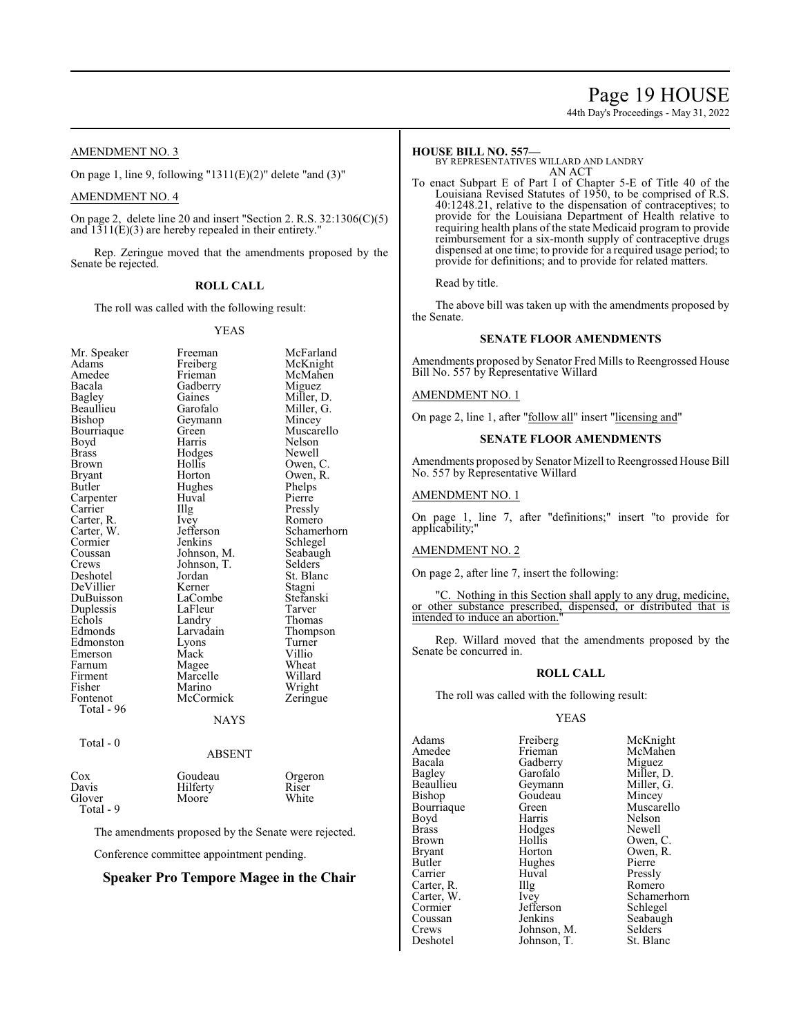AMENDMENT NO. 3

On page 1, line 9, following "1311(E)(2)" delete "and (3)"

AMENDMENT NO. 4

On page 2, delete line 20 and insert "Section 2. R.S. 32:1306(C)(5) and 1311(E)(3) are hereby repealed in their entirety."

Rep. Zeringue moved that the amendments proposed by the Senate be rejected.

### ROLL CALL

The roll was called with the following result:

YEAS

| | | |
|---|---|---|
| Mr. Speaker | Freeman | McFarland |
| Adams | Freiberg | McKnight |
| Amedee | Frieman | McMahen |
| Bacala | Gadberry | Miguez |
| Bagley | Gaines | Miller, D. |
| Beaullieu | Garofalo | Miller, G. |
| Bishop | Geymann | Mincey |
| Bourriaque | Green | Muscarello |
| Boyd | Harris | Nelson |
| Brass | Hodges | Newell |
| Brown | Hollis | Owen, C. |
| Bryant | Horton | Owen, R. |
| Butler | Hughes | Phelps |
| Carpenter | Huval | Pierre |
| Carrier | Illg | Pressly |
| Carter, R. | Ivey | Romero |
| Carter, W. | Jefferson | Schamerhorn |
| Cormier | Jenkins | Schlegel |
| Coussan | Johnson, M. | Seabaugh |
| Crews | Johnson, T. | Selders |
| Deshotel | Jordan | St. Blanc |
| DeVillier | Kerner | Stagni |
| DuBuisson | LaCombe | Stefanski |
| Duplessis | LaFleur | Tarver |
| Echols | Landry | Thomas |
| Edmonds | Larvadain | Thompson |
| Edmonston | Lyons | Turner |
| Emerson | Mack | Villio |
| Farnum | Magee | Wheat |
| Firment | Marcelle | Willard |
| Fisher | Marino | Wright |
| Fontenot | McCormick | Zeringue |

Total - 96

NAYS

Total - 0

ABSENT

| | | |
|---|---|---|
| Cox | Goudeau | Orgeron |
| Davis | Hilferty | Riser |
| Glover | Moore | White |

Total - 9

The amendments proposed by the Senate were rejected.

Conference committee appointment pending.

## Speaker Pro Tempore Magee in the Chair

**HOUSE BILL NO. 557—**
BY REPRESENTATIVES WILLARD AND LANDRY
AN ACT

To enact Subpart E of Part I of Chapter 5-E of Title 40 of the Louisiana Revised Statutes of 1950, to be comprised of R.S. 40:1248.21, relative to the dispensation of contraceptives; to provide for the Louisiana Department of Health relative to requiring health plans of the state Medicaid program to provide reimbursement for a six-month supply of contraceptive drugs dispensed at one time; to provide for a required usage period; to provide for definitions; and to provide for related matters.

Read by title.

The above bill was taken up with the amendments proposed by the Senate.

### SENATE FLOOR AMENDMENTS

Amendments proposed by Senator Fred Mills to Reengrossed House Bill No. 557 by Representative Willard

AMENDMENT NO. 1

On page 2, line 1, after "follow all" insert "licensing and"

### SENATE FLOOR AMENDMENTS

Amendments proposed by Senator Mizell to Reengrossed House Bill No. 557 by Representative Willard

AMENDMENT NO. 1

On page 1, line 7, after "definitions;" insert "to provide for applicability;"

AMENDMENT NO. 2

On page 2, after line 7, insert the following:

"C. Nothing in this Section shall apply to any drug, medicine, or other substance prescribed, dispensed, or distributed that is intended to induce an abortion."

Rep. Willard moved that the amendments proposed by the Senate be concurred in.

### ROLL CALL

The roll was called with the following result:

YEAS

| | | |
|---|---|---|
| Adams | Freiberg | McKnight |
| Amedee | Frieman | McMahen |
| Bacala | Gadberry | Miguez |
| Bagley | Garofalo | Miller, D. |
| Beaullieu | Geymann | Miller, G. |
| Bishop | Goudeau | Mincey |
| Bourriaque | Green | Muscarello |
| Boyd | Harris | Nelson |
| Brass | Hodges | Newell |
| Brown | Hollis | Owen, C. |
| Bryant | Horton | Owen, R. |
| Butler | Hughes | Pierre |
| Carrier | Huval | Pressly |
| Carter, R. | Illg | Romero |
| Carter, W. | Ivey | Schamerhorn |
| Cormier | Jefferson | Schlegel |
| Coussan | Jenkins | Seabaugh |
| Crews | Johnson, M. | Selders |
| Deshotel | Johnson, T. | St. Blanc |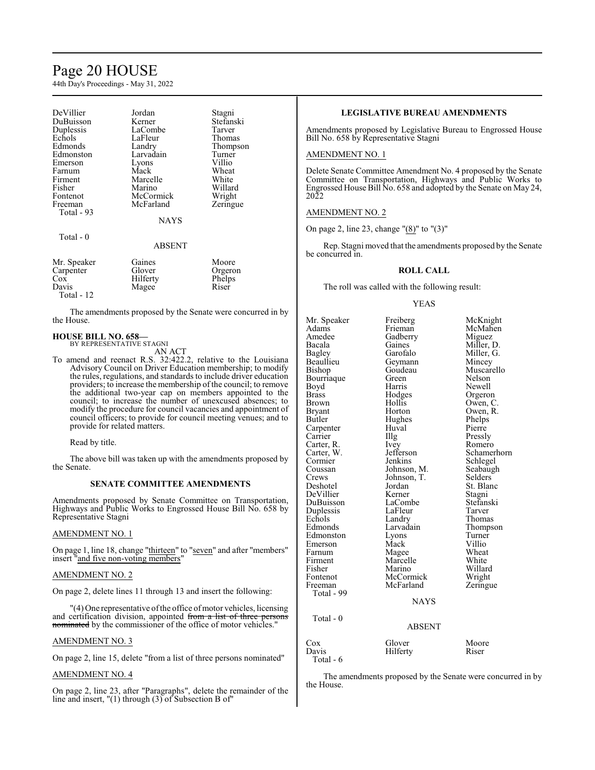| DeVillier | Jordan | Stagni |
|---|---|---|
| DuBuisson | Kerner | Stefanski |
| Duplessis | LaCombe | Tarver |
| Echols | LaFleur | Thomas |
| Edmonds | Landry | Thompson |
| Edmonston | Larvadain | Turner |
| Emerson | Lyons | Villio |
| Farnum | Mack | Wheat |
| Firment | Marcelle | White |
| Fisher | Marino | Willard |
| Fontenot | McCormick | Wright |
| Freeman | McFarland | Zeringue |

Total - 93

NAYS

Total - 0

ABSENT

| Mr. Speaker | Gaines | Moore |
|---|---|---|
| Carpenter | Glover | Orgeron |
| Cox | Hilferty | Phelps |
| Davis | Magee | Riser |

Total - 12

The amendments proposed by the Senate were concurred in by the House.

**HOUSE BILL NO. 658—**
BY REPRESENTATIVE STAGNI
AN ACT

To amend and reenact R.S. 32:422.2, relative to the Louisiana Advisory Council on Driver Education membership; to modify the rules, regulations, and standards to include driver education providers; to increase the membership of the council; to remove the additional two-year cap on members appointed to the council; to increase the number of unexcused absences; to modify the procedure for council vacancies and appointment of council officers; to provide for council meeting venues; and to provide for related matters.

Read by title.

The above bill was taken up with the amendments proposed by the Senate.

### SENATE COMMITTEE AMENDMENTS

Amendments proposed by Senate Committee on Transportation, Highways and Public Works to Engrossed House Bill No. 658 by Representative Stagni

AMENDMENT NO. 1

On page 1, line 18, change "thirteen" to "seven" and after "members" insert "and five non-voting members"

AMENDMENT NO. 2

On page 2, delete lines 11 through 13 and insert the following:

"(4) One representative of the office of motor vehicles, licensing and certification division, appointed ~~from a list of three persons nominated~~ by the commissioner of the office of motor vehicles."

AMENDMENT NO. 3

On page 2, line 15, delete "from a list of three persons nominated"

AMENDMENT NO. 4

On page 2, line 23, after "Paragraphs", delete the remainder of the line and insert, "(1) through (3) of Subsection B of"

### LEGISLATIVE BUREAU AMENDMENTS

Amendments proposed by Legislative Bureau to Engrossed House Bill No. 658 by Representative Stagni

AMENDMENT NO. 1

Delete Senate Committee Amendment No. 4 proposed by the Senate Committee on Transportation, Highways and Public Works to Engrossed House Bill No. 658 and adopted by the Senate on May 24, 2022

AMENDMENT NO. 2

On page 2, line 23, change "(8)" to "(3)"

Rep. Stagni moved that the amendments proposed by the Senate be concurred in.

### ROLL CALL

The roll was called with the following result:

YEAS

| Mr. Speaker | Freiberg | McKnight |
|---|---|---|
| Adams | Frieman | McMahen |
| Amedee | Gadberry | Miguez |
| Bacala | Gaines | Miller, D. |
| Bagley | Garofalo | Miller, G. |
| Beaullieu | Geymann | Mincey |
| Bishop | Goudeau | Muscarello |
| Bourriaque | Green | Nelson |
| Boyd | Harris | Newell |
| Brass | Hodges | Orgeron |
| Brown | Hollis | Owen, C. |
| Bryant | Horton | Owen, R. |
| Butler | Hughes | Phelps |
| Carpenter | Huval | Pierre |
| Carrier | Illg | Pressly |
| Carter, R. | Ivey | Romero |
| Carter, W. | Jefferson | Schamerhorn |
| Cormier | Jenkins | Schlegel |
| Coussan | Johnson, M. | Seabaugh |
| Crews | Johnson, T. | Selders |
| Deshotel | Jordan | St. Blanc |
| DeVillier | Kerner | Stagni |
| DuBuisson | LaCombe | Stefanski |
| Duplessis | LaFleur | Tarver |
| Echols | Landry | Thomas |
| Edmonds | Larvadain | Thompson |
| Edmonston | Lyons | Turner |
| Emerson | Mack | Villio |
| Farnum | Magee | Wheat |
| Firment | Marcelle | White |
| Fisher | Marino | Willard |
| Fontenot | McCormick | Wright |
| Freeman | McFarland | Zeringue |

Total - 99

NAYS

Total - 0

ABSENT

| Cox | Glover | Moore |
|---|---|---|
| Davis | Hilferty | Riser |

Total - 6

The amendments proposed by the Senate were concurred in by the House.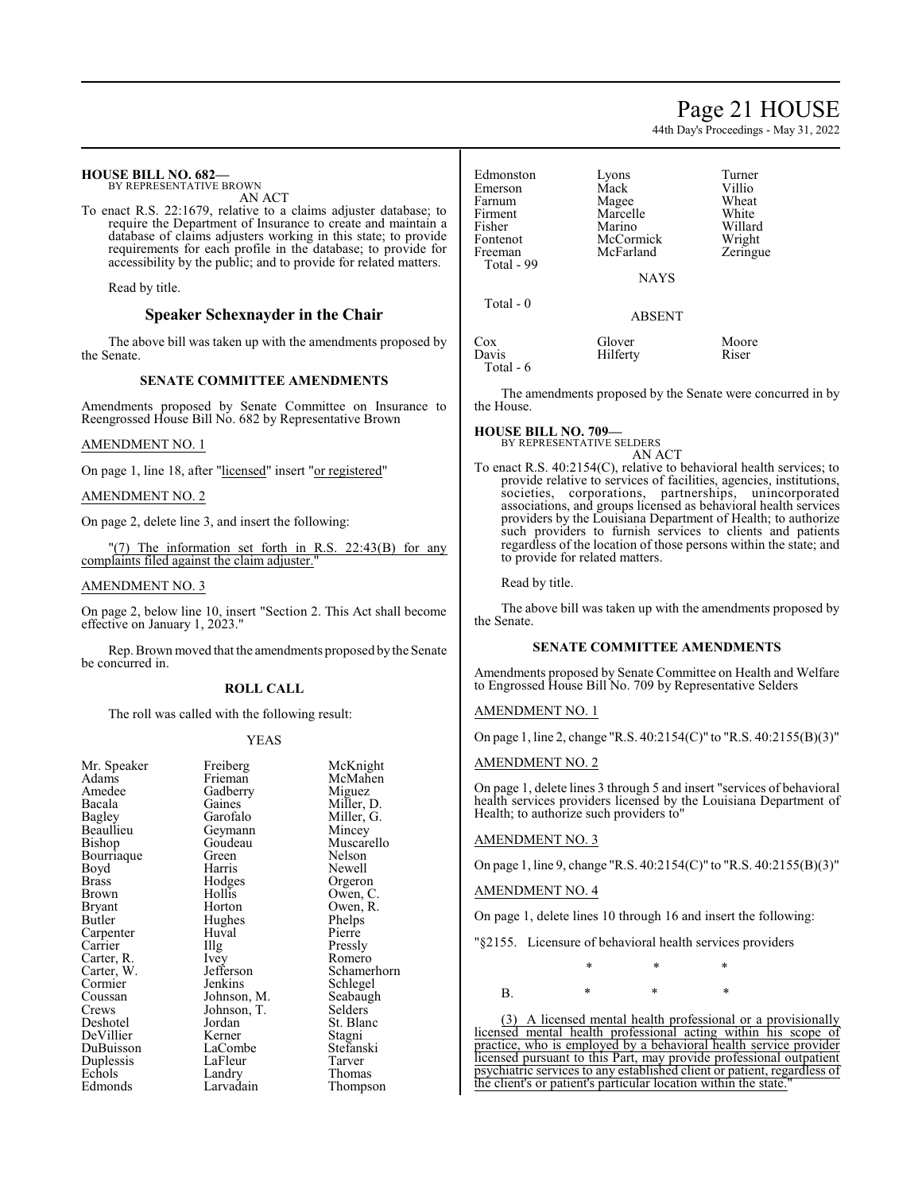**HOUSE BILL NO. 682—**
BY REPRESENTATIVE BROWN

AN ACT

To enact R.S. 22:1679, relative to a claims adjuster database; to require the Department of Insurance to create and maintain a database of claims adjusters working in this state; to provide requirements for each profile in the database; to provide for accessibility by the public; and to provide for related matters.

Read by title.

## Speaker Schexnayder in the Chair

The above bill was taken up with the amendments proposed by the Senate.

### SENATE COMMITTEE AMENDMENTS

Amendments proposed by Senate Committee on Insurance to Reengrossed House Bill No. 682 by Representative Brown

AMENDMENT NO. 1

On page 1, line 18, after "licensed" insert "or registered"

AMENDMENT NO. 2

On page 2, delete line 3, and insert the following:

"(7) The information set forth in R.S. 22:43(B) for any complaints filed against the claim adjuster."

AMENDMENT NO. 3

On page 2, below line 10, insert "Section 2. This Act shall become effective on January 1, 2023."

Rep. Brown moved that the amendments proposed by the Senate be concurred in.

### ROLL CALL

The roll was called with the following result:

YEAS

| | | |
|---|---|---|
| Mr. Speaker | Freiberg | McKnight |
| Adams | Frieman | McMahen |
| Amedee | Gadberry | Miguez |
| Bacala | Gaines | Miller, D. |
| Bagley | Garofalo | Miller, G. |
| Beaullieu | Geymann | Mincey |
| Bishop | Goudeau | Muscarello |
| Bourriaque | Green | Nelson |
| Boyd | Harris | Newell |
| Brass | Hodges | Orgeron |
| Brown | Hollis | Owen, C. |
| Bryant | Horton | Owen, R. |
| Butler | Hughes | Phelps |
| Carpenter | Huval | Pierre |
| Carrier | Illg | Pressly |
| Carter, R. | Ivey | Romero |
| Carter, W. | Jefferson | Schamerhorn |
| Cormier | Jenkins | Schlegel |
| Coussan | Johnson, M. | Seabaugh |
| Crews | Johnson, T. | Selders |
| Deshotel | Jordan | St. Blanc |
| DeVillier | Kerner | Stagni |
| DuBuisson | LaCombe | Stefanski |
| Duplessis | LaFleur | Tarver |
| Echols | Landry | Thomas |
| Edmonds | Larvadain | Thompson |
| Edmonston | Lyons | Turner |
| Emerson | Mack | Villio |
| Farnum | Magee | Wheat |
| Firment | Marcelle | White |
| Fisher | Marino | Willard |
| Fontenot | McCormick | Wright |
| Freeman | McFarland | Zeringue |

Total - 99

NAYS

Total - 0

ABSENT

| | | |
|---|---|---|
| Cox | Glover | Moore |
| Davis | Hilferty | Riser |

Total - 6

The amendments proposed by the Senate were concurred in by the House.

**HOUSE BILL NO. 709—**
BY REPRESENTATIVE SELDERS

AN ACT

To enact R.S. 40:2154(C), relative to behavioral health services; to provide relative to services of facilities, agencies, institutions, societies, corporations, partnerships, unincorporated associations, and groups licensed as behavioral health services providers by the Louisiana Department of Health; to authorize such providers to furnish services to clients and patients regardless of the location of those persons within the state; and to provide for related matters.

Read by title.

The above bill was taken up with the amendments proposed by the Senate.

### SENATE COMMITTEE AMENDMENTS

Amendments proposed by Senate Committee on Health and Welfare to Engrossed House Bill No. 709 by Representative Selders

AMENDMENT NO. 1

On page 1, line 2, change "R.S. 40:2154(C)" to "R.S. 40:2155(B)(3)"

AMENDMENT NO. 2

On page 1, delete lines 3 through 5 and insert "services of behavioral health services providers licensed by the Louisiana Department of Health; to authorize such providers to"

AMENDMENT NO. 3

On page 1, line 9, change "R.S. 40:2154(C)" to "R.S. 40:2155(B)(3)"

AMENDMENT NO. 4

On page 1, delete lines 10 through 16 and insert the following:

"§2155. Licensure of behavioral health services providers

\* \* \*

B. \* \* \*

(3) A licensed mental health professional or a provisionally licensed mental health professional acting within his scope of practice, who is employed by a behavioral health service provider licensed pursuant to this Part, may provide professional outpatient psychiatric services to any established client or patient, regardless of the client's or patient's particular location within the state."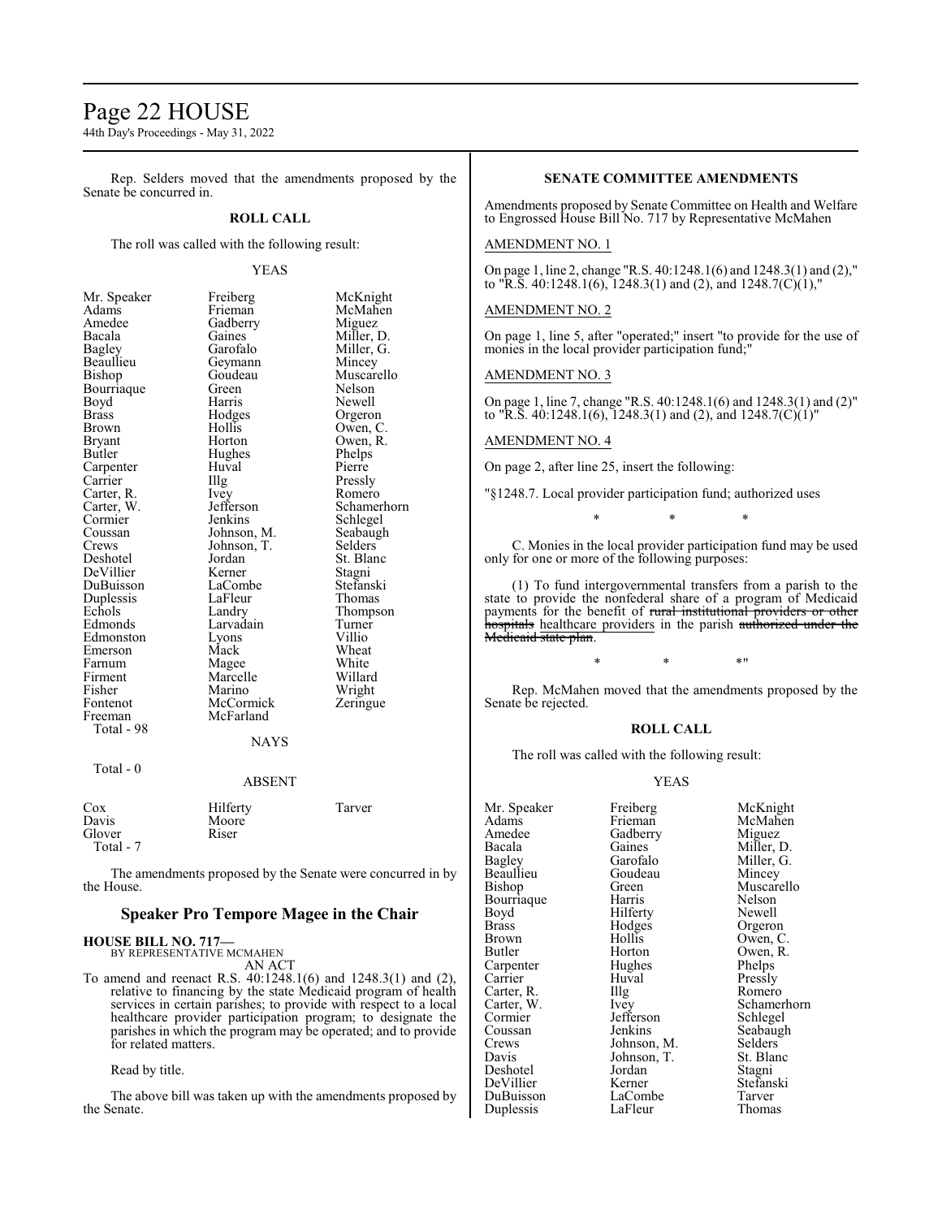Rep. Selders moved that the amendments proposed by the Senate be concurred in.

**ROLL CALL**

The roll was called with the following result:

YEAS

| | | |
|---|---|---|
| Mr. Speaker | Freiberg | McKnight |
| Adams | Frieman | McMahen |
| Amedee | Gadberry | Miguez |
| Bacala | Gaines | Miller, D. |
| Bagley | Garofalo | Miller, G. |
| Beaullieu | Geymann | Mincey |
| Bishop | Goudeau | Muscarello |
| Bourriaque | Green | Nelson |
| Boyd | Harris | Newell |
| Brass | Hodges | Orgeron |
| Brown | Hollis | Owen, C. |
| Bryant | Horton | Owen, R. |
| Butler | Hughes | Phelps |
| Carpenter | Huval | Pierre |
| Carrier | Illg | Pressly |
| Carter, R. | Ivey | Romero |
| Carter, W. | Jefferson | Schamerhorn |
| Cormier | Jenkins | Schlegel |
| Coussan | Johnson, M. | Seabaugh |
| Crews | Johnson, T. | Selders |
| Deshotel | Jordan | St. Blanc |
| DeVillier | Kerner | Stagni |
| DuBuisson | LaCombe | Stefanski |
| Duplessis | LaFleur | Thomas |
| Echols | Landry | Thompson |
| Edmonds | Larvadain | Turner |
| Edmonston | Lyons | Villio |
| Emerson | Mack | Wheat |
| Farnum | Magee | White |
| Firment | Marcelle | Willard |
| Fisher | Marino | Wright |
| Fontenot | McCormick | Zeringue |
| Freeman | McFarland | |

Total - 98

NAYS

Total - 0

ABSENT

| | | |
|---|---|---|
| Cox | Hilferty | Tarver |
| Davis | Moore | |
| Glover | Riser | |

Total - 7

The amendments proposed by the Senate were concurred in by the House.

## Speaker Pro Tempore Magee in the Chair

**HOUSE BILL NO. 717—**
BY REPRESENTATIVE MCMAHEN
AN ACT

To amend and reenact R.S. 40:1248.1(6) and 1248.3(1) and (2), relative to financing by the state Medicaid program of health services in certain parishes; to provide with respect to a local healthcare provider participation program; to designate the parishes in which the program may be operated; and to provide for related matters.

Read by title.

The above bill was taken up with the amendments proposed by the Senate.

**SENATE COMMITTEE AMENDMENTS**

Amendments proposed by Senate Committee on Health and Welfare to Engrossed House Bill No. 717 by Representative McMahen

AMENDMENT NO. 1

On page 1, line 2, change "R.S. 40:1248.1(6) and 1248.3(1) and (2)," to "R.S. 40:1248.1(6), 1248.3(1) and (2), and 1248.7(C)(1),"

AMENDMENT NO. 2

On page 1, line 5, after "operated;" insert "to provide for the use of monies in the local provider participation fund;"

AMENDMENT NO. 3

On page 1, line 7, change "R.S. 40:1248.1(6) and 1248.3(1) and (2)" to "R.S. 40:1248.1(6), 1248.3(1) and (2), and 1248.7(C)(1)"

AMENDMENT NO. 4

On page 2, after line 25, insert the following:

"§1248.7. Local provider participation fund; authorized uses

\* \* \*

C. Monies in the local provider participation fund may be used only for one or more of the following purposes:

(1) To fund intergovernmental transfers from a parish to the state to provide the nonfederal share of a program of Medicaid payments for the benefit of ~~rural institutional providers or other hospitals~~ healthcare providers in the parish ~~authorized under the Medicaid state plan~~.

\* \* \*"

Rep. McMahen moved that the amendments proposed by the Senate be rejected.

**ROLL CALL**

The roll was called with the following result:

YEAS

| | | |
|---|---|---|
| Mr. Speaker | Freiberg | McKnight |
| Adams | Frieman | McMahen |
| Amedee | Gadberry | Miguez |
| Bacala | Gaines | Miller, D. |
| Bagley | Garofalo | Miller, G. |
| Beaullieu | Goudeau | Mincey |
| Bishop | Green | Muscarello |
| Bourriaque | Harris | Nelson |
| Boyd | Hilferty | Newell |
| Brass | Hodges | Orgeron |
| Brown | Hollis | Owen, C. |
| Butler | Horton | Owen, R. |
| Carpenter | Hughes | Phelps |
| Carrier | Huval | Pressly |
| Carter, R. | Illg | Romero |
| Carter, W. | Ivey | Schamerhorn |
| Cormier | Jefferson | Schlegel |
| Coussan | Jenkins | Seabaugh |
| Crews | Johnson, M. | Selders |
| Davis | Johnson, T. | St. Blanc |
| Deshotel | Jordan | Stagni |
| DeVillier | Kerner | Stefanski |
| DuBuisson | LaCombe | Tarver |
| Duplessis | LaFleur | Thomas |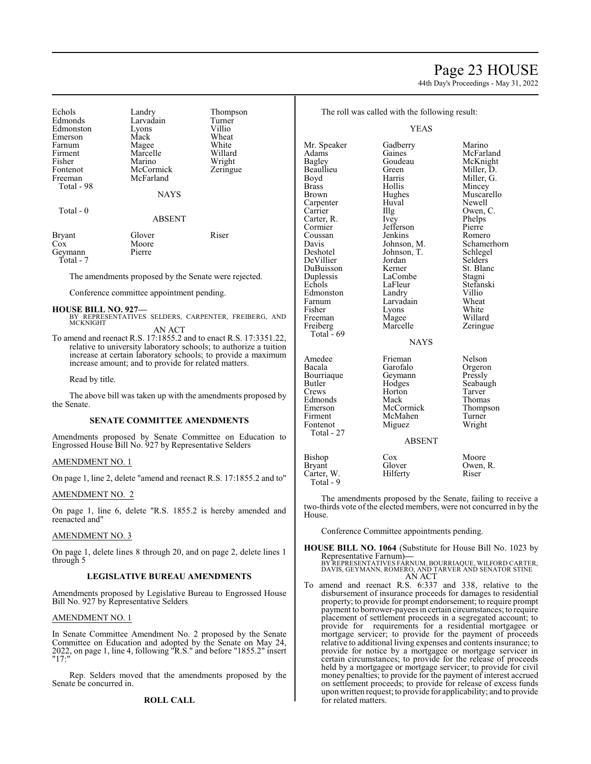| Echols | Landry | Thompson |
|---|---|---|
| Edmonds | Larvadain | Turner |
| Edmonston | Lyons | Villio |
| Emerson | Mack | Wheat |
| Farnum | Magee | White |
| Firment | Marcelle | Willard |
| Fisher | Marino | Wright |
| Fontenot | McCormick | Zeringue |
| Freeman | McFarland | |
| Total - 98 | | |

NAYS

Total - 0

ABSENT

| Bryant | Glover | Riser |
|---|---|---|
| Cox | Moore | |
| Geymann | Pierre | |
| Total - 7 | | |

The amendments proposed by the Senate were rejected.

Conference committee appointment pending.

**HOUSE BILL NO. 927—**
BY REPRESENTATIVES SELDERS, CARPENTER, FREIBERG, AND MCKNIGHT

AN ACT

To amend and reenact R.S. 17:1855.2 and to enact R.S. 17:3351.22, relative to university laboratory schools; to authorize a tuition increase at certain laboratory schools; to provide a maximum increase amount; and to provide for related matters.

Read by title.

The above bill was taken up with the amendments proposed by the Senate.

**SENATE COMMITTEE AMENDMENTS**

Amendments proposed by Senate Committee on Education to Engrossed House Bill No. 927 by Representative Selders

AMENDMENT NO. 1

On page 1, line 2, delete "amend and reenact R.S. 17:1855.2 and to"

AMENDMENT NO. 2

On page 1, line 6, delete "R.S. 1855.2 is hereby amended and reenacted and"

AMENDMENT NO. 3

On page 1, delete lines 8 through 20, and on page 2, delete lines 1 through 5

**LEGISLATIVE BUREAU AMENDMENTS**

Amendments proposed by Legislative Bureau to Engrossed House Bill No. 927 by Representative Selders

AMENDMENT NO. 1

In Senate Committee Amendment No. 2 proposed by the Senate Committee on Education and adopted by the Senate on May 24, 2022, on page 1, line 4, following "R.S." and before "1855.2" insert "17:"

Rep. Selders moved that the amendments proposed by the Senate be concurred in.

**ROLL CALL**

The roll was called with the following result:

YEAS

| Mr. Speaker | Gadberry | Marino |
|---|---|---|
| Adams | Gaines | McFarland |
| Bagley | Goudeau | McKnight |
| Beaullieu | Green | Miller, D. |
| Boyd | Harris | Miller, G. |
| Brass | Hollis | Mincey |
| Brown | Hughes | Muscarello |
| Carpenter | Huval | Newell |
| Carrier | Illg | Owen, C. |
| Carter, R. | Ivey | Phelps |
| Cormier | Jefferson | Pierre |
| Coussan | Jenkins | Romero |
| Davis | Johnson, M. | Schamerhorn |
| Deshotel | Johnson, T. | Schlegel |
| DeVillier | Jordan | Selders |
| DuBuisson | Kerner | St. Blanc |
| Duplessis | LaCombe | Stagni |
| Echols | LaFleur | Stefanski |
| Edmonston | Landry | Villio |
| Farnum | Larvadain | Wheat |
| Fisher | Lyons | White |
| Freeman | Magee | Willard |
| Freiberg | Marcelle | Zeringue |
| Total - 69 | | |

NAYS

| Amedee | Frieman | Nelson |
|---|---|---|
| Bacala | Garofalo | Orgeron |
| Bourriaque | Geymann | Pressly |
| Butler | Hodges | Seabaugh |
| Crews | Horton | Tarver |
| Edmonds | Mack | Thomas |
| Emerson | McCormick | Thompson |
| Firment | McMahen | Turner |
| Fontenot | Miguez | Wright |
| Total - 27 | | |

ABSENT

| Bishop | Cox | Moore |
|---|---|---|
| Bryant | Glover | Owen, R. |
| Carter, W. | Hilferty | Riser |
| Total - 9 | | |

The amendments proposed by the Senate, failing to receive a two-thirds vote of the elected members, were not concurred in by the House.

Conference Committee appointments pending.

**HOUSE BILL NO. 1064** (Substitute for House Bill No. 1023 by Representative Farnum)**—**
BY REPRESENTATIVES FARNUM, BOURRIAQUE, WILFORD CARTER, DAVIS, GEYMANN, ROMERO, AND TARVER AND SENATOR STINE

AN ACT

To amend and reenact R.S. 6:337 and 338, relative to the disbursement of insurance proceeds for damages to residential property; to provide for prompt endorsement; to require prompt payment to borrower-payees in certain circumstances; to require placement of settlement proceeds in a segregated account; to provide for requirements for a residential mortgagee or mortgage servicer; to provide for the payment of proceeds relative to additional living expenses and contents insurance; to provide for notice by a mortgagee or mortgage servicer in certain circumstances; to provide for the release of proceeds held by a mortgagee or mortgage servicer; to provide for civil money penalties; to provide for the payment of interest accrued on settlement proceeds; to provide for release of excess funds upon written request; to provide for applicability; and to provide for related matters.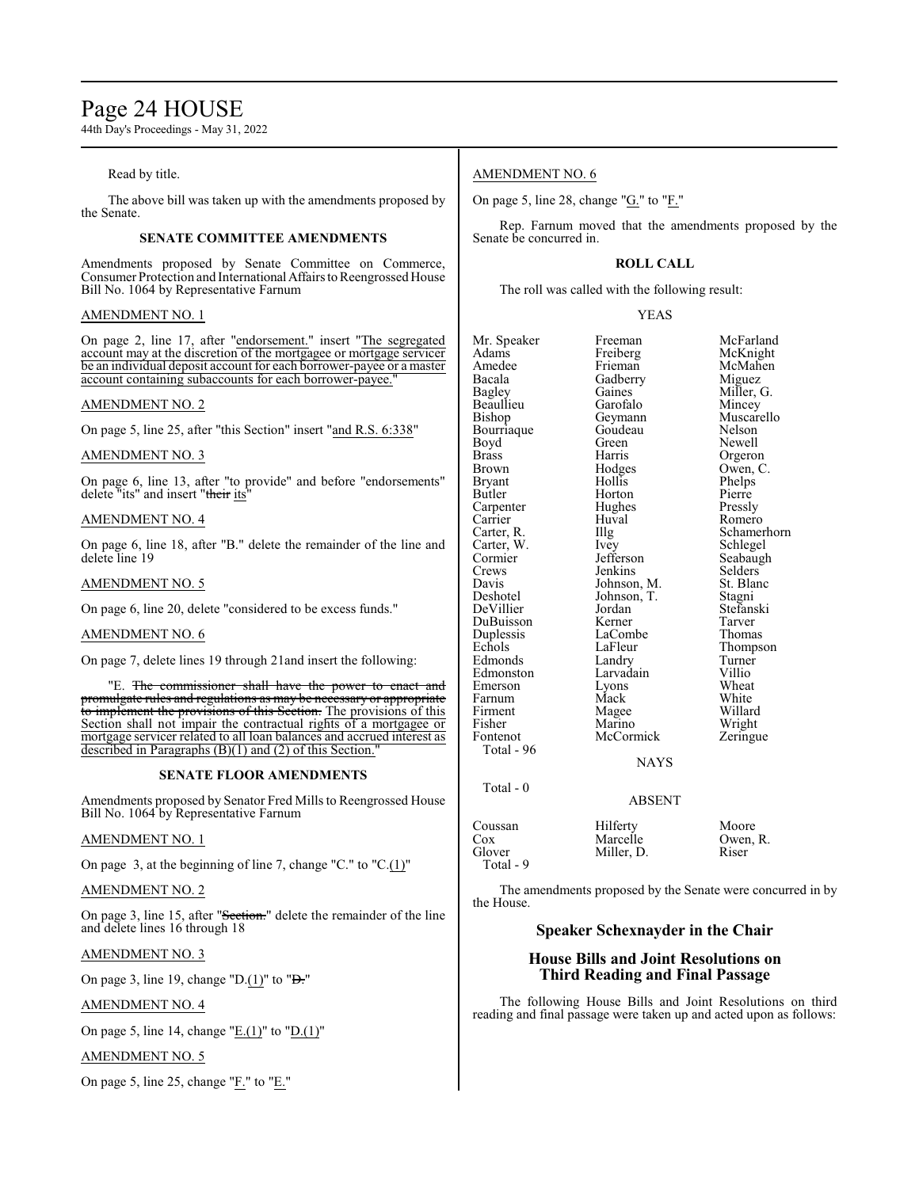Read by title.

The above bill was taken up with the amendments proposed by the Senate.

### SENATE COMMITTEE AMENDMENTS

Amendments proposed by Senate Committee on Commerce, Consumer Protection and International Affairs to Reengrossed House Bill No. 1064 by Representative Farnum

AMENDMENT NO. 1

On page 2, line 17, after "endorsement." insert "The segregated account may at the discretion of the mortgagee or mortgage servicer be an individual deposit account for each borrower-payee or a master account containing subaccounts for each borrower-payee."

AMENDMENT NO. 2

On page 5, line 25, after "this Section" insert "and R.S. 6:338"

AMENDMENT NO. 3

On page 6, line 13, after "to provide" and before "endorsements" delete "its" and insert "~~their~~ its"

AMENDMENT NO. 4

On page 6, line 18, after "B." delete the remainder of the line and delete line 19

AMENDMENT NO. 5

On page 6, line 20, delete "considered to be excess funds."

AMENDMENT NO. 6

On page 7, delete lines 19 through 21and insert the following:

"E. ~~The commissioner shall have the power to enact and promulgate rules and regulations as may be necessary or appropriate to implement the provisions of this Section.~~ The provisions of this Section shall not impair the contractual rights of a mortgagee or mortgage servicer related to all loan balances and accrued interest as described in Paragraphs (B)(1) and (2) of this Section."

### SENATE FLOOR AMENDMENTS

Amendments proposed by Senator Fred Mills to Reengrossed House Bill No. 1064 by Representative Farnum

AMENDMENT NO. 1

On page 3, at the beginning of line 7, change "C." to "C.(1)"

AMENDMENT NO. 2

On page 3, line 15, after "~~Section.~~" delete the remainder of the line and delete lines 16 through 18

AMENDMENT NO. 3

On page 3, line 19, change "D.(1)" to "~~D.~~"

AMENDMENT NO. 4

On page 5, line 14, change "E.(1)" to "D.(1)"

AMENDMENT NO. 5

On page 5, line 25, change "F." to "E."

AMENDMENT NO. 6

On page 5, line 28, change "G." to "F."

Rep. Farnum moved that the amendments proposed by the Senate be concurred in.

### ROLL CALL

The roll was called with the following result:

YEAS

| | | |
|---|---|---|
| Mr. Speaker | Freeman | McFarland |
| Adams | Freiberg | McKnight |
| Amedee | Frieman | McMahen |
| Bacala | Gadberry | Miguez |
| Bagley | Gaines | Miller, G. |
| Beaullieu | Garofalo | Mincey |
| Bishop | Geymann | Muscarello |
| Bourriaque | Goudeau | Nelson |
| Boyd | Green | Newell |
| Brass | Harris | Orgeron |
| Brown | Hodges | Owen, C. |
| Bryant | Hollis | Phelps |
| Butler | Horton | Pierre |
| Carpenter | Hughes | Pressly |
| Carrier | Huval | Romero |
| Carter, R. | Illg | Schamerhorn |
| Carter, W. | Ivey | Schlegel |
| Cormier | Jefferson | Seabaugh |
| Crews | Jenkins | Selders |
| Davis | Johnson, M. | St. Blanc |
| Deshotel | Johnson, T. | Stagni |
| DeVillier | Jordan | Stefanski |
| DuBuisson | Kerner | Tarver |
| Duplessis | LaCombe | Thomas |
| Echols | LaFleur | Thompson |
| Edmonds | Landry | Turner |
| Edmonston | Larvadain | Villio |
| Emerson | Lyons | Wheat |
| Farnum | Mack | White |
| Firment | Magee | Willard |
| Fisher | Marino | Wright |
| Fontenot | McCormick | Zeringue |

Total - 96

NAYS

Total - 0

ABSENT

| | | |
|---|---|---|
| Coussan | Hilferty | Moore |
| Cox | Marcelle | Owen, R. |
| Glover | Miller, D. | Riser |

Total - 9

The amendments proposed by the Senate were concurred in by the House.

## Speaker Schexnayder in the Chair

## House Bills and Joint Resolutions on Third Reading and Final Passage

The following House Bills and Joint Resolutions on third reading and final passage were taken up and acted upon as follows: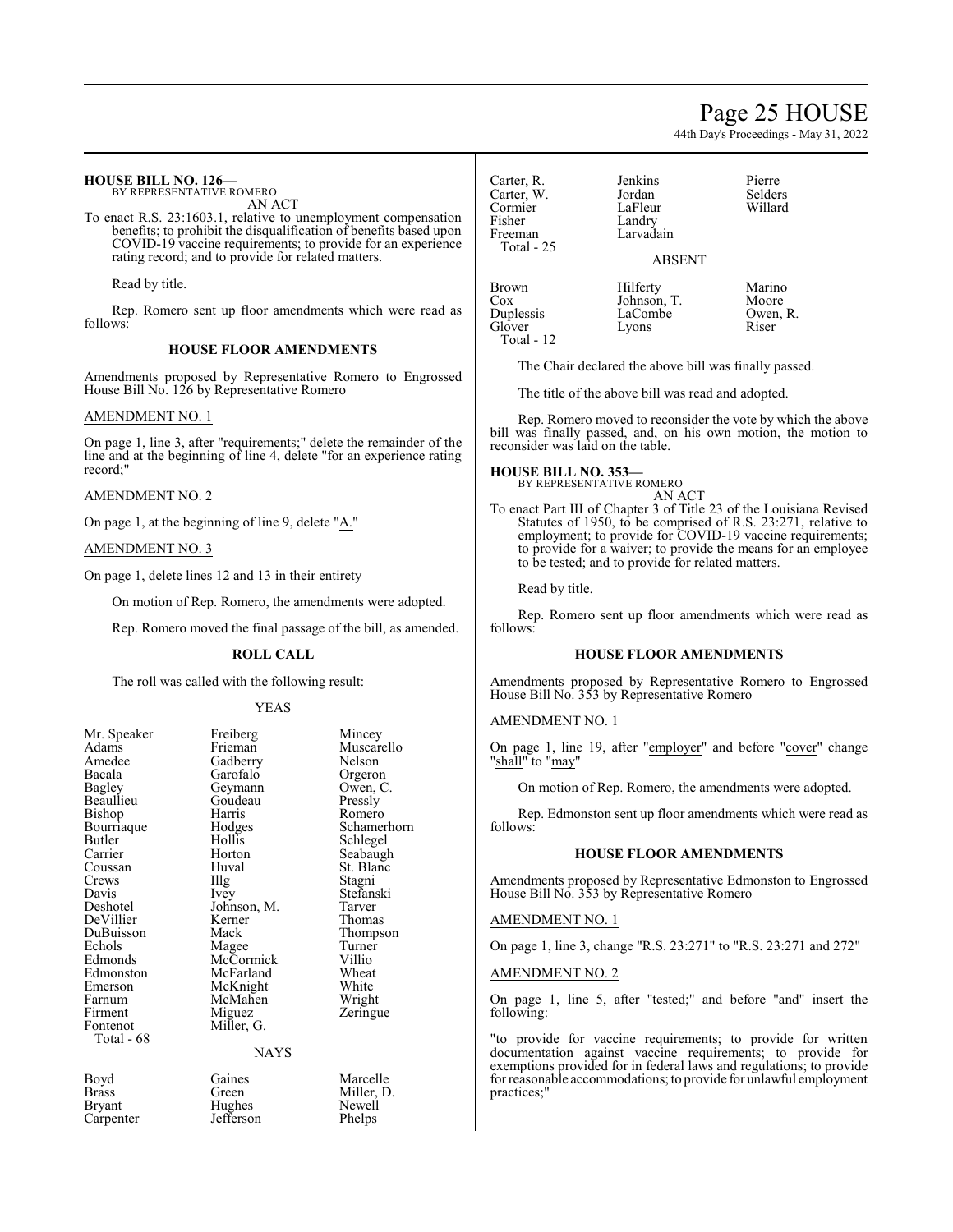**HOUSE BILL NO. 126—**
BY REPRESENTATIVE ROMERO

AN ACT

To enact R.S. 23:1603.1, relative to unemployment compensation benefits; to prohibit the disqualification of benefits based upon COVID-19 vaccine requirements; to provide for an experience rating record; and to provide for related matters.

Read by title.

Rep. Romero sent up floor amendments which were read as follows:

### HOUSE FLOOR AMENDMENTS

Amendments proposed by Representative Romero to Engrossed House Bill No. 126 by Representative Romero

AMENDMENT NO. 1

On page 1, line 3, after "requirements;" delete the remainder of the line and at the beginning of line 4, delete "for an experience rating record;"

AMENDMENT NO. 2

On page 1, at the beginning of line 9, delete "A."

AMENDMENT NO. 3

On page 1, delete lines 12 and 13 in their entirety

On motion of Rep. Romero, the amendments were adopted.

Rep. Romero moved the final passage of the bill, as amended.

### ROLL CALL

The roll was called with the following result:

YEAS

| | | |
|---|---|---|
| Mr. Speaker | Freiberg | Mincey |
| Adams | Frieman | Muscarello |
| Amedee | Gadberry | Nelson |
| Bacala | Garofalo | Orgeron |
| Bagley | Geymann | Owen, C. |
| Beaullieu | Goudeau | Pressly |
| Bishop | Harris | Romero |
| Bourriaque | Hodges | Schamerhorn |
| Butler | Hollis | Schlegel |
| Carrier | Horton | Seabaugh |
| Coussan | Huval | St. Blanc |
| Crews | Illg | Stagni |
| Davis | Ivey | Stefanski |
| Deshotel | Johnson, M. | Tarver |
| DeVillier | Kerner | Thomas |
| DuBuisson | Mack | Thompson |
| Echols | Magee | Turner |
| Edmonds | McCormick | Villio |
| Edmonston | McFarland | Wheat |
| Emerson | McKnight | White |
| Farnum | McMahen | Wright |
| Firment | Miguez | Zeringue |
| Fontenot | Miller, G. | |
| Total - 68 | | |

NAYS

| | | |
|---|---|---|
| Boyd | Gaines | Marcelle |
| Brass | Green | Miller, D. |
| Bryant | Hughes | Newell |
| Carpenter | Jefferson | Phelps |
| Carter, R. | Jenkins | Pierre |
| Carter, W. | Jordan | Selders |
| Cormier | LaFleur | Willard |
| Fisher | Landry | |
| Freeman | Larvadain | |
| Total - 25 | | |

ABSENT

| | | |
|---|---|---|
| Brown | Hilferty | Marino |
| Cox | Johnson, T. | Moore |
| Duplessis | LaCombe | Owen, R. |
| Glover | Lyons | Riser |
| Total - 12 | | |

The Chair declared the above bill was finally passed.

The title of the above bill was read and adopted.

Rep. Romero moved to reconsider the vote by which the above bill was finally passed, and, on his own motion, the motion to reconsider was laid on the table.

**HOUSE BILL NO. 353—**
BY REPRESENTATIVE ROMERO

AN ACT

To enact Part III of Chapter 3 of Title 23 of the Louisiana Revised Statutes of 1950, to be comprised of R.S. 23:271, relative to employment; to provide for COVID-19 vaccine requirements; to provide for a waiver; to provide the means for an employee to be tested; and to provide for related matters.

Read by title.

Rep. Romero sent up floor amendments which were read as follows:

### HOUSE FLOOR AMENDMENTS

Amendments proposed by Representative Romero to Engrossed House Bill No. 353 by Representative Romero

AMENDMENT NO. 1

On page 1, line 19, after "employer" and before "cover" change "shall" to "may"

On motion of Rep. Romero, the amendments were adopted.

Rep. Edmonston sent up floor amendments which were read as follows:

### HOUSE FLOOR AMENDMENTS

Amendments proposed by Representative Edmonston to Engrossed House Bill No. 353 by Representative Romero

AMENDMENT NO. 1

On page 1, line 3, change "R.S. 23:271" to "R.S. 23:271 and 272"

AMENDMENT NO. 2

On page 1, line 5, after "tested;" and before "and" insert the following:

"to provide for vaccine requirements; to provide for written documentation against vaccine requirements; to provide for exemptions provided for in federal laws and regulations; to provide for reasonable accommodations; to provide for unlawful employment practices;"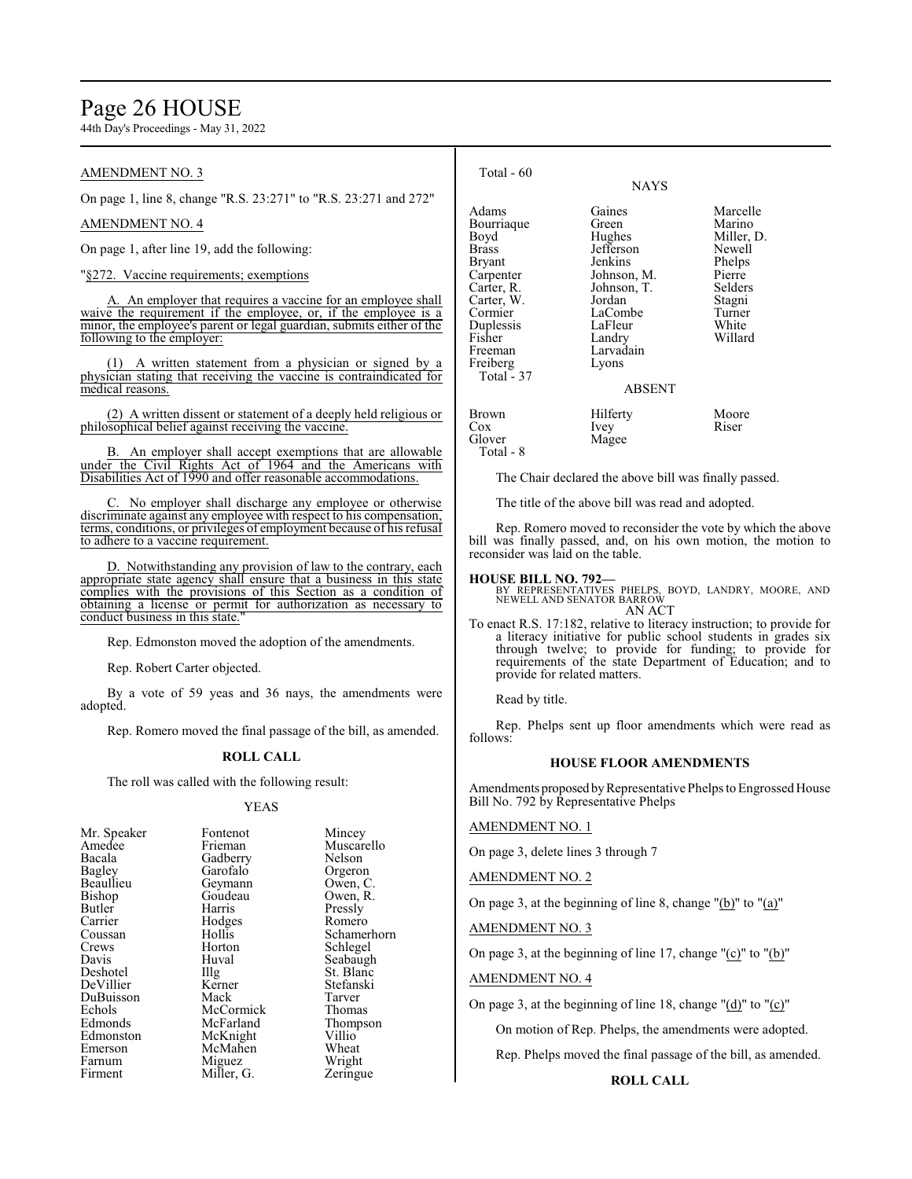AMENDMENT NO. 3

On page 1, line 8, change "R.S. 23:271" to "R.S. 23:271 and 272"

AMENDMENT NO. 4

On page 1, after line 19, add the following:

"§272. Vaccine requirements; exemptions

A. An employer that requires a vaccine for an employee shall waive the requirement if the employee, or, if the employee is a minor, the employee's parent or legal guardian, submits either of the following to the employer:

(1) A written statement from a physician or signed by a physician stating that receiving the vaccine is contraindicated for medical reasons.

(2) A written dissent or statement of a deeply held religious or philosophical belief against receiving the vaccine.

B. An employer shall accept exemptions that are allowable under the Civil Rights Act of 1964 and the Americans with Disabilities Act of 1990 and offer reasonable accommodations.

C. No employer shall discharge any employee or otherwise discriminate against any employee with respect to his compensation, terms, conditions, or privileges of employment because of his refusal to adhere to a vaccine requirement.

D. Notwithstanding any provision of law to the contrary, each appropriate state agency shall ensure that a business in this state complies with the provisions of this Section as a condition of obtaining a license or permit for authorization as necessary to conduct business in this state."

Rep. Edmonston moved the adoption of the amendments.

Rep. Robert Carter objected.

By a vote of 59 yeas and 36 nays, the amendments were adopted.

Rep. Romero moved the final passage of the bill, as amended.

**ROLL CALL**

The roll was called with the following result:

YEAS

| | | |
|---|---|---|
| Mr. Speaker | Fontenot | Mincey |
| Amedee | Frieman | Muscarello |
| Bacala | Gadberry | Nelson |
| Bagley | Garofalo | Orgeron |
| Beaullieu | Geymann | Owen, C. |
| Bishop | Goudeau | Owen, R. |
| Butler | Harris | Pressly |
| Carrier | Hodges | Romero |
| Coussan | Hollis | Schamerhorn |
| Crews | Horton | Schlegel |
| Davis | Huval | Seabaugh |
| Deshotel | Illg | St. Blanc |
| DeVillier | Kerner | Stefanski |
| DuBuisson | Mack | Tarver |
| Echols | McCormick | Thomas |
| Edmonds | McFarland | Thompson |
| Edmonston | McKnight | Villio |
| Emerson | McMahen | Wheat |
| Farnum | Miguez | Wright |
| Firment | Miller, G. | Zeringue |

Total - 60

NAYS

| | | |
|---|---|---|
| Adams | Gaines | Marcelle |
| Bourriaque | Green | Marino |
| Boyd | Hughes | Miller, D. |
| Brass | Jefferson | Newell |
| Bryant | Jenkins | Phelps |
| Carpenter | Johnson, M. | Pierre |
| Carter, R. | Johnson, T. | Selders |
| Carter, W. | Jordan | Stagni |
| Cormier | LaCombe | Turner |
| Duplessis | LaFleur | White |
| Fisher | Landry | Willard |
| Freeman | Larvadain | |
| Freiberg | Lyons | |

Total - 37

ABSENT

| | | |
|---|---|---|
| Brown | Hilferty | Moore |
| Cox | Ivey | Riser |
| Glover | Magee | |

Total - 8

The Chair declared the above bill was finally passed.

The title of the above bill was read and adopted.

Rep. Romero moved to reconsider the vote by which the above bill was finally passed, and, on his own motion, the motion to reconsider was laid on the table.

**HOUSE BILL NO. 792—**
BY REPRESENTATIVES PHELPS, BOYD, LANDRY, MOORE, AND NEWELL AND SENATOR BARROW
AN ACT

To enact R.S. 17:182, relative to literacy instruction; to provide for a literacy initiative for public school students in grades six through twelve; to provide for funding; to provide for requirements of the state Department of Education; and to provide for related matters.

Read by title.

Rep. Phelps sent up floor amendments which were read as follows:

**HOUSE FLOOR AMENDMENTS**

Amendments proposed by Representative Phelps to Engrossed House Bill No. 792 by Representative Phelps

AMENDMENT NO. 1

On page 3, delete lines 3 through 7

AMENDMENT NO. 2

On page 3, at the beginning of line 8, change "(b)" to "(a)"

AMENDMENT NO. 3

On page 3, at the beginning of line 17, change "(c)" to "(b)"

AMENDMENT NO. 4

On page 3, at the beginning of line 18, change "(d)" to "(c)"

On motion of Rep. Phelps, the amendments were adopted.

Rep. Phelps moved the final passage of the bill, as amended.

**ROLL CALL**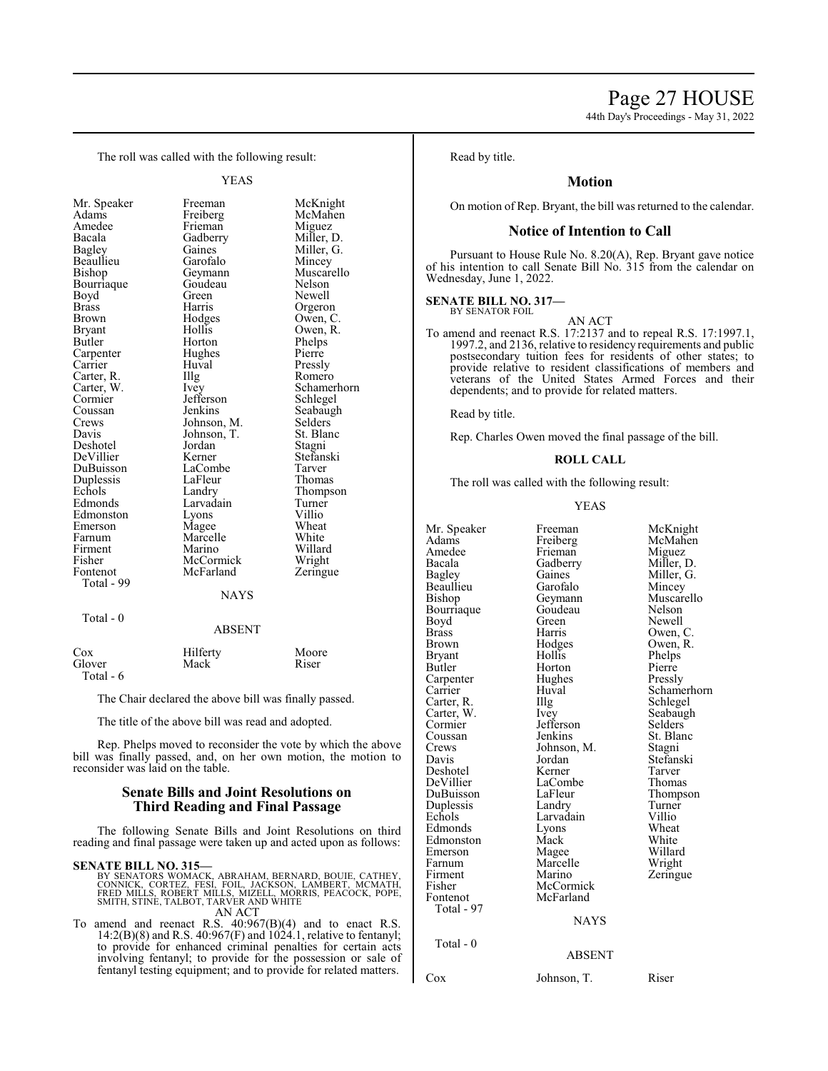The roll was called with the following result:

YEAS

| | | |
|---|---|---|
| Mr. Speaker | Freeman | McKnight |
| Adams | Freiberg | McMahen |
| Amedee | Frieman | Miguez |
| Bacala | Gadberry | Miller, D. |
| Bagley | Gaines | Miller, G. |
| Beaullieu | Garofalo | Mincey |
| Bishop | Geymann | Muscarello |
| Bourriaque | Goudeau | Nelson |
| Boyd | Green | Newell |
| Brass | Harris | Orgeron |
| Brown | Hodges | Owen, C. |
| Bryant | Hollis | Owen, R. |
| Butler | Horton | Phelps |
| Carpenter | Hughes | Pierre |
| Carrier | Huval | Pressly |
| Carter, R. | Illg | Romero |
| Carter, W. | Ivey | Schamerhorn |
| Cormier | Jefferson | Schlegel |
| Coussan | Jenkins | Seabaugh |
| Crews | Johnson, M. | Selders |
| Davis | Johnson, T. | St. Blanc |
| Deshotel | Jordan | Stagni |
| DeVillier | Kerner | Stefanski |
| DuBuisson | LaCombe | Tarver |
| Duplessis | LaFleur | Thomas |
| Echols | Landry | Thompson |
| Edmonds | Larvadain | Turner |
| Edmonston | Lyons | Villio |
| Emerson | Magee | Wheat |
| Farnum | Marcelle | White |
| Firment | Marino | Willard |
| Fisher | McCormick | Wright |
| Fontenot | McFarland | Zeringue |

Total - 99

NAYS

Total - 0

ABSENT

| | | |
|---|---|---|
| Cox | Hilferty | Moore |
| Glover | Mack | Riser |

Total - 6

The Chair declared the above bill was finally passed.

The title of the above bill was read and adopted.

Rep. Phelps moved to reconsider the vote by which the above bill was finally passed, and, on her own motion, the motion to reconsider was laid on the table.

## Senate Bills and Joint Resolutions on Third Reading and Final Passage

The following Senate Bills and Joint Resolutions on third reading and final passage were taken up and acted upon as follows:

**SENATE BILL NO. 315—**
BY SENATORS WOMACK, ABRAHAM, BERNARD, BOUIE, CATHEY, CONNICK, CORTEZ, FESI, FOIL, JACKSON, LAMBERT, MCMATH, FRED MILLS, ROBERT MILLS, MIZELL, MORRIS, PEACOCK, POPE, SMITH, STINE, TALBOT, TARVER AND WHITE

AN ACT

To amend and reenact R.S. 40:967(B)(4) and to enact R.S. 14:2(B)(8) and R.S. 40:967(F) and 1024.1, relative to fentanyl; to provide for enhanced criminal penalties for certain acts involving fentanyl; to provide for the possession or sale of fentanyl testing equipment; and to provide for related matters.

Read by title.

## Motion

On motion of Rep. Bryant, the bill was returned to the calendar.

## Notice of Intention to Call

Pursuant to House Rule No. 8.20(A), Rep. Bryant gave notice of his intention to call Senate Bill No. 315 from the calendar on Wednesday, June 1, 2022.

**SENATE BILL NO. 317—**
BY SENATOR FOIL

AN ACT

To amend and reenact R.S. 17:2137 and to repeal R.S. 17:1997.1, 1997.2, and 2136, relative to residency requirements and public postsecondary tuition fees for residents of other states; to provide relative to resident classifications of members and veterans of the United States Armed Forces and their dependents; and to provide for related matters.

Read by title.

Rep. Charles Owen moved the final passage of the bill.

### ROLL CALL

The roll was called with the following result:

YEAS

| | | |
|---|---|---|
| Mr. Speaker | Freeman | McKnight |
| Adams | Freiberg | McMahen |
| Amedee | Frieman | Miguez |
| Bacala | Gadberry | Miller, D. |
| Bagley | Gaines | Miller, G. |
| Beaullieu | Garofalo | Mincey |
| Bishop | Geymann | Muscarello |
| Bourriaque | Goudeau | Nelson |
| Boyd | Green | Newell |
| Brass | Harris | Owen, C. |
| Brown | Hodges | Owen, R. |
| Bryant | Hollis | Phelps |
| Butler | Horton | Pierre |
| Carpenter | Hughes | Pressly |
| Carrier | Huval | Schamerhorn |
| Carter, R. | Illg | Schlegel |
| Carter, W. | Ivey | Seabaugh |
| Cormier | Jefferson | Selders |
| Coussan | Jenkins | St. Blanc |
| Crews | Johnson, M. | Stagni |
| Davis | Jordan | Stefanski |
| Deshotel | Kerner | Tarver |
| DeVillier | LaCombe | Thomas |
| DuBuisson | LaFleur | Thompson |
| Duplessis | Landry | Turner |
| Echols | Larvadain | Villio |
| Edmonds | Lyons | Wheat |
| Edmonston | Mack | White |
| Emerson | Magee | Willard |
| Farnum | Marcelle | Wright |
| Firment | Marino | Zeringue |
| Fisher | McCormick | |
| Fontenot | McFarland | |

Total - 97

NAYS

Total - 0

ABSENT

| | | |
|---|---|---|
| Cox | Johnson, T. | Riser |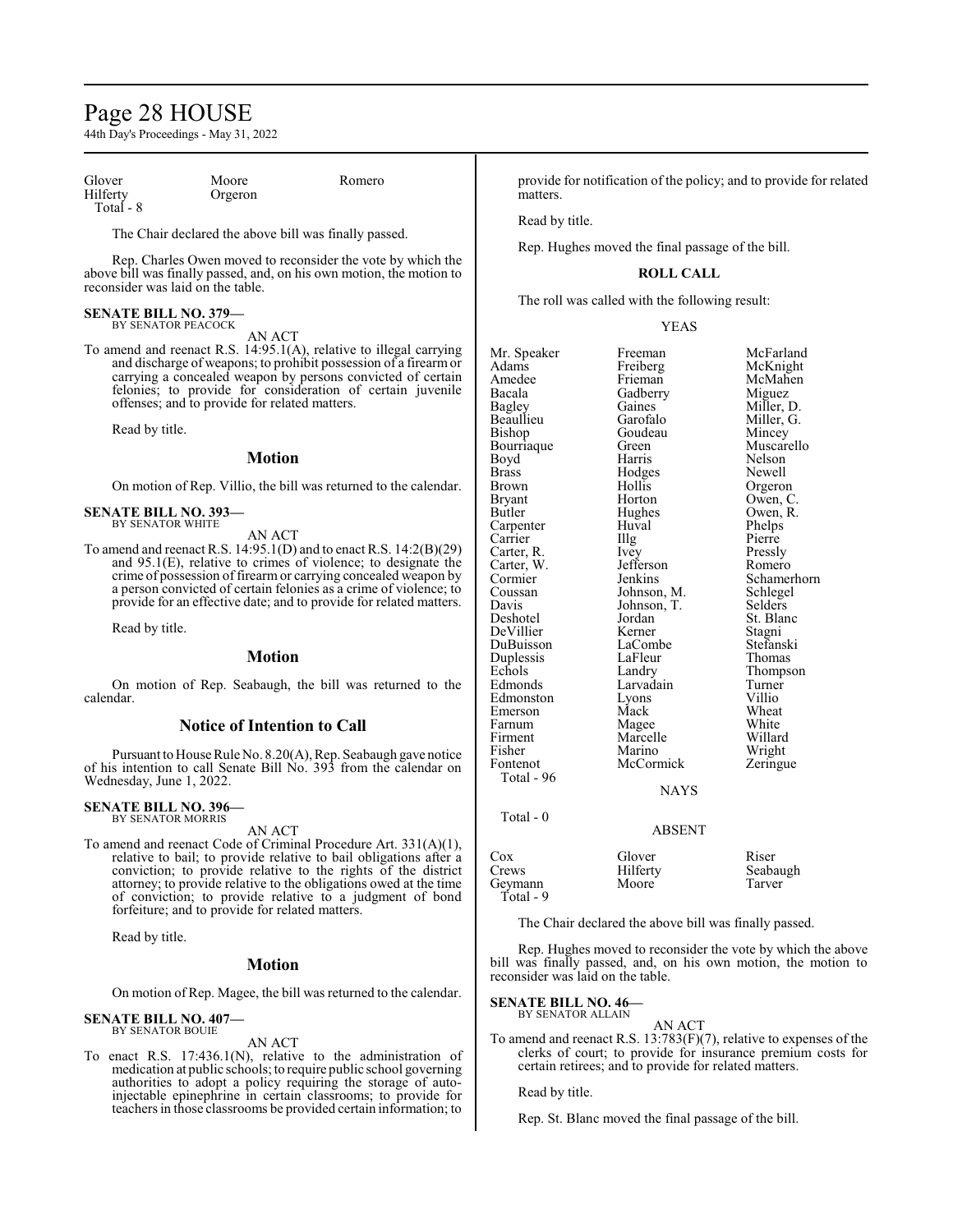| | | |
|---|---|---|
| Glover | Moore | Romero |
| Hilferty | Orgeron | |
| Total - 8 | | |

The Chair declared the above bill was finally passed.

Rep. Charles Owen moved to reconsider the vote by which the above bill was finally passed, and, on his own motion, the motion to reconsider was laid on the table.

**SENATE BILL NO. 379—**
BY SENATOR PEACOCK

AN ACT

To amend and reenact R.S. 14:95.1(A), relative to illegal carrying and discharge of weapons; to prohibit possession of a firearm or carrying a concealed weapon by persons convicted of certain felonies; to provide for consideration of certain juvenile offenses; and to provide for related matters.

Read by title.

## Motion

On motion of Rep. Villio, the bill was returned to the calendar.

**SENATE BILL NO. 393—**
BY SENATOR WHITE

AN ACT

To amend and reenact R.S. 14:95.1(D) and to enact R.S. 14:2(B)(29) and 95.1(E), relative to crimes of violence; to designate the crime of possession of firearm or carrying concealed weapon by a person convicted of certain felonies as a crime of violence; to provide for an effective date; and to provide for related matters.

Read by title.

## Motion

On motion of Rep. Seabaugh, the bill was returned to the calendar.

## Notice of Intention to Call

Pursuant to House Rule No. 8.20(A), Rep. Seabaugh gave notice of his intention to call Senate Bill No. 393 from the calendar on Wednesday, June 1, 2022.

**SENATE BILL NO. 396—**
BY SENATOR MORRIS

AN ACT

To amend and reenact Code of Criminal Procedure Art. 331(A)(1), relative to bail; to provide relative to bail obligations after a conviction; to provide relative to the rights of the district attorney; to provide relative to the obligations owed at the time of conviction; to provide relative to a judgment of bond forfeiture; and to provide for related matters.

Read by title.

## Motion

On motion of Rep. Magee, the bill was returned to the calendar.

**SENATE BILL NO. 407—**
BY SENATOR BOUIE

AN ACT

To enact R.S. 17:436.1(N), relative to the administration of medication at public schools; to require public school governing authorities to adopt a policy requiring the storage of auto-injectable epinephrine in certain classrooms; to provide for teachers in those classrooms be provided certain information; to provide for notification of the policy; and to provide for related matters.

Read by title.

Rep. Hughes moved the final passage of the bill.

## ROLL CALL

The roll was called with the following result:

YEAS

| | | |
|---|---|---|
| Mr. Speaker | Freeman | McFarland |
| Adams | Freiberg | McKnight |
| Amedee | Frieman | McMahen |
| Bacala | Gadberry | Miguez |
| Bagley | Gaines | Miller, D. |
| Beaullieu | Garofalo | Miller, G. |
| Bishop | Goudeau | Mincey |
| Bourriaque | Green | Muscarello |
| Boyd | Harris | Nelson |
| Brass | Hodges | Newell |
| Brown | Hollis | Orgeron |
| Bryant | Horton | Owen, C. |
| Butler | Hughes | Owen, R. |
| Carpenter | Huval | Phelps |
| Carrier | Illg | Pierre |
| Carter, R. | Ivey | Pressly |
| Carter, W. | Jefferson | Romero |
| Cormier | Jenkins | Schamerhorn |
| Coussan | Johnson, M. | Schlegel |
| Davis | Johnson, T. | Selders |
| Deshotel | Jordan | St. Blanc |
| DeVillier | Kerner | Stagni |
| DuBuisson | LaCombe | Stefanski |
| Duplessis | LaFleur | Thomas |
| Echols | Landry | Thompson |
| Edmonds | Larvadain | Turner |
| Edmonston | Lyons | Villio |
| Emerson | Mack | Wheat |
| Farnum | Magee | White |
| Firment | Marcelle | Willard |
| Fisher | Marino | Wright |
| Fontenot | McCormick | Zeringue |
| Total - 96 | | |

NAYS

Total - 0

ABSENT

| | | |
|---|---|---|
| Cox | Glover | Riser |
| Crews | Hilferty | Seabaugh |
| Geymann | Moore | Tarver |
| Total - 9 | | |

The Chair declared the above bill was finally passed.

Rep. Hughes moved to reconsider the vote by which the above bill was finally passed, and, on his own motion, the motion to reconsider was laid on the table.

**SENATE BILL NO. 46—**
BY SENATOR ALLAIN

AN ACT

To amend and reenact R.S. 13:783(F)(7), relative to expenses of the clerks of court; to provide for insurance premium costs for certain retirees; and to provide for related matters.

Read by title.

Rep. St. Blanc moved the final passage of the bill.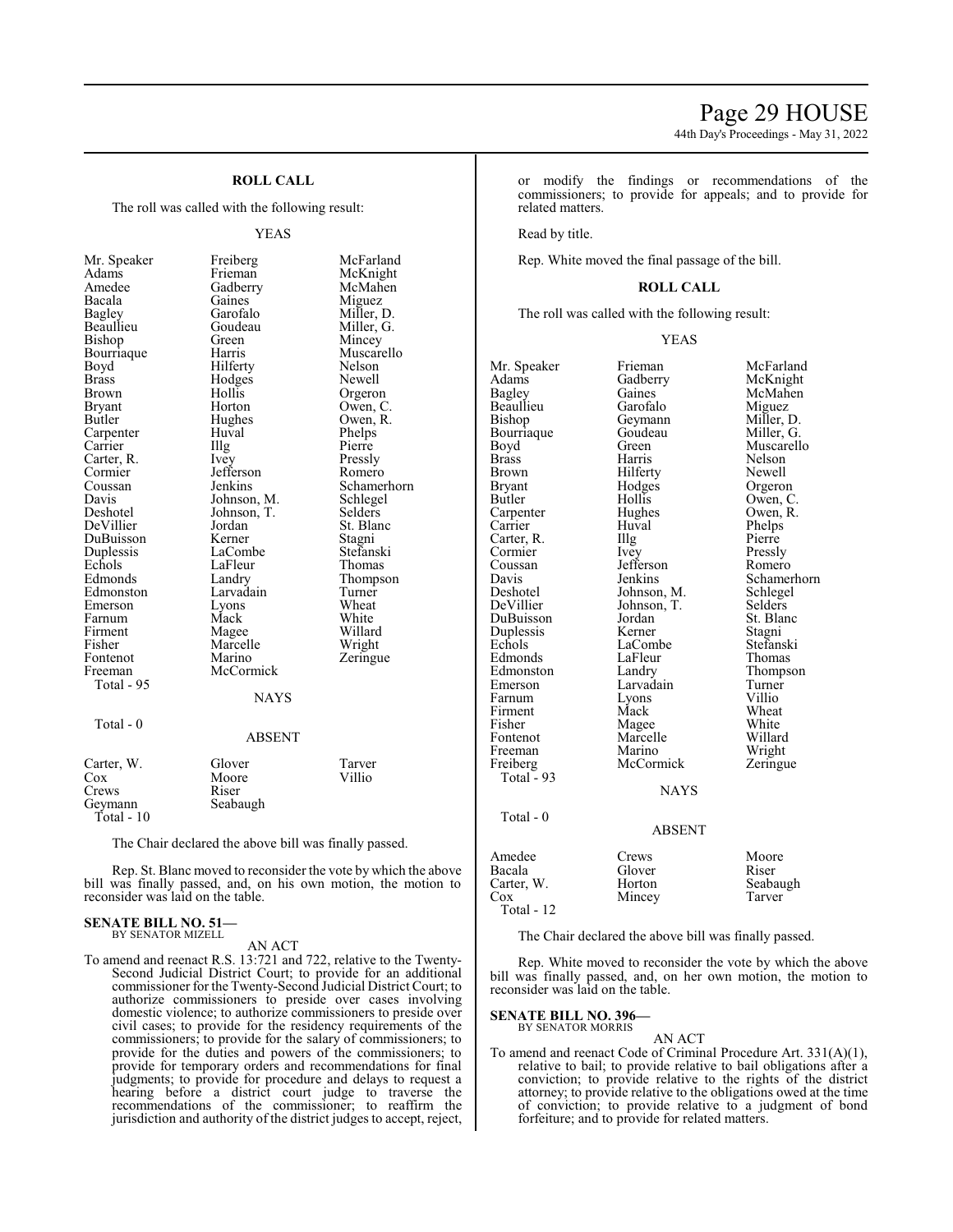## ROLL CALL

The roll was called with the following result:

YEAS

| | | |
|---|---|---|
| Mr. Speaker | Freiberg | McFarland |
| Adams | Frieman | McKnight |
| Amedee | Gadberry | McMahen |
| Bacala | Gaines | Miguez |
| Bagley | Garofalo | Miller, D. |
| Beaullieu | Goudeau | Miller, G. |
| Bishop | Green | Mincey |
| Bourriaque | Harris | Muscarello |
| Boyd | Hilferty | Nelson |
| Brass | Hodges | Newell |
| Brown | Hollis | Orgeron |
| Bryant | Horton | Owen, C. |
| Butler | Hughes | Owen, R. |
| Carpenter | Huval | Phelps |
| Carrier | Illg | Pierre |
| Carter, R. | Ivey | Pressly |
| Cormier | Jefferson | Romero |
| Coussan | Jenkins | Schamerhorn |
| Davis | Johnson, M. | Schlegel |
| Deshotel | Johnson, T. | Selders |
| DeVillier | Jordan | St. Blanc |
| DuBuisson | Kerner | Stagni |
| Duplessis | LaCombe | Stefanski |
| Echols | LaFleur | Thomas |
| Edmonds | Landry | Thompson |
| Edmonston | Larvadain | Turner |
| Emerson | Lyons | Wheat |
| Farnum | Mack | White |
| Firment | Magee | Willard |
| Fisher | Marcelle | Wright |
| Fontenot | Marino | Zeringue |
| Freeman | McCormick | |

Total - 95

NAYS

Total - 0

ABSENT

| | | |
|---|---|---|
| Carter, W. | Glover | Tarver |
| Cox | Moore | Villio |
| Crews | Riser | |
| Geymann | Seabaugh | |

Total - 10

The Chair declared the above bill was finally passed.

Rep. St. Blanc moved to reconsider the vote by which the above bill was finally passed, and, on his own motion, the motion to reconsider was laid on the table.

**SENATE BILL NO. 51—**
BY SENATOR MIZELL

AN ACT

To amend and reenact R.S. 13:721 and 722, relative to the Twenty-Second Judicial District Court; to provide for an additional commissioner for the Twenty-Second Judicial District Court; to authorize commissioners to preside over cases involving domestic violence; to authorize commissioners to preside over civil cases; to provide for the residency requirements of the commissioners; to provide for the salary of commissioners; to provide for the duties and powers of the commissioners; to provide for temporary orders and recommendations for final judgments; to provide for procedure and delays to request a hearing before a district court judge to traverse the recommendations of the commissioner; to reaffirm the jurisdiction and authority of the district judges to accept, reject, or modify the findings or recommendations of the commissioners; to provide for appeals; and to provide for related matters.

Read by title.

Rep. White moved the final passage of the bill.

## ROLL CALL

The roll was called with the following result:

YEAS

| | | |
|---|---|---|
| Mr. Speaker | Frieman | McFarland |
| Adams | Gadberry | McKnight |
| Bagley | Gaines | McMahen |
| Beaullieu | Garofalo | Miguez |
| Bishop | Geymann | Miller, D. |
| Bourriaque | Goudeau | Miller, G. |
| Boyd | Green | Muscarello |
| Brass | Harris | Nelson |
| Brown | Hilferty | Newell |
| Bryant | Hodges | Orgeron |
| Butler | Hollis | Owen, C. |
| Carpenter | Hughes | Owen, R. |
| Carrier | Huval | Phelps |
| Carter, R. | Illg | Pierre |
| Cormier | Ivey | Pressly |
| Coussan | Jefferson | Romero |
| Davis | Jenkins | Schamerhorn |
| Deshotel | Johnson, M. | Schlegel |
| DeVillier | Johnson, T. | Selders |
| DuBuisson | Jordan | St. Blanc |
| Duplessis | Kerner | Stagni |
| Echols | LaCombe | Stefanski |
| Edmonds | LaFleur | Thomas |
| Edmonston | Landry | Thompson |
| Emerson | Larvadain | Turner |
| Farnum | Lyons | Villio |
| Firment | Mack | Wheat |
| Fisher | Magee | White |
| Fontenot | Marcelle | Willard |
| Freeman | Marino | Wright |
| Freiberg | McCormick | Zeringue |

Total - 93

NAYS

Total - 0

ABSENT

| | | |
|---|---|---|
| Amedee | Crews | Moore |
| Bacala | Glover | Riser |
| Carter, W. | Horton | Seabaugh |
| Cox | Mincey | Tarver |

Total - 12

The Chair declared the above bill was finally passed.

Rep. White moved to reconsider the vote by which the above bill was finally passed, and, on her own motion, the motion to reconsider was laid on the table.

**SENATE BILL NO. 396—**
BY SENATOR MORRIS

AN ACT

To amend and reenact Code of Criminal Procedure Art. 331(A)(1), relative to bail; to provide relative to bail obligations after a conviction; to provide relative to the rights of the district attorney; to provide relative to the obligations owed at the time of conviction; to provide relative to a judgment of bond forfeiture; and to provide for related matters.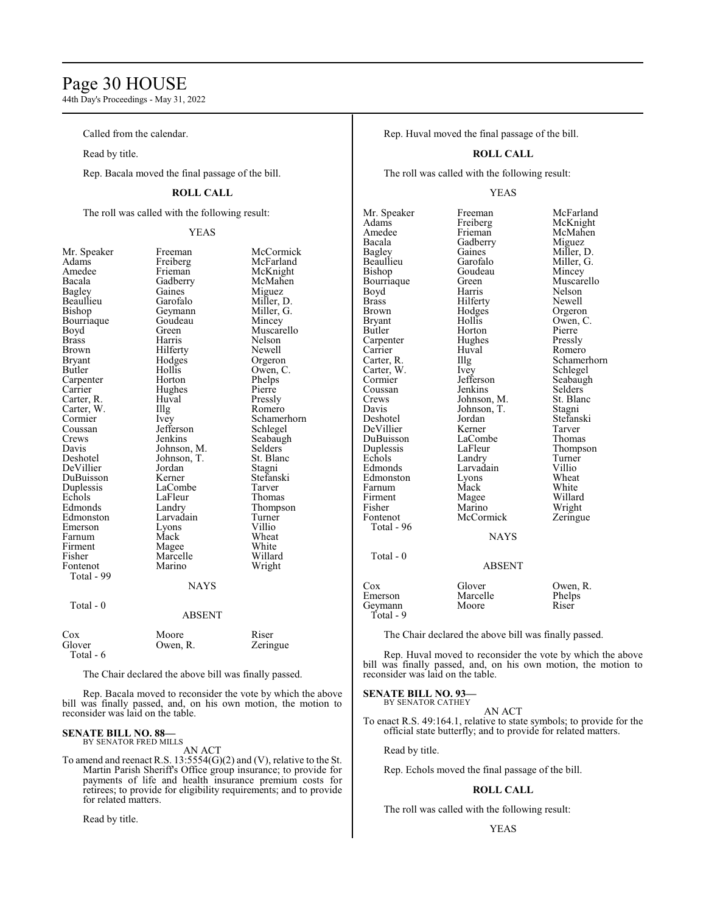Called from the calendar.

Read by title.

Rep. Bacala moved the final passage of the bill.

**ROLL CALL**

The roll was called with the following result:

YEAS

| | | |
|---|---|---|
| Mr. Speaker | Freeman | McCormick |
| Adams | Freiberg | McFarland |
| Amedee | Frieman | McKnight |
| Bacala | Gadberry | McMahen |
| Bagley | Gaines | Miguez |
| Beaullieu | Garofalo | Miller, D. |
| Bishop | Geymann | Miller, G. |
| Bourriaque | Goudeau | Mincey |
| Boyd | Green | Muscarello |
| Brass | Harris | Nelson |
| Brown | Hilferty | Newell |
| Bryant | Hodges | Orgeron |
| Butler | Hollis | Owen, C. |
| Carpenter | Horton | Phelps |
| Carrier | Hughes | Pierre |
| Carter, R. | Huval | Pressly |
| Carter, W. | Illg | Romero |
| Cormier | Ivey | Schamerhorn |
| Coussan | Jefferson | Schlegel |
| Crews | Jenkins | Seabaugh |
| Davis | Johnson, M. | Selders |
| Deshotel | Johnson, T. | St. Blanc |
| DeVillier | Jordan | Stagni |
| DuBuisson | Kerner | Stefanski |
| Duplessis | LaCombe | Tarver |
| Echols | LaFleur | Thomas |
| Edmonds | Landry | Thompson |
| Edmonston | Larvadain | Turner |
| Emerson | Lyons | Villio |
| Farnum | Mack | Wheat |
| Firment | Magee | White |
| Fisher | Marcelle | Willard |
| Fontenot | Marino | Wright |

Total - 99

NAYS

Total - 0

ABSENT

| | | |
|---|---|---|
| Cox | Moore | Riser |
| Glover | Owen, R. | Zeringue |

Total - 6

The Chair declared the above bill was finally passed.

Rep. Bacala moved to reconsider the vote by which the above bill was finally passed, and, on his own motion, the motion to reconsider was laid on the table.

**SENATE BILL NO. 88—**
BY SENATOR FRED MILLS

AN ACT

To amend and reenact R.S. 13:5554(G)(2) and (V), relative to the St. Martin Parish Sheriff's Office group insurance; to provide for payments of life and health insurance premium costs for retirees; to provide for eligibility requirements; and to provide for related matters.

Read by title.

Rep. Huval moved the final passage of the bill.

**ROLL CALL**

The roll was called with the following result:

YEAS

| | | |
|---|---|---|
| Mr. Speaker | Freeman | McFarland |
| Adams | Freiberg | McKnight |
| Amedee | Frieman | McMahen |
| Bacala | Gadberry | Miguez |
| Bagley | Gaines | Miller, D. |
| Beaullieu | Garofalo | Miller, G. |
| Bishop | Goudeau | Mincey |
| Bourriaque | Green | Muscarello |
| Boyd | Harris | Nelson |
| Brass | Hilferty | Newell |
| Brown | Hodges | Orgeron |
| Bryant | Hollis | Owen, C. |
| Butler | Horton | Pierre |
| Carpenter | Hughes | Pressly |
| Carrier | Huval | Romero |
| Carter, R. | Illg | Schamerhorn |
| Carter, W. | Ivey | Schlegel |
| Cormier | Jefferson | Seabaugh |
| Coussan | Jenkins | Selders |
| Crews | Johnson, M. | St. Blanc |
| Davis | Johnson, T. | Stagni |
| Deshotel | Jordan | Stefanski |
| DeVillier | Kerner | Tarver |
| DuBuisson | LaCombe | Thomas |
| Duplessis | LaFleur | Thompson |
| Echols | Landry | Turner |
| Edmonds | Larvadain | Villio |
| Edmonston | Lyons | Wheat |
| Farnum | Mack | White |
| Firment | Magee | Willard |
| Fisher | Marino | Wright |
| Fontenot | McCormick | Zeringue |

Total - 96

NAYS

Total - 0

ABSENT

| | | |
|---|---|---|
| Cox | Glover | Owen, R. |
| Emerson | Marcelle | Phelps |
| Geymann | Moore | Riser |

Total - 9

The Chair declared the above bill was finally passed.

Rep. Huval moved to reconsider the vote by which the above bill was finally passed, and, on his own motion, the motion to reconsider was laid on the table.

**SENATE BILL NO. 93—**
BY SENATOR CATHEY

AN ACT

To enact R.S. 49:164.1, relative to state symbols; to provide for the official state butterfly; and to provide for related matters.

Read by title.

Rep. Echols moved the final passage of the bill.

**ROLL CALL**

The roll was called with the following result:

YEAS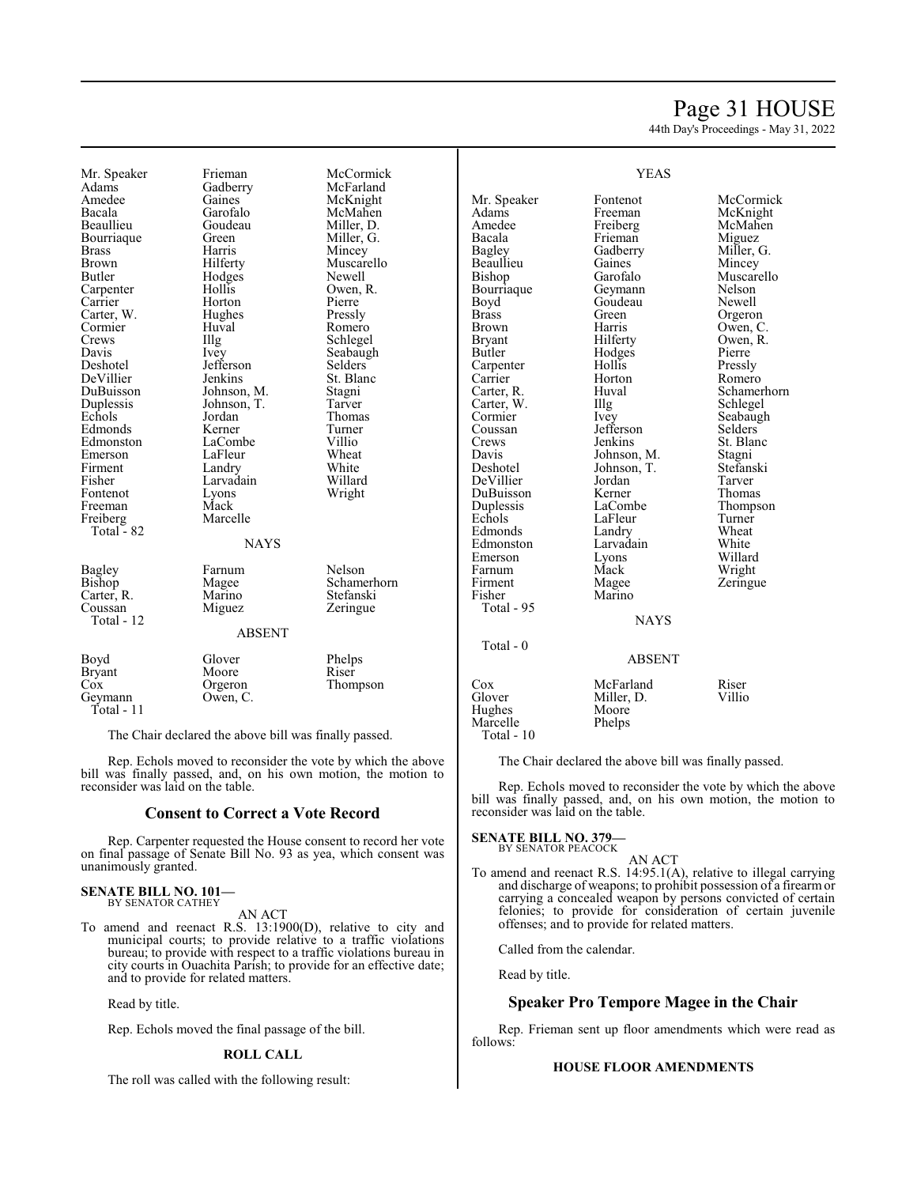| | | |
|---|---|---|
| Mr. Speaker | Frieman | McCormick |
| Adams | Gadberry | McFarland |
| Amedee | Gaines | McKnight |
| Bacala | Garofalo | McMahen |
| Beaullieu | Goudeau | Miller, D. |
| Bourriaque | Green | Miller, G. |
| Brass | Harris | Mincey |
| Brown | Hilferty | Muscarello |
| Butler | Hodges | Newell |
| Carpenter | Hollis | Owen, R. |
| Carrier | Horton | Pierre |
| Carter, W. | Hughes | Pressly |
| Cormier | Huval | Romero |
| Crews | Illg | Schlegel |
| Davis | Ivey | Seabaugh |
| Deshotel | Jefferson | Selders |
| DeVillier | Jenkins | St. Blanc |
| DuBuisson | Johnson, M. | Stagni |
| Duplessis | Johnson, T. | Tarver |
| Echols | Jordan | Thomas |
| Edmonds | Kerner | Turner |
| Edmonston | LaCombe | Villio |
| Emerson | LaFleur | Wheat |
| Firment | Landry | White |
| Fisher | Larvadain | Willard |
| Fontenot | Lyons | Wright |
| Freeman | Mack | |
| Freiberg | Marcelle | |
| Total - 82 | | |

NAYS

| | | |
|---|---|---|
| Bagley | Farnum | Nelson |
| Bishop | Magee | Schamerhorn |
| Carter, R. | Marino | Stefanski |
| Coussan | Miguez | Zeringue |
| Total - 12 | | |

ABSENT

| | | |
|---|---|---|
| Boyd | Glover | Phelps |
| Bryant | Moore | Riser |
| Cox | Orgeron | Thompson |
| Geymann | Owen, C. | |
| Total - 11 | | |

The Chair declared the above bill was finally passed.

Rep. Echols moved to reconsider the vote by which the above bill was finally passed, and, on his own motion, the motion to reconsider was laid on the table.

## Consent to Correct a Vote Record

Rep. Carpenter requested the House consent to record her vote on final passage of Senate Bill No. 93 as yea, which consent was unanimously granted.

**SENATE BILL NO. 101—**
BY SENATOR CATHEY

AN ACT

To amend and reenact R.S. 13:1900(D), relative to city and municipal courts; to provide relative to a traffic violations bureau; to provide with respect to a traffic violations bureau in city courts in Ouachita Parish; to provide for an effective date; and to provide for related matters.

Read by title.

Rep. Echols moved the final passage of the bill.

**ROLL CALL**

The roll was called with the following result:

YEAS

| | | |
|---|---|---|
| Mr. Speaker | Fontenot | McCormick |
| Adams | Freeman | McKnight |
| Amedee | Freiberg | McMahen |
| Bacala | Frieman | Miguez |
| Bagley | Gadberry | Miller, G. |
| Beaullieu | Gaines | Mincey |
| Bishop | Garofalo | Muscarello |
| Bourriaque | Geymann | Nelson |
| Boyd | Goudeau | Newell |
| Brass | Green | Orgeron |
| Brown | Harris | Owen, C. |
| Bryant | Hilferty | Owen, R. |
| Butler | Hodges | Pierre |
| Carpenter | Hollis | Pressly |
| Carrier | Horton | Romero |
| Carter, R. | Huval | Schamerhorn |
| Carter, W. | Illg | Schlegel |
| Cormier | Ivey | Seabaugh |
| Coussan | Jefferson | Selders |
| Crews | Jenkins | St. Blanc |
| Davis | Johnson, M. | Stagni |
| Deshotel | Johnson, T. | Stefanski |
| DeVillier | Jordan | Tarver |
| DuBuisson | Kerner | Thomas |
| Duplessis | LaCombe | Thompson |
| Echols | LaFleur | Turner |
| Edmonds | Landry | Wheat |
| Edmonston | Larvadain | White |
| Emerson | Lyons | Willard |
| Farnum | Mack | Wright |
| Firment | Magee | Zeringue |
| Fisher | Marino | |
| Total - 95 | | |

NAYS

Total - 0

ABSENT

| | | |
|---|---|---|
| Cox | McFarland | Riser |
| Glover | Miller, D. | Villio |
| Hughes | Moore | |
| Marcelle | Phelps | |
| Total - 10 | | |

The Chair declared the above bill was finally passed.

Rep. Echols moved to reconsider the vote by which the above bill was finally passed, and, on his own motion, the motion to reconsider was laid on the table.

**SENATE BILL NO. 379—**
BY SENATOR PEACOCK

AN ACT

To amend and reenact R.S. 14:95.1(A), relative to illegal carrying and discharge of weapons; to prohibit possession of a firearm or carrying a concealed weapon by persons convicted of certain felonies; to provide for consideration of certain juvenile offenses; and to provide for related matters.

Called from the calendar.

Read by title.

## Speaker Pro Tempore Magee in the Chair

Rep. Frieman sent up floor amendments which were read as follows:

**HOUSE FLOOR AMENDMENTS**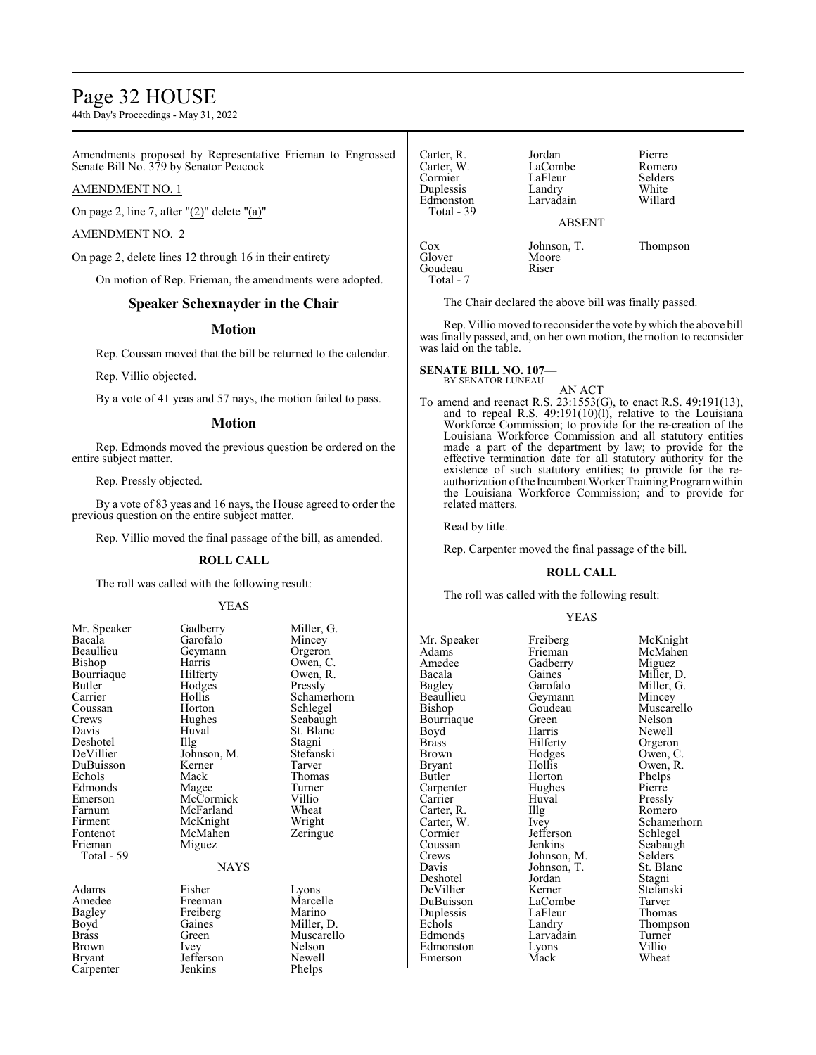Amendments proposed by Representative Frieman to Engrossed Senate Bill No. 379 by Senator Peacock

AMENDMENT NO. 1

On page 2, line 7, after "(2)" delete "(a)"

AMENDMENT NO. 2

On page 2, delete lines 12 through 16 in their entirety

On motion of Rep. Frieman, the amendments were adopted.

## Speaker Schexnayder in the Chair

## Motion

Rep. Coussan moved that the bill be returned to the calendar.

Rep. Villio objected.

By a vote of 41 yeas and 57 nays, the motion failed to pass.

## Motion

Rep. Edmonds moved the previous question be ordered on the entire subject matter.

Rep. Pressly objected.

By a vote of 83 yeas and 16 nays, the House agreed to order the previous question on the entire subject matter.

Rep. Villio moved the final passage of the bill, as amended.

**ROLL CALL**

The roll was called with the following result:

YEAS

| | | |
|---|---|---|
| Mr. Speaker | Gadberry | Miller, G. |
| Bacala | Garofalo | Mincey |
| Beaullieu | Geymann | Orgeron |
| Bishop | Harris | Owen, C. |
| Bourriaque | Hilferty | Owen, R. |
| Butler | Hodges | Pressly |
| Carrier | Hollis | Schamerhorn |
| Coussan | Horton | Schlegel |
| Crews | Hughes | Seabaugh |
| Davis | Huval | St. Blanc |
| Deshotel | Illg | Stagni |
| DeVillier | Johnson, M. | Stefanski |
| DuBuisson | Kerner | Tarver |
| Echols | Mack | Thomas |
| Edmonds | Magee | Turner |
| Emerson | McCormick | Villio |
| Farnum | McFarland | Wheat |
| Firment | McKnight | Wright |
| Fontenot | McMahen | Zeringue |
| Frieman | Miguez | |
| Total - 59 | | |

NAYS

| | | |
|---|---|---|
| Adams | Fisher | Lyons |
| Amedee | Freeman | Marcelle |
| Bagley | Freiberg | Marino |
| Boyd | Gaines | Miller, D. |
| Brass | Green | Muscarello |
| Brown | Ivey | Nelson |
| Bryant | Jefferson | Newell |
| Carpenter | Jenkins | Phelps |
| Carter, R. | Jordan | Pierre |
| Carter, W. | LaCombe | Romero |
| Cormier | LaFleur | Selders |
| Duplessis | Landry | White |
| Edmonston | Larvadain | Willard |
| Total - 39 | | |

ABSENT

| | | |
|---|---|---|
| Cox | Johnson, T. | Thompson |
| Glover | Moore | |
| Goudeau | Riser | |
| Total - 7 | | |

The Chair declared the above bill was finally passed.

Rep. Villio moved to reconsider the vote by which the above bill was finally passed, and, on her own motion, the motion to reconsider was laid on the table.

**SENATE BILL NO. 107—**
BY SENATOR LUNEAU

AN ACT

To amend and reenact R.S. 23:1553(G), to enact R.S. 49:191(13), and to repeal R.S. 49:191(10)(l), relative to the Louisiana Workforce Commission; to provide for the re-creation of the Louisiana Workforce Commission and all statutory entities made a part of the department by law; to provide for the effective termination date for all statutory entities; to provide for the existence of such statutory entities; to provide for the re-authorization of the Incumbent Worker Training Program within the Louisiana Workforce Commission; and to provide for related matters.

Read by title.

Rep. Carpenter moved the final passage of the bill.

**ROLL CALL**

The roll was called with the following result:

YEAS

| | | |
|---|---|---|
| Mr. Speaker | Freiberg | McKnight |
| Adams | Frieman | McMahen |
| Amedee | Gadberry | Miguez |
| Bacala | Gaines | Miller, D. |
| Bagley | Garofalo | Miller, G. |
| Beaullieu | Geymann | Mincey |
| Bishop | Goudeau | Muscarello |
| Bourriaque | Green | Nelson |
| Boyd | Harris | Newell |
| Brass | Hilferty | Orgeron |
| Brown | Hodges | Owen, C. |
| Bryant | Hollis | Owen, R. |
| Butler | Horton | Phelps |
| Carpenter | Hughes | Pierre |
| Carrier | Huval | Pressly |
| Carter, R. | Illg | Romero |
| Carter, W. | Ivey | Schamerhorn |
| Cormier | Jefferson | Schlegel |
| Coussan | Jenkins | Seabaugh |
| Crews | Johnson, M. | Selders |
| Davis | Johnson, T. | St. Blanc |
| Deshotel | Jordan | Stagni |
| DeVillier | Kerner | Stefanski |
| DuBuisson | LaCombe | Tarver |
| Duplessis | LaFleur | Thomas |
| Echols | Landry | Thompson |
| Edmonds | Larvadain | Turner |
| Edmonston | Lyons | Villio |
| Emerson | Mack | Wheat |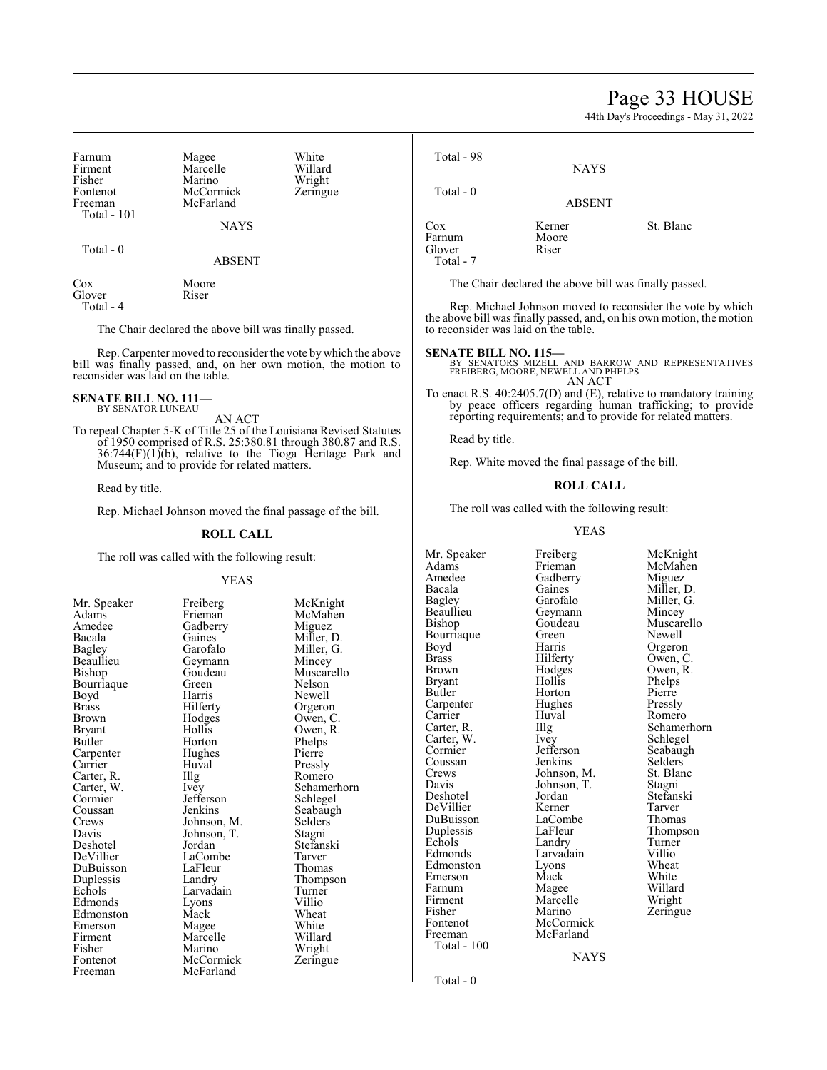| | | |
|---|---|---|
| Farnum | Magee | White |
| Firment | Marcelle | Willard |
| Fisher | Marino | Wright |
| Fontenot | McCormick | Zeringue |
| Freeman | McFarland | |

Total - 101

NAYS

Total - 0

ABSENT

| | |
|---|---|
| Cox | Moore |
| Glover | Riser |

Total - 4

The Chair declared the above bill was finally passed.

Rep. Carpenter moved to reconsider the vote by which the above bill was finally passed, and, on her own motion, the motion to reconsider was laid on the table.

**SENATE BILL NO. 111—**
BY SENATOR LUNEAU

AN ACT

To repeal Chapter 5-K of Title 25 of the Louisiana Revised Statutes of 1950 comprised of R.S. 25:380.81 through 380.87 and R.S. 36:744(F)(1)(b), relative to the Tioga Heritage Park and Museum; and to provide for related matters.

Read by title.

Rep. Michael Johnson moved the final passage of the bill.

**ROLL CALL**

The roll was called with the following result:

YEAS

| | | |
|---|---|---|
| Mr. Speaker | Freiberg | McKnight |
| Adams | Frieman | McMahen |
| Amedee | Gadberry | Miguez |
| Bacala | Gaines | Miller, D. |
| Bagley | Garofalo | Miller, G. |
| Beaullieu | Geymann | Mincey |
| Bishop | Goudeau | Muscarello |
| Bourriaque | Green | Nelson |
| Boyd | Harris | Newell |
| Brass | Hilferty | Orgeron |
| Brown | Hodges | Owen, C. |
| Bryant | Hollis | Owen, R. |
| Butler | Horton | Phelps |
| Carpenter | Hughes | Pierre |
| Carrier | Huval | Pressly |
| Carter, R. | Illg | Romero |
| Carter, W. | Ivey | Schamerhorn |
| Cormier | Jefferson | Schlegel |
| Coussan | Jenkins | Seabaugh |
| Crews | Johnson, M. | Selders |
| Davis | Johnson, T. | Stagni |
| Deshotel | Jordan | Stefanski |
| DeVillier | LaCombe | Tarver |
| DuBuisson | LaFleur | Thomas |
| Duplessis | Landry | Thompson |
| Echols | Larvadain | Turner |
| Edmonds | Lyons | Villio |
| Edmonston | Mack | Wheat |
| Emerson | Magee | White |
| Firment | Marcelle | Willard |
| Fisher | Marino | Wright |
| Fontenot | McCormick | Zeringue |
| Freeman | McFarland | |

Total - 98

NAYS

Total - 0

ABSENT

| | | |
|---|---|---|
| Cox | Kerner | St. Blanc |
| Farnum | Moore | |
| Glover | Riser | |

Total - 7

The Chair declared the above bill was finally passed.

Rep. Michael Johnson moved to reconsider the vote by which the above bill was finally passed, and, on his own motion, the motion to reconsider was laid on the table.

**SENATE BILL NO. 115—**
BY SENATORS MIZELL AND BARROW AND REPRESENTATIVES FREIBERG, MOORE, NEWELL AND PHELPS

AN ACT

To enact R.S. 40:2405.7(D) and (E), relative to mandatory training by peace officers regarding human trafficking; to provide reporting requirements; and to provide for related matters.

Read by title.

Rep. White moved the final passage of the bill.

**ROLL CALL**

The roll was called with the following result:

YEAS

| | | |
|---|---|---|
| Mr. Speaker | Freiberg | McKnight |
| Adams | Frieman | McMahen |
| Amedee | Gadberry | Miguez |
| Bacala | Gaines | Miller, D. |
| Bagley | Garofalo | Miller, G. |
| Beaullieu | Geymann | Mincey |
| Bishop | Goudeau | Muscarello |
| Bourriaque | Green | Newell |
| Boyd | Harris | Orgeron |
| Brass | Hilferty | Owen, C. |
| Brown | Hodges | Owen, R. |
| Bryant | Hollis | Phelps |
| Butler | Horton | Pierre |
| Carpenter | Hughes | Pressly |
| Carrier | Huval | Romero |
| Carter, R. | Illg | Schamerhorn |
| Carter, W. | Ivey | Schlegel |
| Cormier | Jefferson | Seabaugh |
| Coussan | Jenkins | Selders |
| Crews | Johnson, M. | St. Blanc |
| Davis | Johnson, T. | Stagni |
| Deshotel | Jordan | Stefanski |
| DeVillier | Kerner | Tarver |
| DuBuisson | LaCombe | Thomas |
| Duplessis | LaFleur | Thompson |
| Echols | Landry | Turner |
| Edmonds | Larvadain | Villio |
| Edmonston | Lyons | Wheat |
| Emerson | Mack | White |
| Farnum | Magee | Willard |
| Firment | Marcelle | Wright |
| Fisher | Marino | Zeringue |
| Fontenot | McCormick | |
| Freeman | McFarland | |

Total - 100

NAYS

Total - 0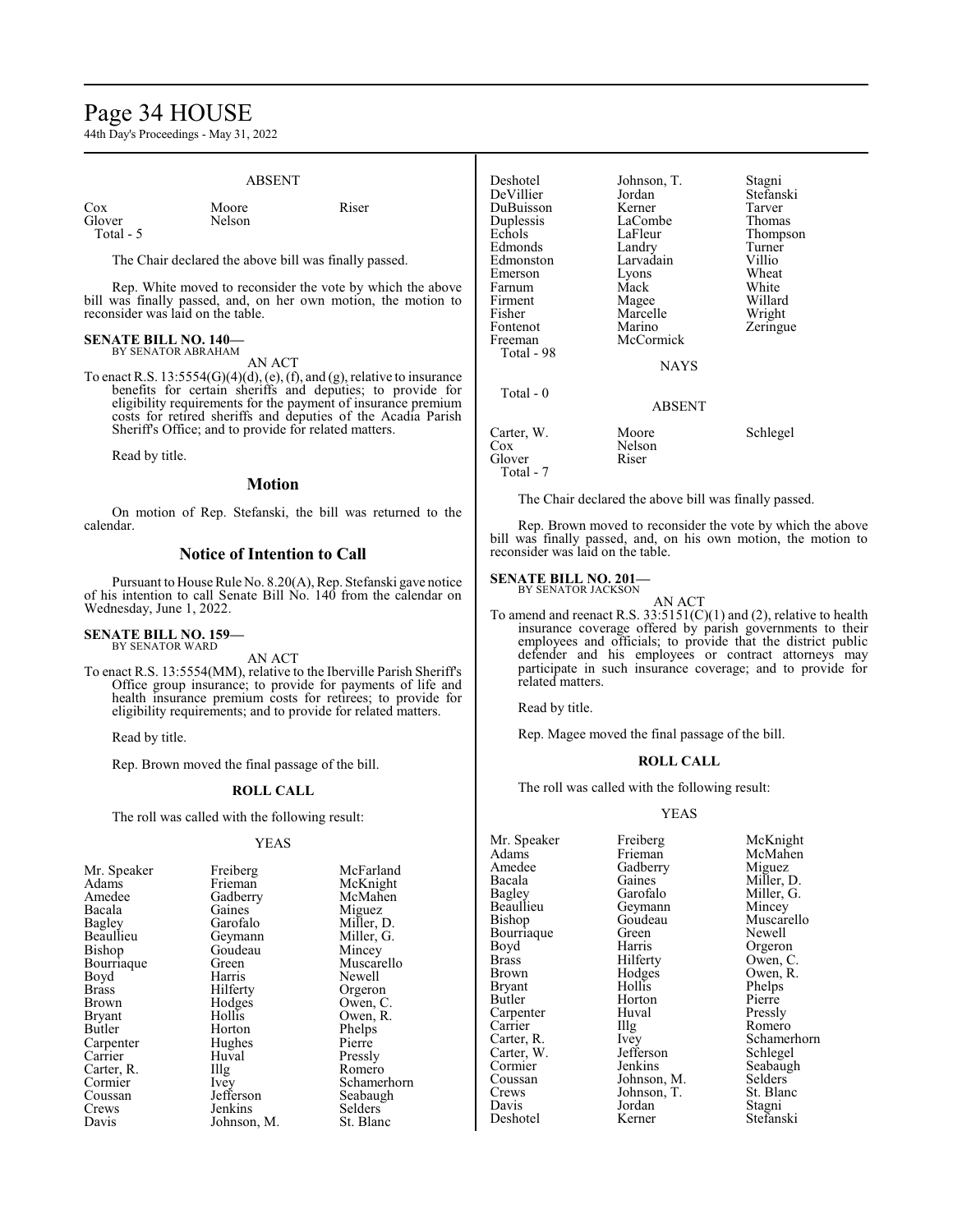ABSENT

| | | |
|---|---|---|
| Cox | Moore | Riser |
| Glover | Nelson | |
| Total - 5 | | |

The Chair declared the above bill was finally passed.

Rep. White moved to reconsider the vote by which the above bill was finally passed, and, on her own motion, the motion to reconsider was laid on the table.

**SENATE BILL NO. 140—**
BY SENATOR ABRAHAM

AN ACT

To enact R.S. 13:5554(G)(4)(d), (e), (f), and (g), relative to insurance benefits for certain sheriffs and deputies; to provide for eligibility requirements for the payment of insurance premium costs for retired sheriffs and deputies of the Acadia Parish Sheriff's Office; and to provide for related matters.

Read by title.

## Motion

On motion of Rep. Stefanski, the bill was returned to the calendar.

## Notice of Intention to Call

Pursuant to House Rule No. 8.20(A), Rep. Stefanski gave notice of his intention to call Senate Bill No. 140 from the calendar on Wednesday, June 1, 2022.

**SENATE BILL NO. 159—**
BY SENATOR WARD

AN ACT

To enact R.S. 13:5554(MM), relative to the Iberville Parish Sheriff's Office group insurance; to provide for payments of life and health insurance premium costs for retirees; to provide for eligibility requirements; and to provide for related matters.

Read by title.

Rep. Brown moved the final passage of the bill.

**ROLL CALL**

The roll was called with the following result:

YEAS

| | | |
|---|---|---|
| Mr. Speaker | Freiberg | McFarland |
| Adams | Frieman | McKnight |
| Amedee | Gadberry | McMahen |
| Bacala | Gaines | Miguez |
| Bagley | Garofalo | Miller, D. |
| Beaullieu | Geymann | Miller, G. |
| Bishop | Goudeau | Mincey |
| Bourriaque | Green | Muscarello |
| Boyd | Harris | Newell |
| Brass | Hilferty | Orgeron |
| Brown | Hodges | Owen, C. |
| Bryant | Hollis | Owen, R. |
| Butler | Horton | Phelps |
| Carpenter | Hughes | Pierre |
| Carrier | Huval | Pressly |
| Carter, R. | Illg | Romero |
| Cormier | Ivey | Schamerhorn |
| Coussan | Jefferson | Seabaugh |
| Crews | Jenkins | Selders |
| Davis | Johnson, M. | St. Blanc |
| Deshotel | Johnson, T. | Stagni |
| DeVillier | Jordan | Stefanski |
| DuBuisson | Kerner | Tarver |
| Duplessis | LaCombe | Thomas |
| Echols | LaFleur | Thompson |
| Edmonds | Landry | Turner |
| Edmonston | Larvadain | Villio |
| Emerson | Lyons | Wheat |
| Farnum | Mack | White |
| Firment | Magee | Willard |
| Fisher | Marcelle | Wright |
| Fontenot | Marino | Zeringue |
| Freeman | McCormick | |
| Total - 98 | | |

NAYS

Total - 0

ABSENT

| | | |
|---|---|---|
| Carter, W. | Moore | Schlegel |
| Cox | Nelson | |
| Glover | Riser | |
| Total - 7 | | |

The Chair declared the above bill was finally passed.

Rep. Brown moved to reconsider the vote by which the above bill was finally passed, and, on his own motion, the motion to reconsider was laid on the table.

**SENATE BILL NO. 201—**
BY SENATOR JACKSON

AN ACT

To amend and reenact R.S. 33:5151(C)(1) and (2), relative to health insurance coverage offered by parish governments to their employees and officials; to provide that the district public defender and his employees or contract attorneys may participate in such insurance coverage; and to provide for related matters.

Read by title.

Rep. Magee moved the final passage of the bill.

**ROLL CALL**

The roll was called with the following result:

YEAS

| | | |
|---|---|---|
| Mr. Speaker | Freiberg | McKnight |
| Adams | Frieman | McMahen |
| Amedee | Gadberry | Miguez |
| Bacala | Gaines | Miller, D. |
| Bagley | Garofalo | Miller, G. |
| Beaullieu | Geymann | Mincey |
| Bishop | Goudeau | Muscarello |
| Bourriaque | Green | Newell |
| Boyd | Harris | Orgeron |
| Brass | Hilferty | Owen, C. |
| Brown | Hodges | Owen, R. |
| Bryant | Hollis | Phelps |
| Butler | Horton | Pierre |
| Carpenter | Huval | Pressly |
| Carrier | Illg | Romero |
| Carter, R. | Ivey | Schamerhorn |
| Carter, W. | Jefferson | Schlegel |
| Cormier | Jenkins | Seabaugh |
| Coussan | Johnson, M. | Selders |
| Crews | Johnson, T. | St. Blanc |
| Davis | Jordan | Stagni |
| Deshotel | Kerner | Stefanski |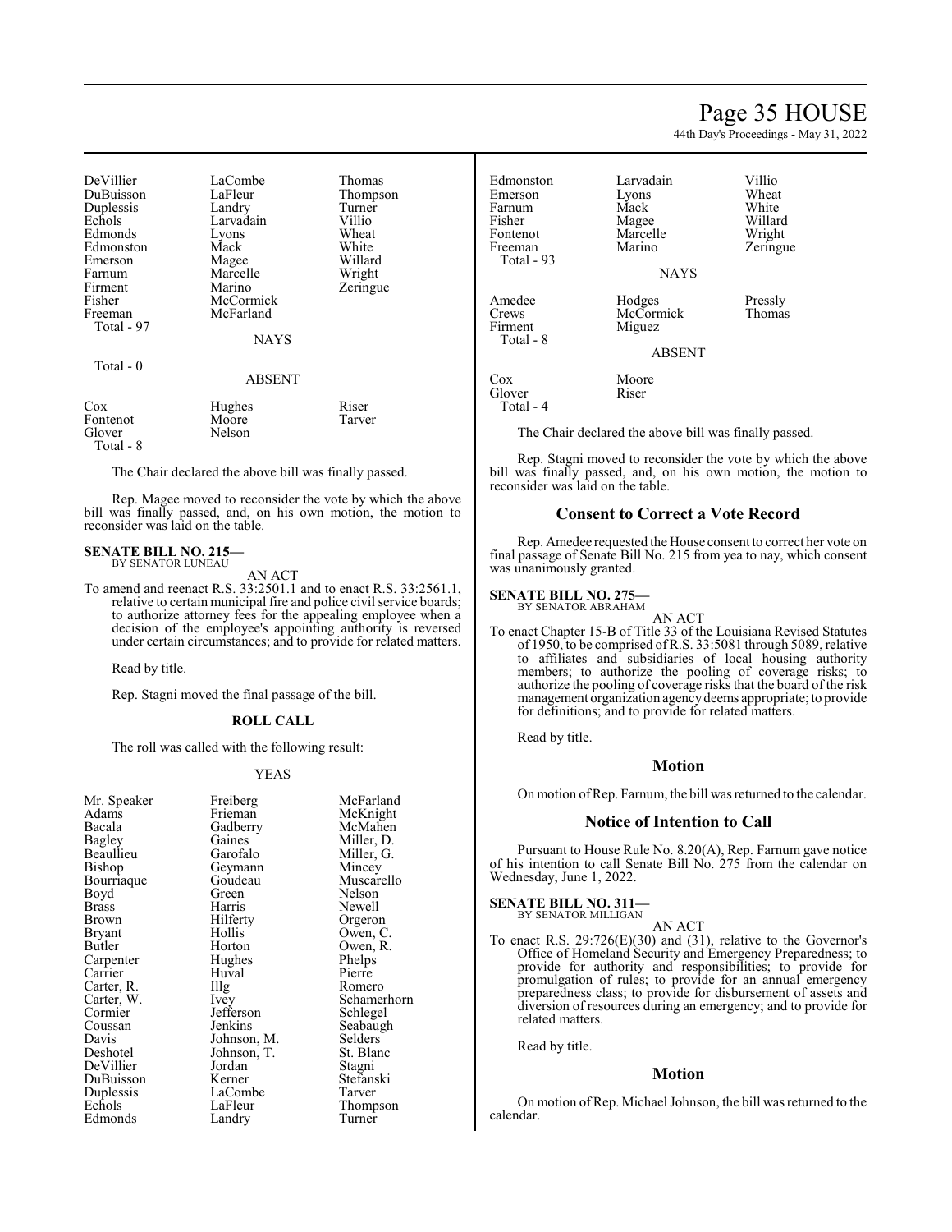| | | |
|---|---|---|
| DeVillier | LaCombe | Thomas |
| DuBuisson | LaFleur | Thompson |
| Duplessis | Landry | Turner |
| Echols | Larvadain | Villio |
| Edmonds | Lyons | Wheat |
| Edmonston | Mack | White |
| Emerson | Magee | Willard |
| Farnum | Marcelle | Wright |
| Firment | Marino | Zeringue |
| Fisher | McCormick | |
| Freeman | McFarland | |
| Total - 97 | | |

NAYS

Total - 0

ABSENT

| | | |
|---|---|---|
| Cox | Hughes | Riser |
| Fontenot | Moore | Tarver |
| Glover | Nelson | |
| Total - 8 | | |

The Chair declared the above bill was finally passed.

Rep. Magee moved to reconsider the vote by which the above bill was finally passed, and, on his own motion, the motion to reconsider was laid on the table.

**SENATE BILL NO. 215—**
BY SENATOR LUNEAU

AN ACT

To amend and reenact R.S. 33:2501.1 and to enact R.S. 33:2561.1, relative to certain municipal fire and police civil service boards; to authorize attorney fees for the appealing employee when a decision of the employee's appointing authority is reversed under certain circumstances; and to provide for related matters.

Read by title.

Rep. Stagni moved the final passage of the bill.

**ROLL CALL**

The roll was called with the following result:

YEAS

| | | |
|---|---|---|
| Mr. Speaker | Freiberg | McFarland |
| Adams | Frieman | McKnight |
| Bacala | Gadberry | McMahen |
| Bagley | Gaines | Miller, D. |
| Beaullieu | Garofalo | Miller, G. |
| Bishop | Geymann | Mincey |
| Bourriaque | Goudeau | Muscarello |
| Boyd | Green | Nelson |
| Brass | Harris | Newell |
| Brown | Hilferty | Orgeron |
| Bryant | Hollis | Owen, C. |
| Butler | Horton | Owen, R. |
| Carpenter | Hughes | Phelps |
| Carrier | Huval | Pierre |
| Carter, R. | Illg | Romero |
| Carter, W. | Ivey | Schamerhorn |
| Cormier | Jefferson | Schlegel |
| Coussan | Jenkins | Seabaugh |
| Davis | Johnson, M. | Selders |
| Deshotel | Johnson, T. | St. Blanc |
| DeVillier | Jordan | Stagni |
| DuBuisson | Kerner | Stefanski |
| Duplessis | LaCombe | Tarver |
| Echols | LaFleur | Thompson |
| Edmonds | Landry | Turner |
| Edmonston | Larvadain | Villio |
| Emerson | Lyons | Wheat |
| Farnum | Mack | White |
| Fisher | Magee | Willard |
| Fontenot | Marcelle | Wright |
| Freeman | Marino | Zeringue |
| Total - 93 | | |

NAYS

| | | |
|---|---|---|
| Amedee | Hodges | Pressly |
| Crews | McCormick | Thomas |
| Firment | Miguez | |
| Total - 8 | | |

ABSENT

| | |
|---|---|
| Cox | Moore |
| Glover | Riser |
| Total - 4 | |

The Chair declared the above bill was finally passed.

Rep. Stagni moved to reconsider the vote by which the above bill was finally passed, and, on his own motion, the motion to reconsider was laid on the table.

## Consent to Correct a Vote Record

Rep. Amedee requested the House consent to correct her vote on final passage of Senate Bill No. 215 from yea to nay, which consent was unanimously granted.

**SENATE BILL NO. 275—**
BY SENATOR ABRAHAM

AN ACT

To enact Chapter 15-B of Title 33 of the Louisiana Revised Statutes of 1950, to be comprised of R.S. 33:5081 through 5089, relative to affiliates and subsidiaries of local housing authority members; to authorize the pooling of coverage risks; to authorize the pooling of coverage risks that the board of the risk management organization agency deems appropriate; to provide for definitions; and to provide for related matters.

Read by title.

## Motion

On motion of Rep. Farnum, the bill was returned to the calendar.

## Notice of Intention to Call

Pursuant to House Rule No. 8.20(A), Rep. Farnum gave notice of his intention to call Senate Bill No. 275 from the calendar on Wednesday, June 1, 2022.

**SENATE BILL NO. 311—**
BY SENATOR MILLIGAN

AN ACT

To enact R.S. 29:726(E)(30) and (31), relative to the Governor's Office of Homeland Security and Emergency Preparedness; to provide for authority and responsibilities; to provide for promulgation of rules; to provide for an annual emergency preparedness class; to provide for disbursement of assets and diversion of resources during an emergency; and to provide for related matters.

Read by title.

## Motion

On motion of Rep. Michael Johnson, the bill was returned to the calendar.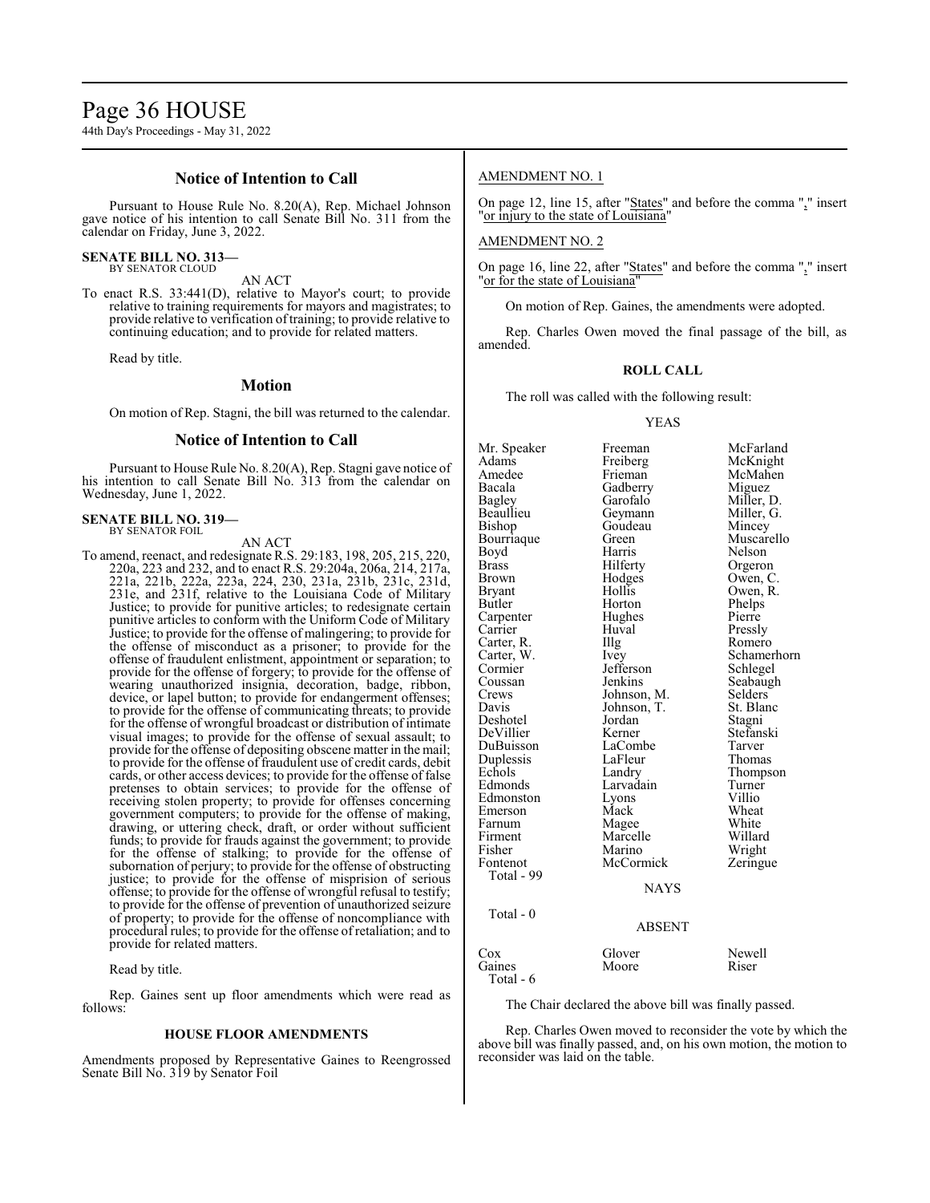## Notice of Intention to Call

Pursuant to House Rule No. 8.20(A), Rep. Michael Johnson gave notice of his intention to call Senate Bill No. 311 from the calendar on Friday, June 3, 2022.

**SENATE BILL NO. 313—**
BY SENATOR CLOUD

AN ACT

To enact R.S. 33:441(D), relative to Mayor's court; to provide relative to training requirements for mayors and magistrates; to provide relative to verification of training; to provide relative to continuing education; and to provide for related matters.

Read by title.

## Motion

On motion of Rep. Stagni, the bill was returned to the calendar.

## Notice of Intention to Call

Pursuant to House Rule No. 8.20(A), Rep. Stagni gave notice of his intention to call Senate Bill No. 313 from the calendar on Wednesday, June 1, 2022.

**SENATE BILL NO. 319—**
BY SENATOR FOIL

AN ACT

To amend, reenact, and redesignate R.S. 29:183, 198, 205, 215, 220, 220a, 223 and 232, and to enact R.S. 29:204a, 206a, 214, 217a, 221a, 221b, 222a, 223a, 224, 230, 231a, 231b, 231c, 231d, 231e, and 231f, relative to the Louisiana Code of Military Justice; to provide for punitive articles; to redesignate certain punitive articles to conform with the Uniform Code of Military Justice; to provide for the offense of malingering; to provide for the offense of misconduct as a prisoner; to provide for the offense of fraudulent enlistment, appointment or separation; to provide for the offense of forgery; to provide for the offense of wearing unauthorized insignia, decoration, badge, ribbon, device, or lapel button; to provide for endangerment offenses; to provide for the offense of communicating threats; to provide for the offense of wrongful broadcast or distribution of intimate visual images; to provide for the offense of sexual assault; to provide for the offense of depositing obscene matter in the mail; to provide for the offense of fraudulent use of credit cards, debit cards, or other access devices; to provide for the offense of false pretenses to obtain services; to provide for the offense of receiving stolen property; to provide for offenses concerning government computers; to provide for the offense of making, drawing, or uttering check, draft, or order without sufficient funds; to provide for frauds against the government; to provide for the offense of stalking; to provide for the offense of subornation of perjury; to provide for the offense of obstructing justice; to provide for the offense of misprision of serious offense; to provide for the offense of wrongful refusal to testify; to provide for the offense of prevention of unauthorized seizure of property; to provide for the offense of noncompliance with procedural rules; to provide for the offense of retaliation; and to provide for related matters.

Read by title.

Rep. Gaines sent up floor amendments which were read as follows:

### HOUSE FLOOR AMENDMENTS

Amendments proposed by Representative Gaines to Reengrossed Senate Bill No. 319 by Senator Foil

AMENDMENT NO. 1

On page 12, line 15, after "States" and before the comma "," insert "or injury to the state of Louisiana"

AMENDMENT NO. 2

On page 16, line 22, after "States" and before the comma "," insert "or for the state of Louisiana"

On motion of Rep. Gaines, the amendments were adopted.

Rep. Charles Owen moved the final passage of the bill, as amended.

### ROLL CALL

The roll was called with the following result:

YEAS

| | | |
|---|---|---|
| Mr. Speaker | Freeman | McFarland |
| Adams | Freiberg | McKnight |
| Amedee | Frieman | McMahen |
| Bacala | Gadberry | Miguez |
| Bagley | Garofalo | Miller, D. |
| Beaullieu | Geymann | Miller, G. |
| Bishop | Goudeau | Mincey |
| Bourriaque | Green | Muscarello |
| Boyd | Harris | Nelson |
| Brass | Hilferty | Orgeron |
| Brown | Hodges | Owen, C. |
| Bryant | Hollis | Owen, R. |
| Butler | Horton | Phelps |
| Carpenter | Hughes | Pierre |
| Carrier | Huval | Pressly |
| Carter, R. | Illg | Romero |
| Carter, W. | Ivey | Schamerhorn |
| Cormier | Jefferson | Schlegel |
| Coussan | Jenkins | Seabaugh |
| Crews | Johnson, M. | Selders |
| Davis | Johnson, T. | St. Blanc |
| Deshotel | Jordan | Stagni |
| DeVillier | Kerner | Stefanski |
| DuBuisson | LaCombe | Tarver |
| Duplessis | LaFleur | Thomas |
| Echols | Landry | Thompson |
| Edmonds | Larvadain | Turner |
| Edmonston | Lyons | Villio |
| Emerson | Mack | Wheat |
| Farnum | Magee | White |
| Firment | Marcelle | Willard |
| Fisher | Marino | Wright |
| Fontenot | McCormick | Zeringue |

Total - 99

NAYS

Total - 0

ABSENT

| | | |
|---|---|---|
| Cox | Glover | Newell |
| Gaines | Moore | Riser |

Total - 6

The Chair declared the above bill was finally passed.

Rep. Charles Owen moved to reconsider the vote by which the above bill was finally passed, and, on his own motion, the motion to reconsider was laid on the table.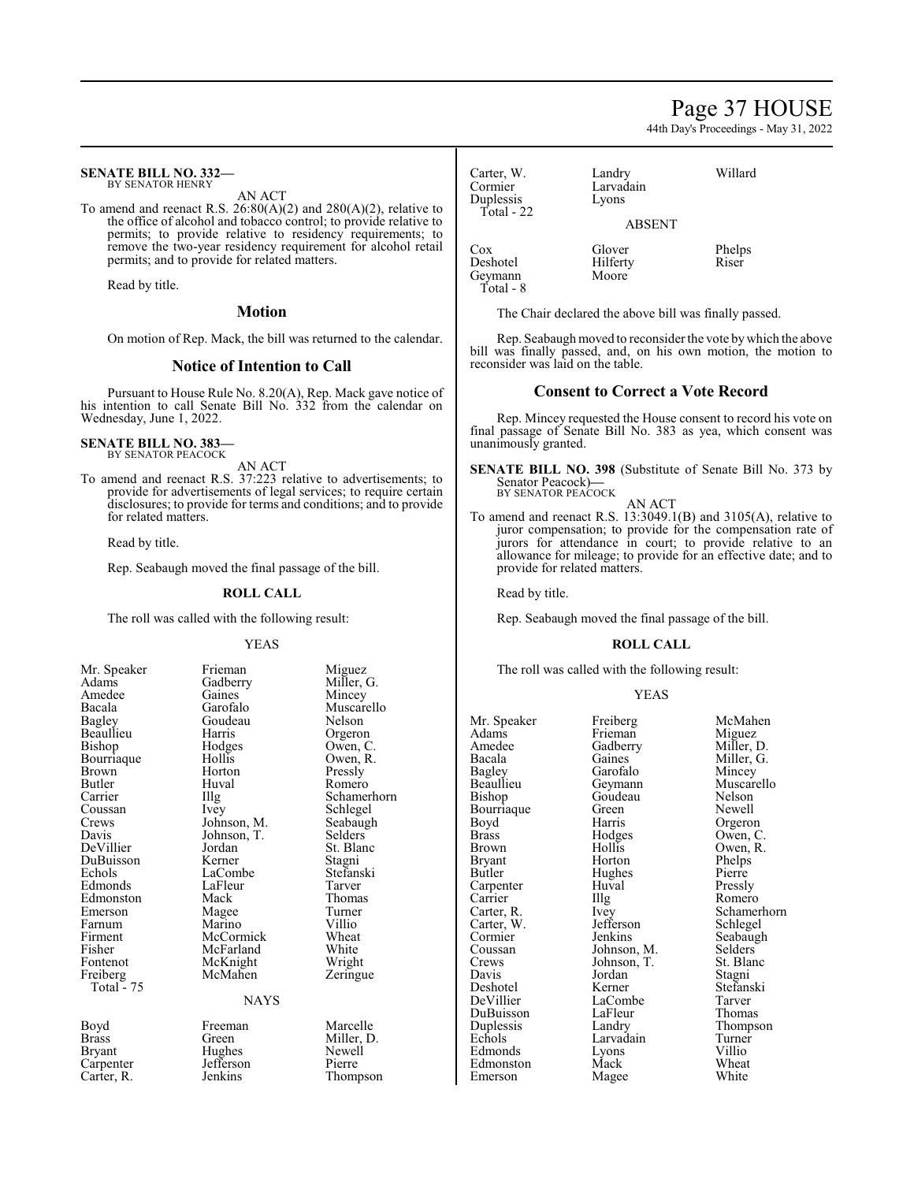**SENATE BILL NO. 332—**
BY SENATOR HENRY

AN ACT

To amend and reenact R.S. 26:80(A)(2) and 280(A)(2), relative to the office of alcohol and tobacco control; to provide relative to permits; to provide relative to residency requirements; to remove the two-year residency requirement for alcohol retail permits; and to provide for related matters.

Read by title.

## Motion

On motion of Rep. Mack, the bill was returned to the calendar.

## Notice of Intention to Call

Pursuant to House Rule No. 8.20(A), Rep. Mack gave notice of his intention to call Senate Bill No. 332 from the calendar on Wednesday, June 1, 2022.

**SENATE BILL NO. 383—**
BY SENATOR PEACOCK

AN ACT

To amend and reenact R.S. 37:223 relative to advertisements; to provide for advertisements of legal services; to require certain disclosures; to provide for terms and conditions; and to provide for related matters.

Read by title.

Rep. Seabaugh moved the final passage of the bill.

### ROLL CALL

The roll was called with the following result:

YEAS

| | | |
|---|---|---|
| Mr. Speaker | Frieman | Miguez |
| Adams | Gadberry | Miller, G. |
| Amedee | Gaines | Mincey |
| Bacala | Garofalo | Muscarello |
| Bagley | Goudeau | Nelson |
| Beaullieu | Harris | Orgeron |
| Bishop | Hodges | Owen, C. |
| Bourriaque | Hollis | Owen, R. |
| Brown | Horton | Pressly |
| Butler | Huval | Romero |
| Carrier | Illg | Schamerhorn |
| Coussan | Ivey | Schlegel |
| Crews | Johnson, M. | Seabaugh |
| Davis | Johnson, T. | Selders |
| DeVillier | Jordan | St. Blanc |
| DuBuisson | Kerner | Stagni |
| Echols | LaCombe | Stefanski |
| Edmonds | LaFleur | Tarver |
| Edmonston | Mack | Thomas |
| Emerson | Magee | Turner |
| Farnum | Marino | Villio |
| Firment | McCormick | Wheat |
| Fisher | McFarland | White |
| Fontenot | McKnight | Wright |
| Freiberg | McMahen | Zeringue |
| Total - 75 | | |

NAYS

| | | |
|---|---|---|
| Boyd | Freeman | Marcelle |
| Brass | Green | Miller, D. |
| Bryant | Hughes | Newell |
| Carpenter | Jefferson | Pierre |
| Carter, R. | Jenkins | Thompson |
| Carter, W. | Landry | Willard |
| Cormier | Larvadain | |
| Duplessis | Lyons | |
| Total - 22 | | |

ABSENT

| | | |
|---|---|---|
| Cox | Glover | Phelps |
| Deshotel | Hilferty | Riser |
| Geymann | Moore | |
| Total - 8 | | |

The Chair declared the above bill was finally passed.

Rep. Seabaugh moved to reconsider the vote by which the above bill was finally passed, and, on his own motion, the motion to reconsider was laid on the table.

## Consent to Correct a Vote Record

Rep. Mincey requested the House consent to record his vote on final passage of Senate Bill No. 383 as yea, which consent was unanimously granted.

**SENATE BILL NO. 398** (Substitute of Senate Bill No. 373 by Senator Peacock)**—**
BY SENATOR PEACOCK

AN ACT

To amend and reenact R.S. 13:3049.1(B) and 3105(A), relative to juror compensation; to provide for the compensation rate of jurors for attendance in court; to provide relative to an allowance for mileage; to provide for an effective date; and to provide for related matters.

Read by title.

Rep. Seabaugh moved the final passage of the bill.

### ROLL CALL

The roll was called with the following result:

YEAS

| | | |
|---|---|---|
| Mr. Speaker | Freiberg | McMahen |
| Adams | Frieman | Miguez |
| Amedee | Gadberry | Miller, D. |
| Bacala | Gaines | Miller, G. |
| Bagley | Garofalo | Mincey |
| Beaullieu | Geymann | Muscarello |
| Bishop | Goudeau | Nelson |
| Bourriaque | Green | Newell |
| Boyd | Harris | Orgeron |
| Brass | Hodges | Owen, C. |
| Brown | Hollis | Owen, R. |
| Bryant | Horton | Phelps |
| Butler | Hughes | Pierre |
| Carpenter | Huval | Pressly |
| Carrier | Illg | Romero |
| Carter, R. | Ivey | Schamerhorn |
| Carter, W. | Jefferson | Schlegel |
| Cormier | Jenkins | Seabaugh |
| Coussan | Johnson, M. | Selders |
| Crews | Johnson, T. | St. Blanc |
| Davis | Jordan | Stagni |
| Deshotel | Kerner | Stefanski |
| DeVillier | LaCombe | Tarver |
| DuBuisson | LaFleur | Thomas |
| Duplessis | Landry | Thompson |
| Echols | Larvadain | Turner |
| Edmonds | Lyons | Villio |
| Edmonston | Mack | Wheat |
| Emerson | Magee | White |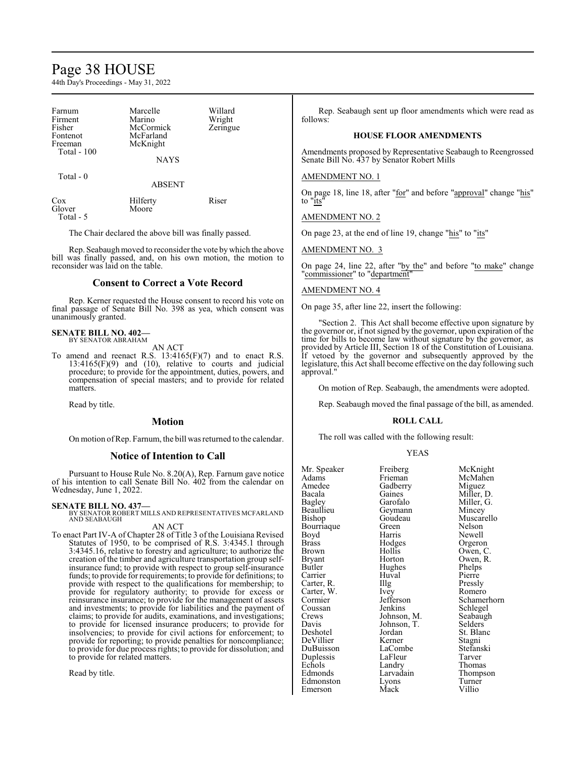| | | |
|---|---|---|
| Farnum | Marcelle | Willard |
| Firment | Marino | Wright |
| Fisher | McCormick | Zeringue |
| Fontenot | McFarland | |
| Freeman | McKnight | |
| Total - 100 | | |

NAYS

Total - 0

ABSENT

| | | |
|---|---|---|
| Cox | Hilferty | Riser |
| Glover | Moore | |
| Total - 5 | | |

The Chair declared the above bill was finally passed.

Rep. Seabaugh moved to reconsider the vote by which the above bill was finally passed, and, on his own motion, the motion to reconsider was laid on the table.

## Consent to Correct a Vote Record

Rep. Kerner requested the House consent to record his vote on final passage of Senate Bill No. 398 as yea, which consent was unanimously granted.

**SENATE BILL NO. 402—**
BY SENATOR ABRAHAM

AN ACT

To amend and reenact R.S. 13:4165(F)(7) and to enact R.S. 13:4165(F)(9) and (10), relative to courts and judicial procedure; to provide for the appointment, duties, powers, and compensation of special masters; and to provide for related matters.

Read by title.

## Motion

On motion of Rep. Farnum, the bill was returned to the calendar.

## Notice of Intention to Call

Pursuant to House Rule No. 8.20(A), Rep. Farnum gave notice of his intention to call Senate Bill No. 402 from the calendar on Wednesday, June 1, 2022.

**SENATE BILL NO. 437—**
BY SENATOR ROBERT MILLS AND REPRESENTATIVES MCFARLAND AND SEABAUGH

AN ACT

To enact Part IV-A of Chapter 28 of Title 3 of the Louisiana Revised Statutes of 1950, to be comprised of R.S. 3:4345.1 through 3:4345.16, relative to forestry and agriculture; to authorize the creation of the timber and agriculture transportation group self-insurance fund; to provide with respect to group self-insurance funds; to provide for requirements; to provide for definitions; to provide with respect to the qualifications for membership; to provide for regulatory authority; to provide for excess or reinsurance insurance; to provide for the management of assets and investments; to provide for liabilities and the payment of claims; to provide for audits, examinations, and investigations; to provide for licensed insurance producers; to provide for insolvencies; to provide for civil actions for enforcement; to provide for reporting; to provide penalties for noncompliance; to provide for due process rights; to provide for dissolution; and to provide for related matters.

Read by title.

Rep. Seabaugh sent up floor amendments which were read as follows:

### HOUSE FLOOR AMENDMENTS

Amendments proposed by Representative Seabaugh to Reengrossed Senate Bill No. 437 by Senator Robert Mills

AMENDMENT NO. 1

On page 18, line 18, after "for" and before "approval" change "his" to "its"

AMENDMENT NO. 2

On page 23, at the end of line 19, change "his" to "its"

AMENDMENT NO. 3

On page 24, line 22, after "by the" and before "to make" change "commissioner" to "department"

AMENDMENT NO. 4

On page 35, after line 22, insert the following:

"Section 2. This Act shall become effective upon signature by the governor or, if not signed by the governor, upon expiration of the time for bills to become law without signature by the governor, as provided by Article III, Section 18 of the Constitution of Louisiana. If vetoed by the governor and subsequently approved by the legislature, this Act shall become effective on the day following such approval."

On motion of Rep. Seabaugh, the amendments were adopted.

Rep. Seabaugh moved the final passage of the bill, as amended.

### ROLL CALL

The roll was called with the following result:

YEAS

| | | |
|---|---|---|
| Mr. Speaker | Freiberg | McKnight |
| Adams | Frieman | McMahen |
| Amedee | Gadberry | Miguez |
| Bacala | Gaines | Miller, D. |
| Bagley | Garofalo | Miller, G. |
| Beaullieu | Geymann | Mincey |
| Bishop | Goudeau | Muscarello |
| Bourriaque | Green | Nelson |
| Boyd | Harris | Newell |
| Brass | Hodges | Orgeron |
| Brown | Hollis | Owen, C. |
| Bryant | Horton | Owen, R. |
| Butler | Hughes | Phelps |
| Carrier | Huval | Pierre |
| Carter, R. | Illg | Pressly |
| Carter, W. | Ivey | Romero |
| Cormier | Jefferson | Schamerhorn |
| Coussan | Jenkins | Schlegel |
| Crews | Johnson, M. | Seabaugh |
| Davis | Johnson, T. | Selders |
| Deshotel | Jordan | St. Blanc |
| DeVillier | Kerner | Stagni |
| DuBuisson | LaCombe | Stefanski |
| Duplessis | LaFleur | Tarver |
| Echols | Landry | Thomas |
| Edmonds | Larvadain | Thompson |
| Edmonston | Lyons | Turner |
| Emerson | Mack | Villio |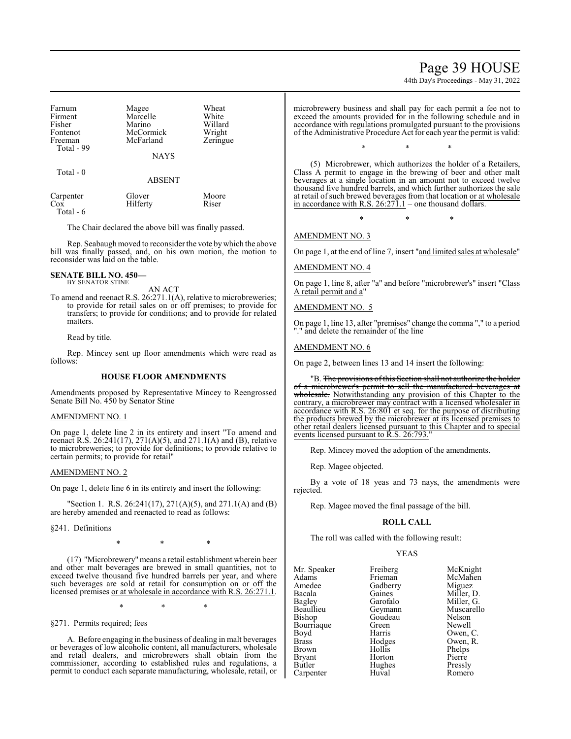| | | |
|---|---|---|
| Farnum | Magee | Wheat |
| Firment | Marcelle | White |
| Fisher | Marino | Willard |
| Fontenot | McCormick | Wright |
| Freeman | McFarland | Zeringue |
| Total - 99 | | |

NAYS

Total - 0

ABSENT

| | | |
|---|---|---|
| Carpenter | Glover | Moore |
| Cox | Hilferty | Riser |
| Total - 6 | | |

The Chair declared the above bill was finally passed.

Rep. Seabaugh moved to reconsider the vote by which the above bill was finally passed, and, on his own motion, the motion to reconsider was laid on the table.

**SENATE BILL NO. 450—**
BY SENATOR STINE

AN ACT

To amend and reenact R.S. 26:271.1(A), relative to microbreweries; to provide for retail sales on or off premises; to provide for transfers; to provide for conditions; and to provide for related matters.

Read by title.

Rep. Mincey sent up floor amendments which were read as follows:

**HOUSE FLOOR AMENDMENTS**

Amendments proposed by Representative Mincey to Reengrossed Senate Bill No. 450 by Senator Stine

AMENDMENT NO. 1

On page 1, delete line 2 in its entirety and insert "To amend and reenact R.S. 26:241(17), 271(A)(5), and 271.1(A) and (B), relative to microbreweries; to provide for definitions; to provide relative to certain permits; to provide for retail"

AMENDMENT NO. 2

On page 1, delete line 6 in its entirety and insert the following:

"Section 1. R.S. 26:241(17), 271(A)(5), and 271.1(A) and (B) are hereby amended and reenacted to read as follows:

§241. Definitions

\* \* \*

(17) "Microbrewery" means a retail establishment wherein beer and other malt beverages are brewed in small quantities, not to exceed twelve thousand five hundred barrels per year, and where such beverages are sold at retail for consumption on or off the licensed premises or at wholesale in accordance with R.S. 26:271.1.

\* \* \*

§271. Permits required; fees

A. Before engaging in the business of dealing in malt beverages or beverages of low alcoholic content, all manufacturers, wholesale and retail dealers, and microbrewers shall obtain from the commissioner, according to established rules and regulations, a permit to conduct each separate manufacturing, wholesale, retail, or microbrewery business and shall pay for each permit a fee not to exceed the amounts provided for in the following schedule and in accordance with regulations promulgated pursuant to the provisions of the Administrative Procedure Act for each year the permit is valid:

\* \* \*

(5) Microbrewer, which authorizes the holder of a Retailers, Class A permit to engage in the brewing of beer and other malt beverages at a single location in an amount not to exceed twelve thousand five hundred barrels, and which further authorizes the sale at retail of such brewed beverages from that location or at wholesale in accordance with R.S. 26:271.1 – one thousand dollars.

\* \* \*

AMENDMENT NO. 3

On page 1, at the end of line 7, insert "and limited sales at wholesale"

AMENDMENT NO. 4

On page 1, line 8, after "a" and before "microbrewer's" insert "Class A retail permit and a"

AMENDMENT NO. 5

On page 1, line 13, after "premises" change the comma "," to a period "." and delete the remainder of the line

AMENDMENT NO. 6

On page 2, between lines 13 and 14 insert the following:

"B. ~~The provisions of this Section shall not authorize the holder of a microbrewer's permit to sell the manufactured beverages at wholesale.~~ Notwithstanding any provision of this Chapter to the contrary, a microbrewer may contract with a licensed wholesaler in accordance with R.S. 26:801 et seq. for the purpose of distributing the products brewed by the microbrewer at its licensed premises to other retail dealers licensed pursuant to this Chapter and to special events licensed pursuant to R.S. 26:793."

Rep. Mincey moved the adoption of the amendments.

Rep. Magee objected.

By a vote of 18 yeas and 73 nays, the amendments were rejected.

Rep. Magee moved the final passage of the bill.

**ROLL CALL**

The roll was called with the following result:

YEAS

| | | |
|---|---|---|
| Mr. Speaker | Freiberg | McKnight |
| Adams | Frieman | McMahen |
| Amedee | Gadberry | Miguez |
| Bacala | Gaines | Miller, D. |
| Bagley | Garofalo | Miller, G. |
| Beaullieu | Geymann | Muscarello |
| Bishop | Goudeau | Nelson |
| Bourriaque | Green | Newell |
| Boyd | Harris | Owen, C. |
| Brass | Hodges | Owen, R. |
| Brown | Hollis | Phelps |
| Bryant | Horton | Pierre |
| Butler | Hughes | Pressly |
| Carpenter | Huval | Romero |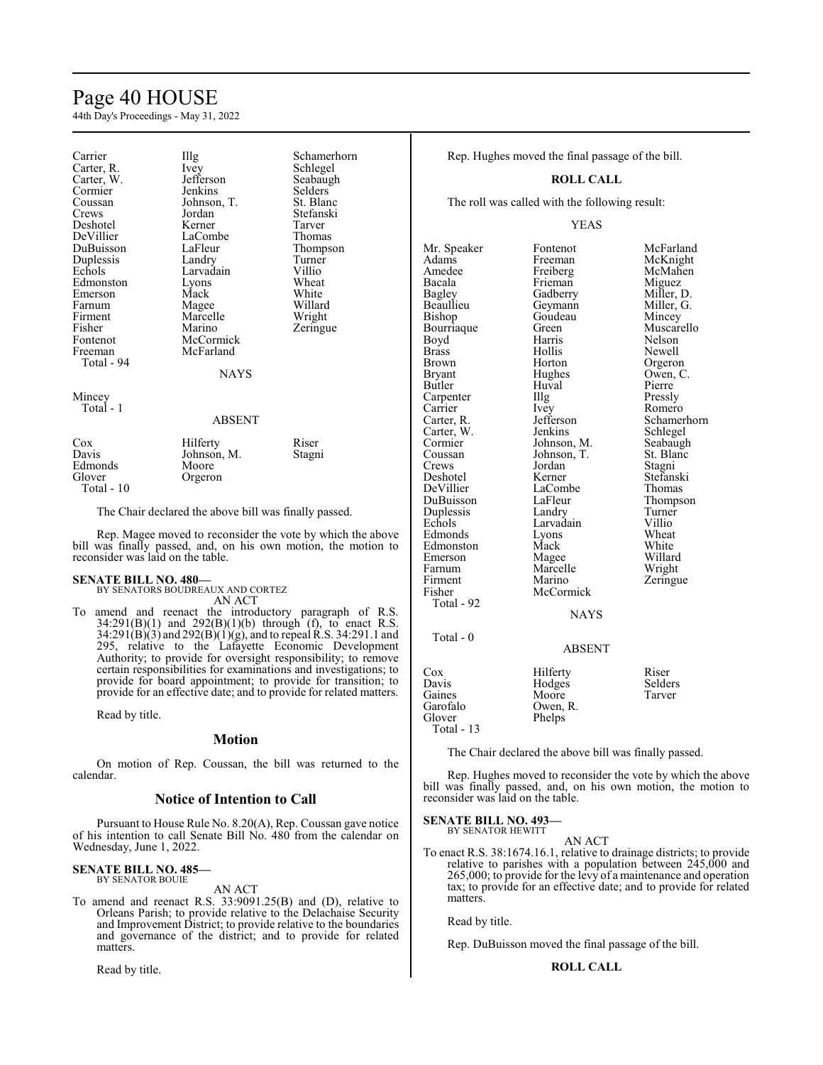| | | |
|---|---|---|
| Carrier | Illg | Schamerhorn |
| Carter, R. | Ivey | Schlegel |
| Carter, W. | Jefferson | Seabaugh |
| Cormier | Jenkins | Selders |
| Coussan | Johnson, T. | St. Blanc |
| Crews | Jordan | Stefanski |
| Deshotel | Kerner | Tarver |
| DeVillier | LaCombe | Thomas |
| DuBuisson | LaFleur | Thompson |
| Duplessis | Landry | Turner |
| Echols | Larvadain | Villio |
| Edmonston | Lyons | Wheat |
| Emerson | Mack | White |
| Farnum | Magee | Willard |
| Firment | Marcelle | Wright |
| Fisher | Marino | Zeringue |
| Fontenot | McCormick | |
| Freeman | McFarland | |
| Total - 94 | | |

NAYS

| | | |
|---|---|---|
| Mincey | | |
| Total - 1 | | |

ABSENT

| | | |
|---|---|---|
| Cox | Hilferty | Riser |
| Davis | Johnson, M. | Stagni |
| Edmonds | Moore | |
| Glover | Orgeron | |
| Total - 10 | | |

The Chair declared the above bill was finally passed.

Rep. Magee moved to reconsider the vote by which the above bill was finally passed, and, on his own motion, the motion to reconsider was laid on the table.

**SENATE BILL NO. 480—**
BY SENATORS BOUDREAUX AND CORTEZ
AN ACT

To amend and reenact the introductory paragraph of R.S. 34:291(B)(1) and 292(B)(1)(b) through (f), to enact R.S. 34:291(B)(3) and 292(B)(1)(g), and to repeal R.S. 34:291.1 and 295, relative to the Lafayette Economic Development Authority; to provide for oversight responsibility; to remove certain responsibilities for examinations and investigations; to provide for board appointment; to provide for transition; to provide for an effective date; and to provide for related matters.

Read by title.

## Motion

On motion of Rep. Coussan, the bill was returned to the calendar.

## Notice of Intention to Call

Pursuant to House Rule No. 8.20(A), Rep. Coussan gave notice of his intention to call Senate Bill No. 480 from the calendar on Wednesday, June 1, 2022.

**SENATE BILL NO. 485—**
BY SENATOR BOUIE
AN ACT

To amend and reenact R.S. 33:9091.25(B) and (D), relative to Orleans Parish; to provide relative to the Delachaise Security and Improvement District; to provide relative to the boundaries and governance of the district; and to provide for related matters.

Read by title.

Rep. Hughes moved the final passage of the bill.

**ROLL CALL**

The roll was called with the following result:

YEAS

| | | |
|---|---|---|
| Mr. Speaker | Fontenot | McFarland |
| Adams | Freeman | McKnight |
| Amedee | Freiberg | McMahen |
| Bacala | Frieman | Miguez |
| Bagley | Gadberry | Miller, D. |
| Beaullieu | Geymann | Miller, G. |
| Bishop | Goudeau | Mincey |
| Bourriaque | Green | Muscarello |
| Boyd | Harris | Nelson |
| Brass | Hollis | Newell |
| Brown | Horton | Orgeron |
| Bryant | Hughes | Owen, C. |
| Butler | Huval | Pierre |
| Carpenter | Illg | Pressly |
| Carrier | Ivey | Romero |
| Carter, R. | Jefferson | Schamerhorn |
| Carter, W. | Jenkins | Schlegel |
| Cormier | Johnson, M. | Seabaugh |
| Coussan | Johnson, T. | St. Blanc |
| Crews | Jordan | Stagni |
| Deshotel | Kerner | Stefanski |
| DeVillier | LaCombe | Thomas |
| DuBuisson | LaFleur | Thompson |
| Duplessis | Landry | Turner |
| Echols | Larvadain | Villio |
| Edmonds | Lyons | Wheat |
| Edmonston | Mack | White |
| Emerson | Magee | Willard |
| Farnum | Marcelle | Wright |
| Firment | Marino | Zeringue |
| Fisher | McCormick | |
| Total - 92 | | |

NAYS

Total - 0

ABSENT

| | | |
|---|---|---|
| Cox | Hilferty | Riser |
| Davis | Hodges | Selders |
| Gaines | Moore | Tarver |
| Garofalo | Owen, R. | |
| Glover | Phelps | |
| Total - 13 | | |

The Chair declared the above bill was finally passed.

Rep. Hughes moved to reconsider the vote by which the above bill was finally passed, and, on his own motion, the motion to reconsider was laid on the table.

**SENATE BILL NO. 493—**
BY SENATOR HEWITT
AN ACT

To enact R.S. 38:1674.16.1, relative to drainage districts; to provide relative to parishes with a population between 245,000 and 265,000; to provide for the levy of a maintenance and operation tax; to provide for an effective date; and to provide for related matters.

Read by title.

Rep. DuBuisson moved the final passage of the bill.

**ROLL CALL**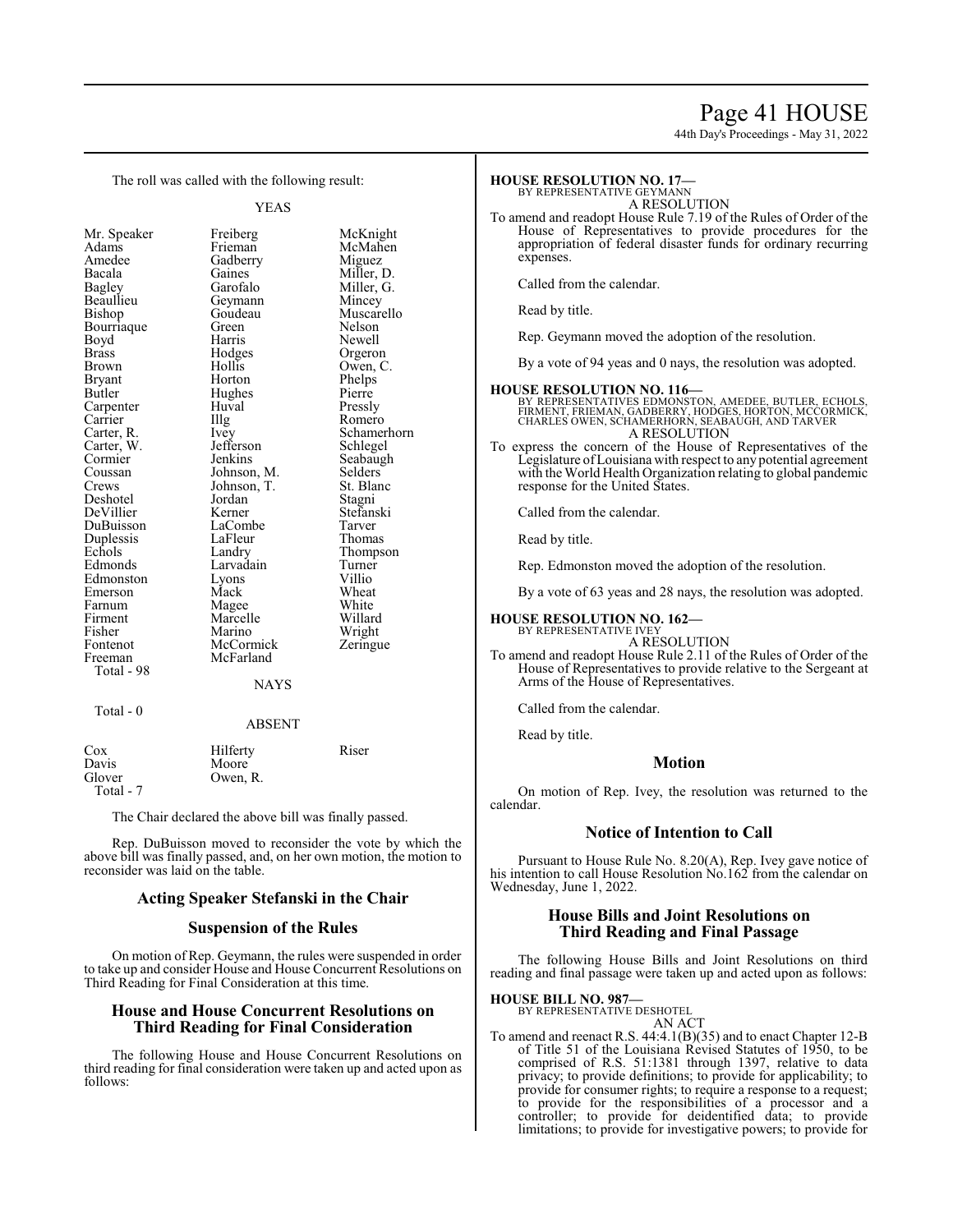The roll was called with the following result:

YEAS

| | | |
|---|---|---|
| Mr. Speaker | Freiberg | McKnight |
| Adams | Frieman | McMahen |
| Amedee | Gadberry | Miguez |
| Bacala | Gaines | Miller, D. |
| Bagley | Garofalo | Miller, G. |
| Beaullieu | Geymann | Mincey |
| Bishop | Goudeau | Muscarello |
| Bourriaque | Green | Nelson |
| Boyd | Harris | Newell |
| Brass | Hodges | Orgeron |
| Brown | Hollis | Owen, C. |
| Bryant | Horton | Phelps |
| Butler | Hughes | Pierre |
| Carpenter | Huval | Pressly |
| Carrier | Illg | Romero |
| Carter, R. | Ivey | Schamerhorn |
| Carter, W. | Jefferson | Schlegel |
| Cormier | Jenkins | Seabaugh |
| Coussan | Johnson, M. | Selders |
| Crews | Johnson, T. | St. Blanc |
| Deshotel | Jordan | Stagni |
| DeVillier | Kerner | Stefanski |
| DuBuisson | LaCombe | Tarver |
| Duplessis | LaFleur | Thomas |
| Echols | Landry | Thompson |
| Edmonds | Larvadain | Turner |
| Edmonston | Lyons | Villio |
| Emerson | Mack | Wheat |
| Farnum | Magee | White |
| Firment | Marcelle | Willard |
| Fisher | Marino | Wright |
| Fontenot | McCormick | Zeringue |
| Freeman | McFarland | |

Total - 98

NAYS

Total - 0

ABSENT

| | | |
|---|---|---|
| Cox | Hilferty | Riser |
| Davis | Moore | |
| Glover | Owen, R. | |

Total - 7

The Chair declared the above bill was finally passed.

Rep. DuBuisson moved to reconsider the vote by which the above bill was finally passed, and, on her own motion, the motion to reconsider was laid on the table.

## Acting Speaker Stefanski in the Chair

## Suspension of the Rules

On motion of Rep. Geymann, the rules were suspended in order to take up and consider House and House Concurrent Resolutions on Third Reading for Final Consideration at this time.

## House and House Concurrent Resolutions on Third Reading for Final Consideration

The following House and House Concurrent Resolutions on third reading for final consideration were taken up and acted upon as follows:

**HOUSE RESOLUTION NO. 17—**
BY REPRESENTATIVE GEYMANN
A RESOLUTION
To amend and readopt House Rule 7.19 of the Rules of Order of the House of Representatives to provide procedures for the appropriation of federal disaster funds for ordinary recurring expenses.

Called from the calendar.

Read by title.

Rep. Geymann moved the adoption of the resolution.

By a vote of 94 yeas and 0 nays, the resolution was adopted.

**HOUSE RESOLUTION NO. 116—**
BY REPRESENTATIVES EDMONSTON, AMEDEE, BUTLER, ECHOLS, FIRMENT, FRIEMAN, GADBERRY, HODGES, HORTON, MCCORMICK, CHARLES OWEN, SCHAMERHORN, SEABAUGH, AND TARVER
A RESOLUTION
To express the concern of the House of Representatives of the Legislature of Louisiana with respect to any potential agreement with the World Health Organization relating to global pandemic response for the United States.

Called from the calendar.

Read by title.

Rep. Edmonston moved the adoption of the resolution.

By a vote of 63 yeas and 28 nays, the resolution was adopted.

**HOUSE RESOLUTION NO. 162—**
BY REPRESENTATIVE IVEY
A RESOLUTION
To amend and readopt House Rule 2.11 of the Rules of Order of the House of Representatives to provide relative to the Sergeant at Arms of the House of Representatives.

Called from the calendar.

Read by title.

## Motion

On motion of Rep. Ivey, the resolution was returned to the calendar.

## Notice of Intention to Call

Pursuant to House Rule No. 8.20(A), Rep. Ivey gave notice of his intention to call House Resolution No.162 from the calendar on Wednesday, June 1, 2022.

## House Bills and Joint Resolutions on Third Reading and Final Passage

The following House Bills and Joint Resolutions on third reading and final passage were taken up and acted upon as follows:

**HOUSE BILL NO. 987—**
BY REPRESENTATIVE DESHOTEL
AN ACT
To amend and reenact R.S. 44:4.1(B)(35) and to enact Chapter 12-B of Title 51 of the Louisiana Revised Statutes of 1950, to be comprised of R.S. 51:1381 through 1397, relative to data privacy; to provide definitions; to provide for applicability; to provide for consumer rights; to require a response to a request; to provide for the responsibilities of a processor and a controller; to provide for deidentified data; to provide limitations; to provide for investigative powers; to provide for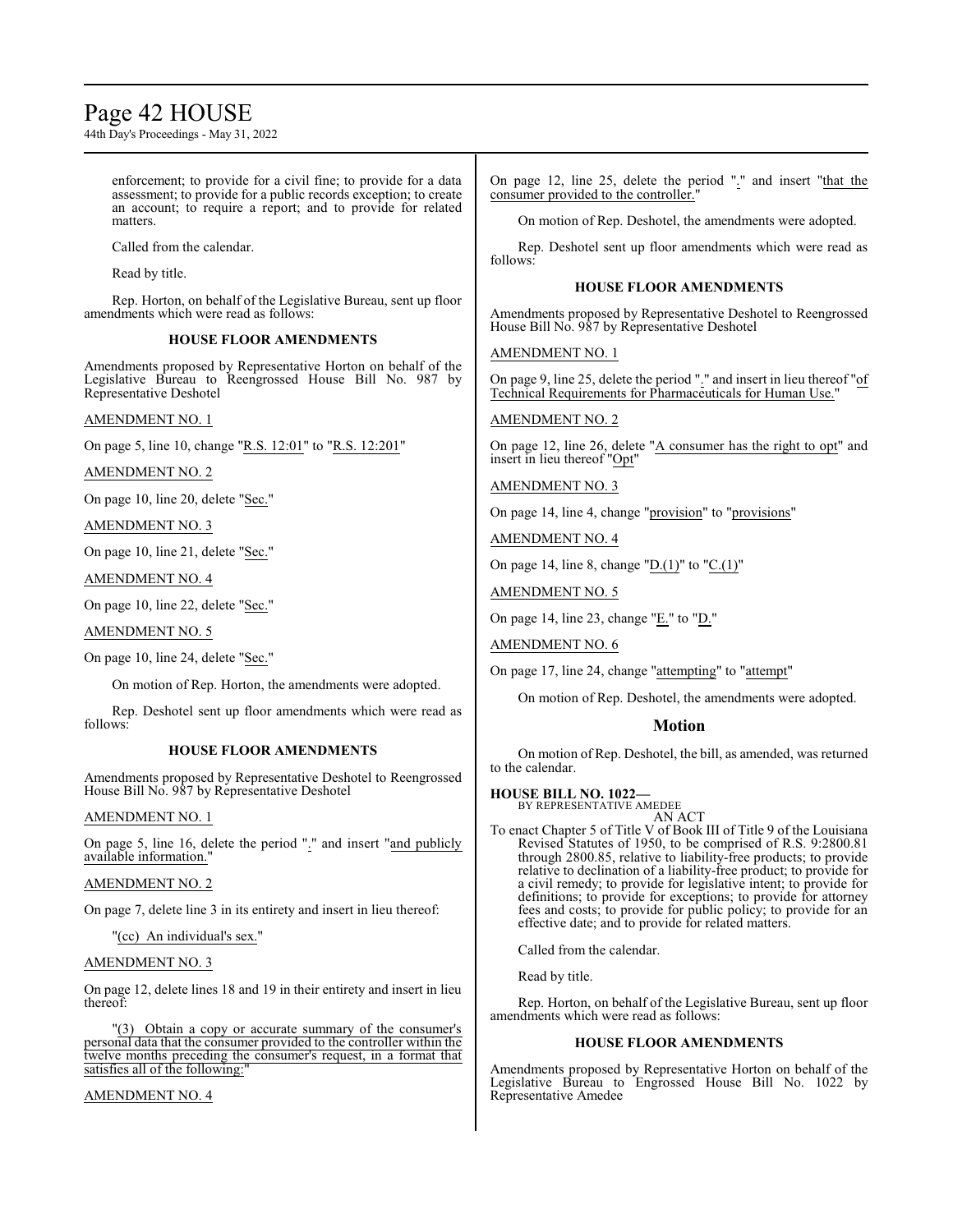enforcement; to provide for a civil fine; to provide for a data assessment; to provide for a public records exception; to create an account; to require a report; and to provide for related matters.

Called from the calendar.

Read by title.

Rep. Horton, on behalf of the Legislative Bureau, sent up floor amendments which were read as follows:

### HOUSE FLOOR AMENDMENTS

Amendments proposed by Representative Horton on behalf of the Legislative Bureau to Reengrossed House Bill No. 987 by Representative Deshotel

AMENDMENT NO. 1

On page 5, line 10, change "R.S. 12:01" to "R.S. 12:201"

AMENDMENT NO. 2

On page 10, line 20, delete "Sec."

AMENDMENT NO. 3

On page 10, line 21, delete "Sec."

AMENDMENT NO. 4

On page 10, line 22, delete "Sec."

AMENDMENT NO. 5

On page 10, line 24, delete "Sec."

On motion of Rep. Horton, the amendments were adopted.

Rep. Deshotel sent up floor amendments which were read as follows:

### HOUSE FLOOR AMENDMENTS

Amendments proposed by Representative Deshotel to Reengrossed House Bill No. 987 by Representative Deshotel

AMENDMENT NO. 1

On page 5, line 16, delete the period "." and insert "and publicly available information."

AMENDMENT NO. 2

On page 7, delete line 3 in its entirety and insert in lieu thereof:

"(cc) An individual's sex."

AMENDMENT NO. 3

On page 12, delete lines 18 and 19 in their entirety and insert in lieu thereof:

"(3) Obtain a copy or accurate summary of the consumer's personal data that the consumer provided to the controller within the twelve months preceding the consumer's request, in a format that satisfies all of the following:"

AMENDMENT NO. 4

On page 12, line 25, delete the period "." and insert "that the consumer provided to the controller."

On motion of Rep. Deshotel, the amendments were adopted.

Rep. Deshotel sent up floor amendments which were read as follows:

### HOUSE FLOOR AMENDMENTS

Amendments proposed by Representative Deshotel to Reengrossed House Bill No. 987 by Representative Deshotel

AMENDMENT NO. 1

On page 9, line 25, delete the period "." and insert in lieu thereof "of Technical Requirements for Pharmaceuticals for Human Use."

AMENDMENT NO. 2

On page 12, line 26, delete "A consumer has the right to opt" and insert in lieu thereof "Opt"

AMENDMENT NO. 3

On page 14, line 4, change "provision" to "provisions"

AMENDMENT NO. 4

On page 14, line 8, change "D.(1)" to "C.(1)"

AMENDMENT NO. 5

On page 14, line 23, change "E." to "D."

AMENDMENT NO. 6

On page 17, line 24, change "attempting" to "attempt"

On motion of Rep. Deshotel, the amendments were adopted.

## Motion

On motion of Rep. Deshotel, the bill, as amended, was returned to the calendar.

**HOUSE BILL NO. 1022—**
BY REPRESENTATIVE AMEDEE
AN ACT

To enact Chapter 5 of Title V of Book III of Title 9 of the Louisiana Revised Statutes of 1950, to be comprised of R.S. 9:2800.81 through 2800.85, relative to liability-free products; to provide relative to declination of a liability-free product; to provide for a civil remedy; to provide for legislative intent; to provide for definitions; to provide for exceptions; to provide for attorney fees and costs; to provide for public policy; to provide for an effective date; and to provide for related matters.

Called from the calendar.

Read by title.

Rep. Horton, on behalf of the Legislative Bureau, sent up floor amendments which were read as follows:

### HOUSE FLOOR AMENDMENTS

Amendments proposed by Representative Horton on behalf of the Legislative Bureau to Engrossed House Bill No. 1022 by Representative Amedee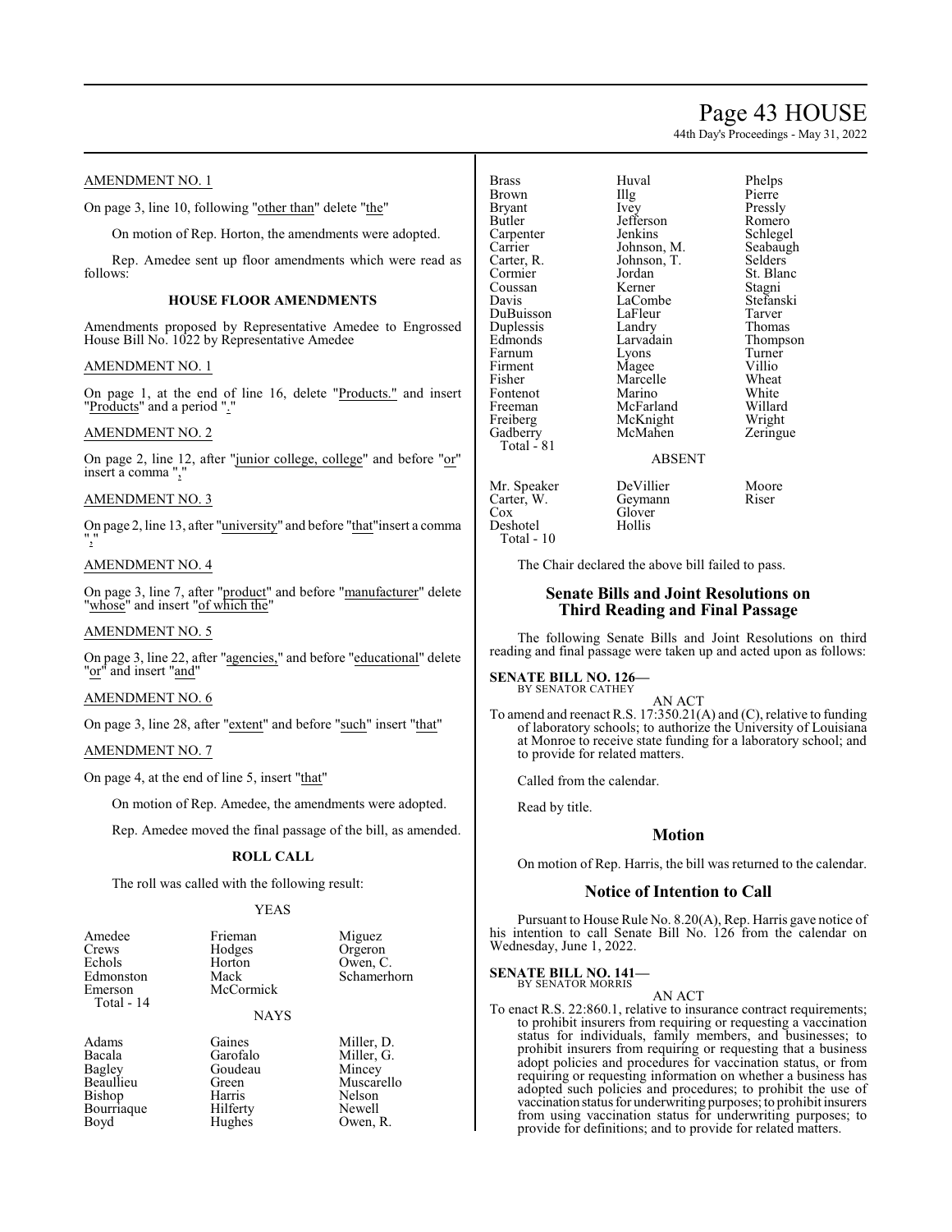AMENDMENT NO. 1

On page 3, line 10, following "other than" delete "the"

On motion of Rep. Horton, the amendments were adopted.

Rep. Amedee sent up floor amendments which were read as follows:

### HOUSE FLOOR AMENDMENTS

Amendments proposed by Representative Amedee to Engrossed House Bill No. 1022 by Representative Amedee

AMENDMENT NO. 1

On page 1, at the end of line 16, delete "Products." and insert "Products" and a period "."

AMENDMENT NO. 2

On page 2, line 12, after "junior college, college" and before "or" insert a comma ","

AMENDMENT NO. 3

On page 2, line 13, after "university" and before "that"insert a comma ","

AMENDMENT NO. 4

On page 3, line 7, after "product" and before "manufacturer" delete "whose" and insert "of which the"

AMENDMENT NO. 5

On page 3, line 22, after "agencies," and before "educational" delete "or" and insert "and"

AMENDMENT NO. 6

On page 3, line 28, after "extent" and before "such" insert "that"

AMENDMENT NO. 7

On page 4, at the end of line 5, insert "that"

On motion of Rep. Amedee, the amendments were adopted.

Rep. Amedee moved the final passage of the bill, as amended.

#### ROLL CALL

The roll was called with the following result:

YEAS

| | | |
|---|---|---|
| Amedee | Frieman | Miguez |
| Crews | Hodges | Orgeron |
| Echols | Horton | Owen, C. |
| Edmonston | Mack | Schamerhorn |
| Emerson | McCormick | |
| Total - 14 | | |

NAYS

| | | |
|---|---|---|
| Adams | Gaines | Miller, D. |
| Bacala | Garofalo | Miller, G. |
| Bagley | Goudeau | Mincey |
| Beaullieu | Green | Muscarello |
| Bishop | Harris | Nelson |
| Bourriaque | Hilferty | Newell |
| Boyd | Hughes | Owen, R. |
| Brass | Huval | Phelps |
| Brown | Illg | Pierre |
| Bryant | Ivey | Pressly |
| Butler | Jefferson | Romero |
| Carpenter | Jenkins | Schlegel |
| Carrier | Johnson, M. | Seabaugh |
| Carter, R. | Johnson, T. | Selders |
| Cormier | Jordan | St. Blanc |
| Coussan | Kerner | Stagni |
| Davis | LaCombe | Stefanski |
| DuBuisson | LaFleur | Tarver |
| Duplessis | Landry | Thomas |
| Edmonds | Larvadain | Thompson |
| Farnum | Lyons | Turner |
| Firment | Magee | Villio |
| Fisher | Marcelle | Wheat |
| Fontenot | Marino | White |
| Freeman | McFarland | Willard |
| Freiberg | McKnight | Wright |
| Gadberry | McMahen | Zeringue |
| Total - 81 | | |

ABSENT

| | | |
|---|---|---|
| Mr. Speaker | DeVillier | Moore |
| Carter, W. | Geymann | Riser |
| Cox | Glover | |
| Deshotel | Hollis | |
| Total - 10 | | |

The Chair declared the above bill failed to pass.

## Senate Bills and Joint Resolutions on Third Reading and Final Passage

The following Senate Bills and Joint Resolutions on third reading and final passage were taken up and acted upon as follows:

**SENATE BILL NO. 126—**
BY SENATOR CATHEY

AN ACT

To amend and reenact R.S. 17:350.21(A) and (C), relative to funding of laboratory schools; to authorize the University of Louisiana at Monroe to receive state funding for a laboratory school; and to provide for related matters.

Called from the calendar.

Read by title.

## Motion

On motion of Rep. Harris, the bill was returned to the calendar.

## Notice of Intention to Call

Pursuant to House Rule No. 8.20(A), Rep. Harris gave notice of his intention to call Senate Bill No. 126 from the calendar on Wednesday, June 1, 2022.

**SENATE BILL NO. 141—**
BY SENATOR MORRIS

AN ACT

To enact R.S. 22:860.1, relative to insurance contract requirements; to prohibit insurers from requiring or requesting a vaccination status for individuals, family members, and businesses; to prohibit insurers from requiring or requesting that a business adopt policies and procedures for vaccination status, or from requiring or requesting information on whether a business has adopted such policies and procedures; to prohibit the use of vaccination status for underwriting purposes; to prohibit insurers from using vaccination status for underwriting purposes; to provide for definitions; and to provide for related matters.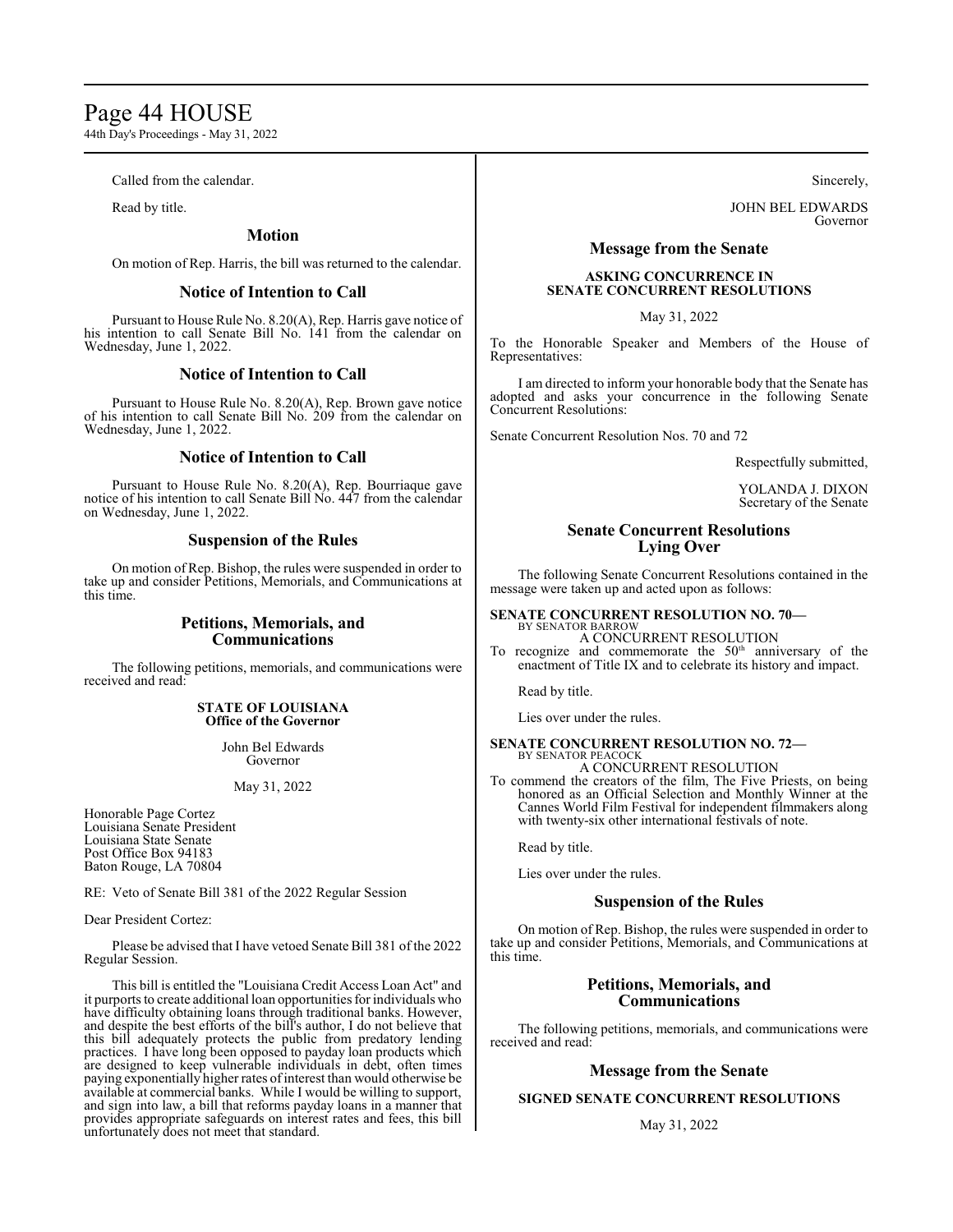Called from the calendar.

Read by title.

### Motion

On motion of Rep. Harris, the bill was returned to the calendar.

### Notice of Intention to Call

Pursuant to House Rule No. 8.20(A), Rep. Harris gave notice of his intention to call Senate Bill No. 141 from the calendar on Wednesday, June 1, 2022.

### Notice of Intention to Call

Pursuant to House Rule No. 8.20(A), Rep. Brown gave notice of his intention to call Senate Bill No. 209 from the calendar on Wednesday, June 1, 2022.

### Notice of Intention to Call

Pursuant to House Rule No. 8.20(A), Rep. Bourriaque gave notice of his intention to call Senate Bill No. 447 from the calendar on Wednesday, June 1, 2022.

### Suspension of the Rules

On motion of Rep. Bishop, the rules were suspended in order to take up and consider Petitions, Memorials, and Communications at this time.

### Petitions, Memorials, and Communications

The following petitions, memorials, and communications were received and read:

**STATE OF LOUISIANA**
**Office of the Governor**

John Bel Edwards
Governor

May 31, 2022

Honorable Page Cortez
Louisiana Senate President
Louisiana State Senate
Post Office Box 94183
Baton Rouge, LA 70804

RE: Veto of Senate Bill 381 of the 2022 Regular Session

Dear President Cortez:

Please be advised that I have vetoed Senate Bill 381 of the 2022 Regular Session.

This bill is entitled the "Louisiana Credit Access Loan Act" and it purports to create additional loan opportunities for individuals who have difficulty obtaining loans through traditional banks. However, and despite the best efforts of the bill's author, I do not believe that this bill adequately protects the public from predatory lending practices. I have long been opposed to payday loan products which are designed to keep vulnerable individuals in debt, often times paying exponentially higher rates of interest than would otherwise be available at commercial banks. While I would be willing to support, and sign into law, a bill that reforms payday loans in a manner that provides appropriate safeguards on interest rates and fees, this bill unfortunately does not meet that standard.

Sincerely,

JOHN BEL EDWARDS
Governor

### Message from the Senate

**ASKING CONCURRENCE IN SENATE CONCURRENT RESOLUTIONS**

May 31, 2022

To the Honorable Speaker and Members of the House of Representatives:

I am directed to inform your honorable body that the Senate has adopted and asks your concurrence in the following Senate Concurrent Resolutions:

Senate Concurrent Resolution Nos. 70 and 72

Respectfully submitted,

YOLANDA J. DIXON
Secretary of the Senate

### Senate Concurrent Resolutions Lying Over

The following Senate Concurrent Resolutions contained in the message were taken up and acted upon as follows:

**SENATE CONCURRENT RESOLUTION NO. 70—**
BY SENATOR BARROW
A CONCURRENT RESOLUTION
To recognize and commemorate the 50th anniversary of the enactment of Title IX and to celebrate its history and impact.

Read by title.

Lies over under the rules.

**SENATE CONCURRENT RESOLUTION NO. 72—**
BY SENATOR PEACOCK
A CONCURRENT RESOLUTION
To commend the creators of the film, The Five Priests, on being honored as an Official Selection and Monthly Winner at the Cannes World Film Festival for independent filmmakers along with twenty-six other international festivals of note.

Read by title.

Lies over under the rules.

### Suspension of the Rules

On motion of Rep. Bishop, the rules were suspended in order to take up and consider Petitions, Memorials, and Communications at this time.

### Petitions, Memorials, and Communications

The following petitions, memorials, and communications were received and read:

### Message from the Senate

**SIGNED SENATE CONCURRENT RESOLUTIONS**

May 31, 2022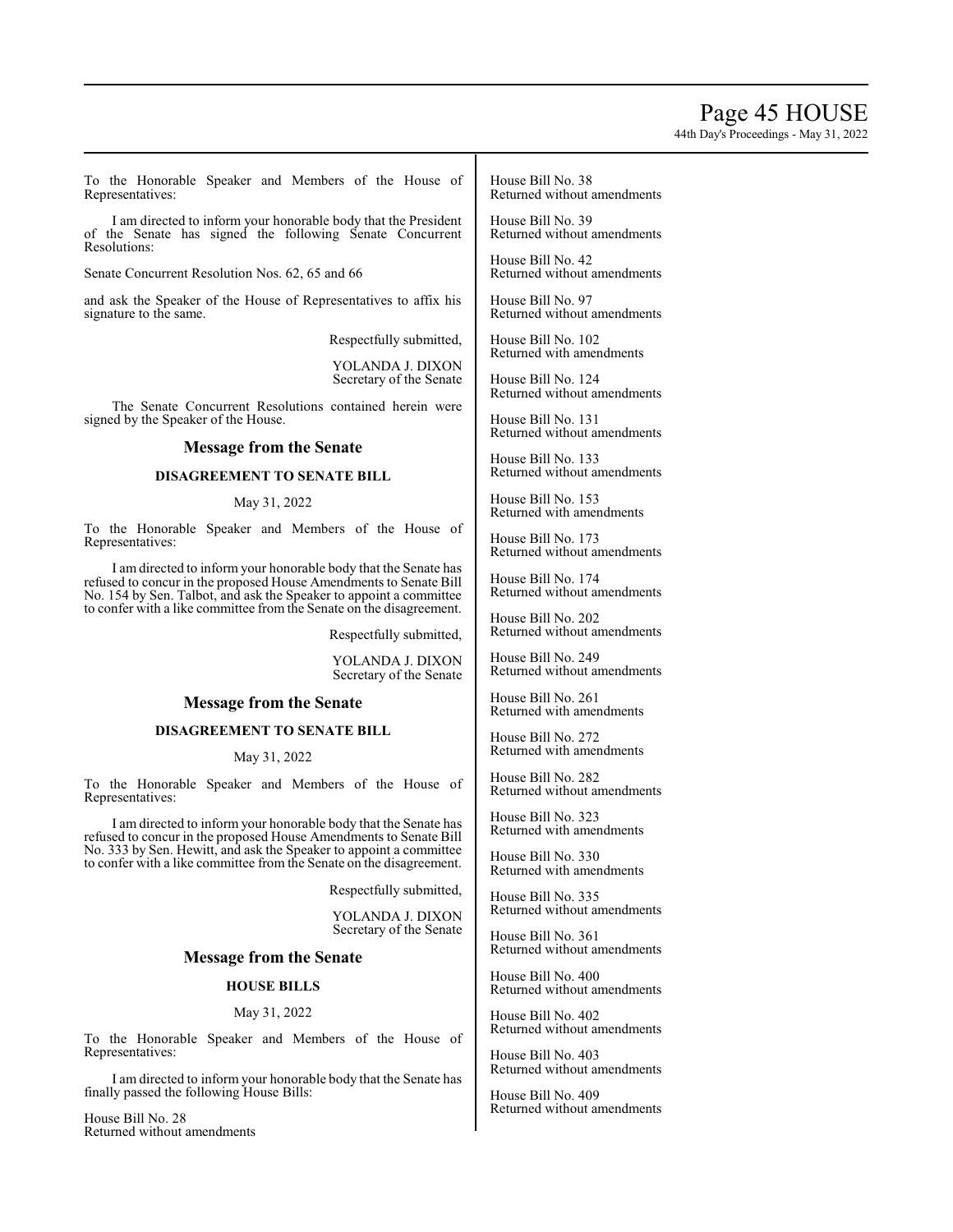To the Honorable Speaker and Members of the House of Representatives:

I am directed to inform your honorable body that the President of the Senate has signed the following Senate Concurrent Resolutions:

Senate Concurrent Resolution Nos. 62, 65 and 66

and ask the Speaker of the House of Representatives to affix his signature to the same.

Respectfully submitted,

YOLANDA J. DIXON
Secretary of the Senate

The Senate Concurrent Resolutions contained herein were signed by the Speaker of the House.

## Message from the Senate

### DISAGREEMENT TO SENATE BILL

May 31, 2022

To the Honorable Speaker and Members of the House of Representatives:

I am directed to inform your honorable body that the Senate has refused to concur in the proposed House Amendments to Senate Bill No. 154 by Sen. Talbot, and ask the Speaker to appoint a committee to confer with a like committee from the Senate on the disagreement.

Respectfully submitted,

YOLANDA J. DIXON
Secretary of the Senate

## Message from the Senate

### DISAGREEMENT TO SENATE BILL

May 31, 2022

To the Honorable Speaker and Members of the House of Representatives:

I am directed to inform your honorable body that the Senate has refused to concur in the proposed House Amendments to Senate Bill No. 333 by Sen. Hewitt, and ask the Speaker to appoint a committee to confer with a like committee from the Senate on the disagreement.

Respectfully submitted,

YOLANDA J. DIXON
Secretary of the Senate

## Message from the Senate

### HOUSE BILLS

May 31, 2022

To the Honorable Speaker and Members of the House of Representatives:

I am directed to inform your honorable body that the Senate has finally passed the following House Bills:

House Bill No. 28
Returned without amendments

House Bill No. 38
Returned without amendments

House Bill No. 39
Returned without amendments

House Bill No. 42
Returned without amendments

House Bill No. 97
Returned without amendments

House Bill No. 102
Returned with amendments

House Bill No. 124
Returned without amendments

House Bill No. 131
Returned without amendments

House Bill No. 133
Returned without amendments

House Bill No. 153
Returned with amendments

House Bill No. 173
Returned without amendments

House Bill No. 174
Returned without amendments

House Bill No. 202
Returned without amendments

House Bill No. 249
Returned without amendments

House Bill No. 261
Returned with amendments

House Bill No. 272
Returned with amendments

House Bill No. 282
Returned without amendments

House Bill No. 323
Returned with amendments

House Bill No. 330
Returned with amendments

House Bill No. 335
Returned without amendments

House Bill No. 361
Returned without amendments

House Bill No. 400
Returned without amendments

House Bill No. 402
Returned without amendments

House Bill No. 403
Returned without amendments

House Bill No. 409
Returned without amendments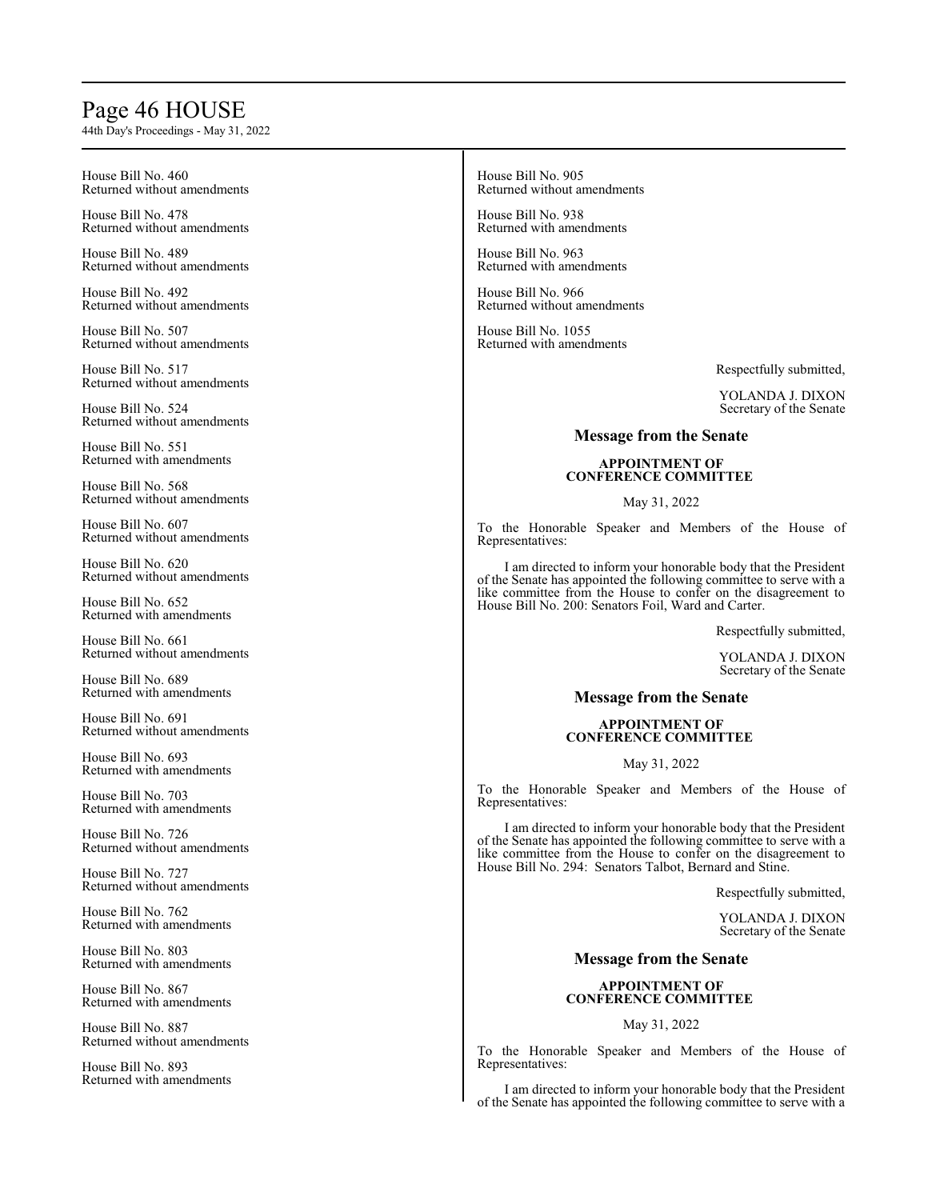House Bill No. 460
Returned without amendments

House Bill No. 478
Returned without amendments

House Bill No. 489
Returned without amendments

House Bill No. 492
Returned without amendments

House Bill No. 507
Returned without amendments

House Bill No. 517
Returned without amendments

House Bill No. 524
Returned without amendments

House Bill No. 551
Returned with amendments

House Bill No. 568
Returned without amendments

House Bill No. 607
Returned without amendments

House Bill No. 620
Returned without amendments

House Bill No. 652
Returned with amendments

House Bill No. 661
Returned without amendments

House Bill No. 689
Returned with amendments

House Bill No. 691
Returned without amendments

House Bill No. 693
Returned with amendments

House Bill No. 703
Returned with amendments

House Bill No. 726
Returned without amendments

House Bill No. 727
Returned without amendments

House Bill No. 762
Returned with amendments

House Bill No. 803
Returned with amendments

House Bill No. 867
Returned with amendments

House Bill No. 887
Returned without amendments

House Bill No. 893
Returned with amendments

House Bill No. 905
Returned without amendments

House Bill No. 938
Returned with amendments

House Bill No. 963
Returned with amendments

House Bill No. 966
Returned without amendments

House Bill No. 1055
Returned with amendments

Respectfully submitted,

YOLANDA J. DIXON
Secretary of the Senate

## Message from the Senate

**APPOINTMENT OF CONFERENCE COMMITTEE**

May 31, 2022

To the Honorable Speaker and Members of the House of Representatives:

I am directed to inform your honorable body that the President of the Senate has appointed the following committee to serve with a like committee from the House to confer on the disagreement to House Bill No. 200: Senators Foil, Ward and Carter.

Respectfully submitted,

YOLANDA J. DIXON
Secretary of the Senate

## Message from the Senate

**APPOINTMENT OF CONFERENCE COMMITTEE**

May 31, 2022

To the Honorable Speaker and Members of the House of Representatives:

I am directed to inform your honorable body that the President of the Senate has appointed the following committee to serve with a like committee from the House to confer on the disagreement to House Bill No. 294: Senators Talbot, Bernard and Stine.

Respectfully submitted,

YOLANDA J. DIXON
Secretary of the Senate

## Message from the Senate

**APPOINTMENT OF CONFERENCE COMMITTEE**

May 31, 2022

To the Honorable Speaker and Members of the House of Representatives:

I am directed to inform your honorable body that the President of the Senate has appointed the following committee to serve with a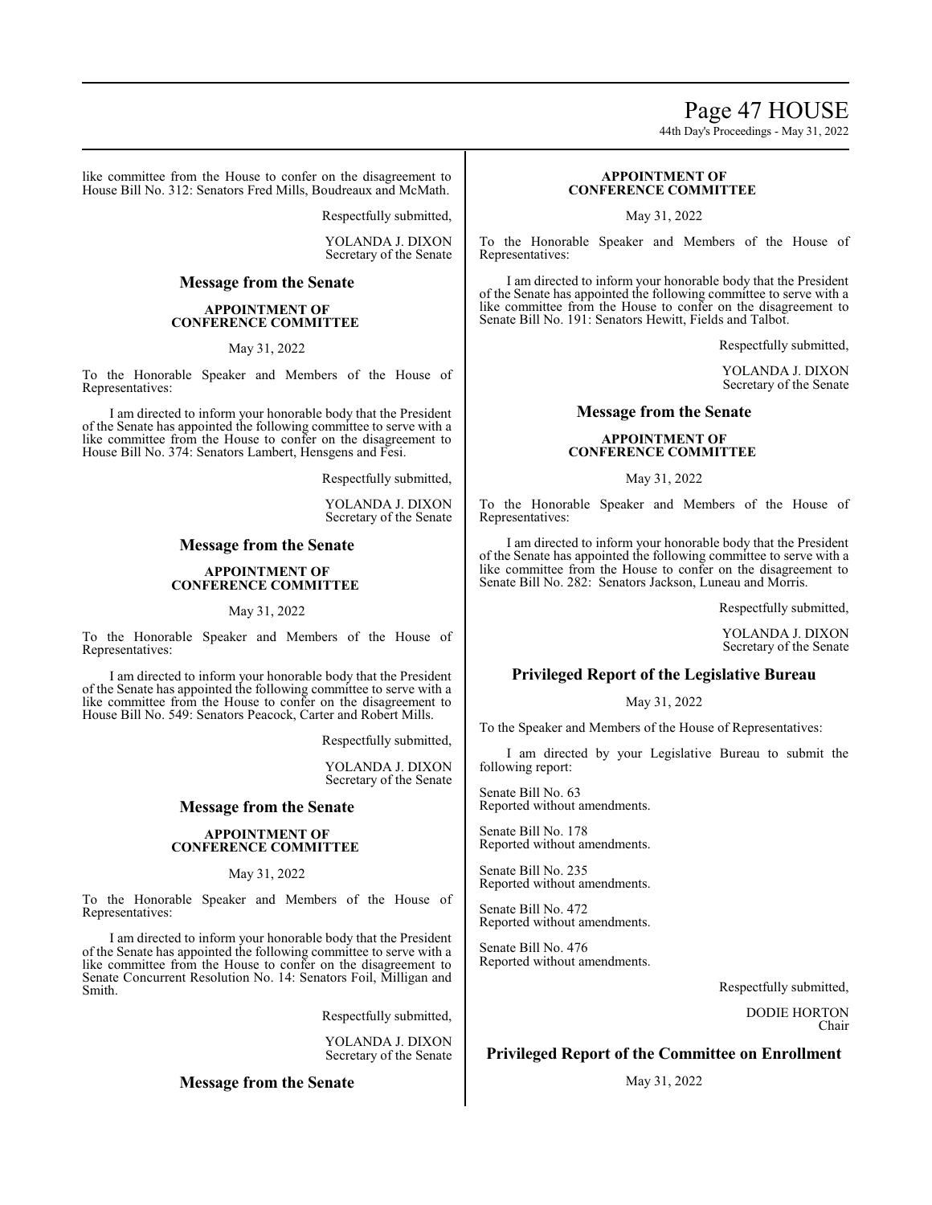like committee from the House to confer on the disagreement to House Bill No. 312: Senators Fred Mills, Boudreaux and McMath.

Respectfully submitted,

YOLANDA J. DIXON
Secretary of the Senate

## Message from the Senate

**APPOINTMENT OF CONFERENCE COMMITTEE**

May 31, 2022

To the Honorable Speaker and Members of the House of Representatives:

I am directed to inform your honorable body that the President of the Senate has appointed the following committee to serve with a like committee from the House to confer on the disagreement to House Bill No. 374: Senators Lambert, Hensgens and Fesi.

Respectfully submitted,

YOLANDA J. DIXON
Secretary of the Senate

## Message from the Senate

**APPOINTMENT OF CONFERENCE COMMITTEE**

May 31, 2022

To the Honorable Speaker and Members of the House of Representatives:

I am directed to inform your honorable body that the President of the Senate has appointed the following committee to serve with a like committee from the House to confer on the disagreement to House Bill No. 549: Senators Peacock, Carter and Robert Mills.

Respectfully submitted,

YOLANDA J. DIXON
Secretary of the Senate

## Message from the Senate

**APPOINTMENT OF CONFERENCE COMMITTEE**

May 31, 2022

To the Honorable Speaker and Members of the House of Representatives:

I am directed to inform your honorable body that the President of the Senate has appointed the following committee to serve with a like committee from the House to confer on the disagreement to Senate Concurrent Resolution No. 14: Senators Foil, Milligan and Smith.

Respectfully submitted,

YOLANDA J. DIXON
Secretary of the Senate

## Message from the Senate

**APPOINTMENT OF CONFERENCE COMMITTEE**

May 31, 2022

To the Honorable Speaker and Members of the House of Representatives:

I am directed to inform your honorable body that the President of the Senate has appointed the following committee to serve with a like committee from the House to confer on the disagreement to Senate Bill No. 191: Senators Hewitt, Fields and Talbot.

Respectfully submitted,

YOLANDA J. DIXON
Secretary of the Senate

## Message from the Senate

**APPOINTMENT OF CONFERENCE COMMITTEE**

May 31, 2022

To the Honorable Speaker and Members of the House of Representatives:

I am directed to inform your honorable body that the President of the Senate has appointed the following committee to serve with a like committee from the House to confer on the disagreement to Senate Bill No. 282: Senators Jackson, Luneau and Morris.

Respectfully submitted,

YOLANDA J. DIXON
Secretary of the Senate

## Privileged Report of the Legislative Bureau

May 31, 2022

To the Speaker and Members of the House of Representatives:

I am directed by your Legislative Bureau to submit the following report:

Senate Bill No. 63
Reported without amendments.

Senate Bill No. 178
Reported without amendments.

Senate Bill No. 235
Reported without amendments.

Senate Bill No. 472
Reported without amendments.

Senate Bill No. 476
Reported without amendments.

Respectfully submitted,

DODIE HORTON
Chair

## Privileged Report of the Committee on Enrollment

May 31, 2022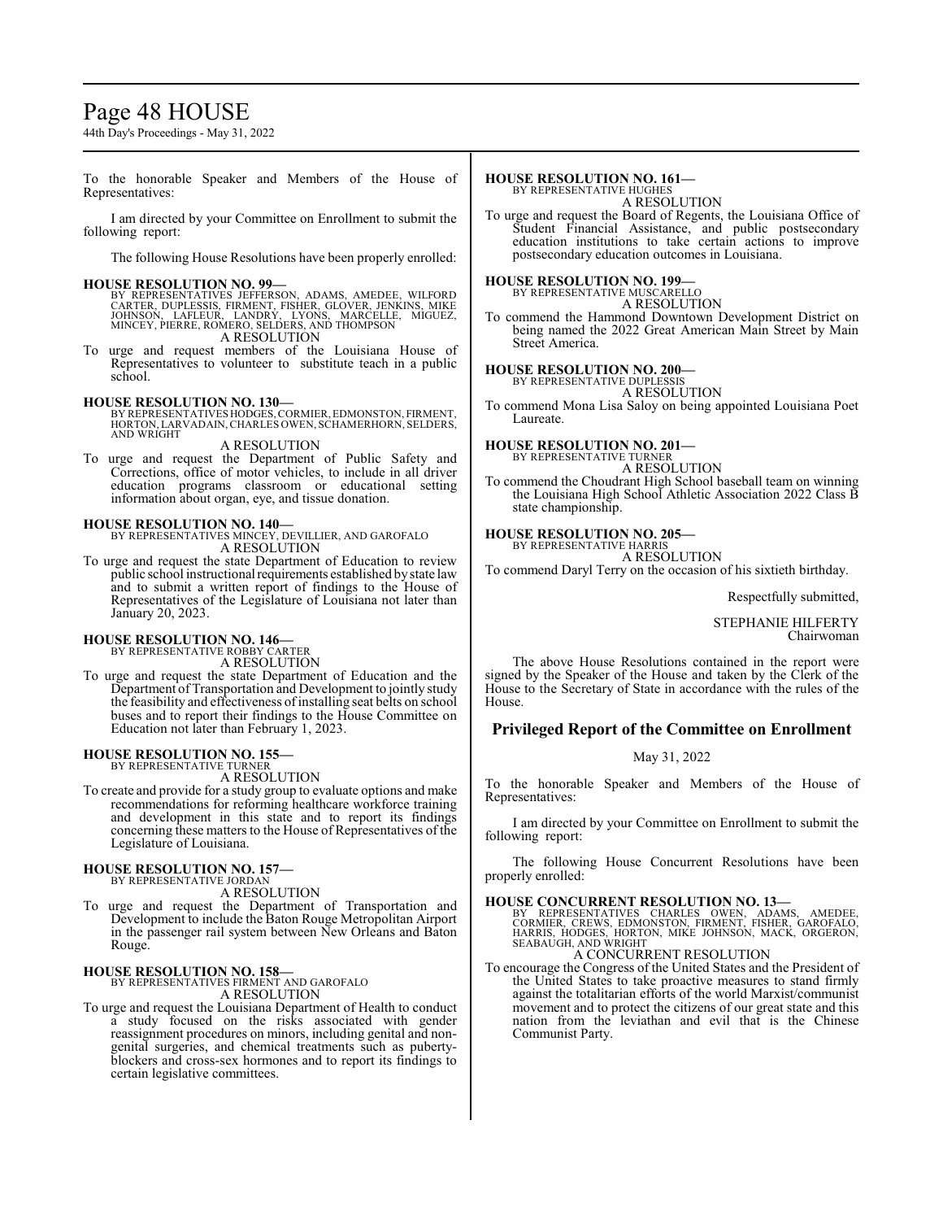To the honorable Speaker and Members of the House of Representatives:

I am directed by your Committee on Enrollment to submit the following report:

The following House Resolutions have been properly enrolled:

**HOUSE RESOLUTION NO. 99—**
BY REPRESENTATIVES JEFFERSON, ADAMS, AMEDEE, WILFORD CARTER, DUPLESSIS, FIRMENT, FISHER, GLOVER, JENKINS, MIKE JOHNSON, LAFLEUR, LANDRY, LYONS, MARCELLE, MIGUEZ, MINCEY, PIERRE, ROMERO, SELDERS, AND THOMPSON
A RESOLUTION
To urge and request members of the Louisiana House of Representatives to volunteer to substitute teach in a public school.

**HOUSE RESOLUTION NO. 130—**
BY REPRESENTATIVES HODGES, CORMIER, EDMONSTON, FIRMENT, HORTON, LARVADAIN, CHARLES OWEN, SCHAMERHORN, SELDERS, AND WRIGHT
A RESOLUTION
To urge and request the Department of Public Safety and Corrections, office of motor vehicles, to include in all driver education programs classroom or educational setting information about organ, eye, and tissue donation.

**HOUSE RESOLUTION NO. 140—**
BY REPRESENTATIVES MINCEY, DEVILLIER, AND GAROFALO
A RESOLUTION
To urge and request the state Department of Education to review public school instructional requirements established by state law and to submit a written report of findings to the House of Representatives of the Legislature of Louisiana not later than January 20, 2023.

**HOUSE RESOLUTION NO. 146—**
BY REPRESENTATIVE ROBBY CARTER
A RESOLUTION
To urge and request the state Department of Education and the Department of Transportation and Development to jointly study the feasibility and effectiveness of installing seat belts on school buses and to report their findings to the House Committee on Education not later than February 1, 2023.

**HOUSE RESOLUTION NO. 155—**
BY REPRESENTATIVE TURNER
A RESOLUTION
To create and provide for a study group to evaluate options and make recommendations for reforming healthcare workforce training and development in this state and to report its findings concerning these matters to the House of Representatives of the Legislature of Louisiana.

**HOUSE RESOLUTION NO. 157—**
BY REPRESENTATIVE JORDAN
A RESOLUTION
To urge and request the Department of Transportation and Development to include the Baton Rouge Metropolitan Airport in the passenger rail system between New Orleans and Baton Rouge.

**HOUSE RESOLUTION NO. 158—**
BY REPRESENTATIVES FIRMENT AND GAROFALO
A RESOLUTION
To urge and request the Louisiana Department of Health to conduct a study focused on the risks associated with gender reassignment procedures on minors, including genital and non-genital surgeries, and chemical treatments such as puberty-blockers and cross-sex hormones and to report its findings to certain legislative committees.

**HOUSE RESOLUTION NO. 161—**
BY REPRESENTATIVE HUGHES
A RESOLUTION
To urge and request the Board of Regents, the Louisiana Office of Student Financial Assistance, and public postsecondary education institutions to take certain actions to improve postsecondary education outcomes in Louisiana.

**HOUSE RESOLUTION NO. 199—**
BY REPRESENTATIVE MUSCARELLO
A RESOLUTION
To commend the Hammond Downtown Development District on being named the 2022 Great American Main Street by Main Street America.

**HOUSE RESOLUTION NO. 200—**
BY REPRESENTATIVE DUPLESSIS
A RESOLUTION
To commend Mona Lisa Saloy on being appointed Louisiana Poet Laureate.

**HOUSE RESOLUTION NO. 201—**
BY REPRESENTATIVE TURNER
A RESOLUTION
To commend the Choudrant High School baseball team on winning the Louisiana High School Athletic Association 2022 Class B state championship.

**HOUSE RESOLUTION NO. 205—**
BY REPRESENTATIVE HARRIS
A RESOLUTION
To commend Daryl Terry on the occasion of his sixtieth birthday.

Respectfully submitted,

STEPHANIE HILFERTY
Chairwoman

The above House Resolutions contained in the report were signed by the Speaker of the House and taken by the Clerk of the House to the Secretary of State in accordance with the rules of the House.

## Privileged Report of the Committee on Enrollment

May 31, 2022

To the honorable Speaker and Members of the House of Representatives:

I am directed by your Committee on Enrollment to submit the following report:

The following House Concurrent Resolutions have been properly enrolled:

**HOUSE CONCURRENT RESOLUTION NO. 13—**
BY REPRESENTATIVES CHARLES OWEN, ADAMS, AMEDEE, CORMIER, CREWS, EDMONSTON, FIRMENT, FISHER, GAROFALO, HARRIS, HODGES, HORTON, MIKE JOHNSON, MACK, ORGERON, SEABAUGH, AND WRIGHT
A CONCURRENT RESOLUTION
To encourage the Congress of the United States and the President of the United States to take proactive measures to stand firmly against the totalitarian efforts of the world Marxist/communist movement and to protect the citizens of our great state and this nation from the leviathan and evil that is the Chinese Communist Party.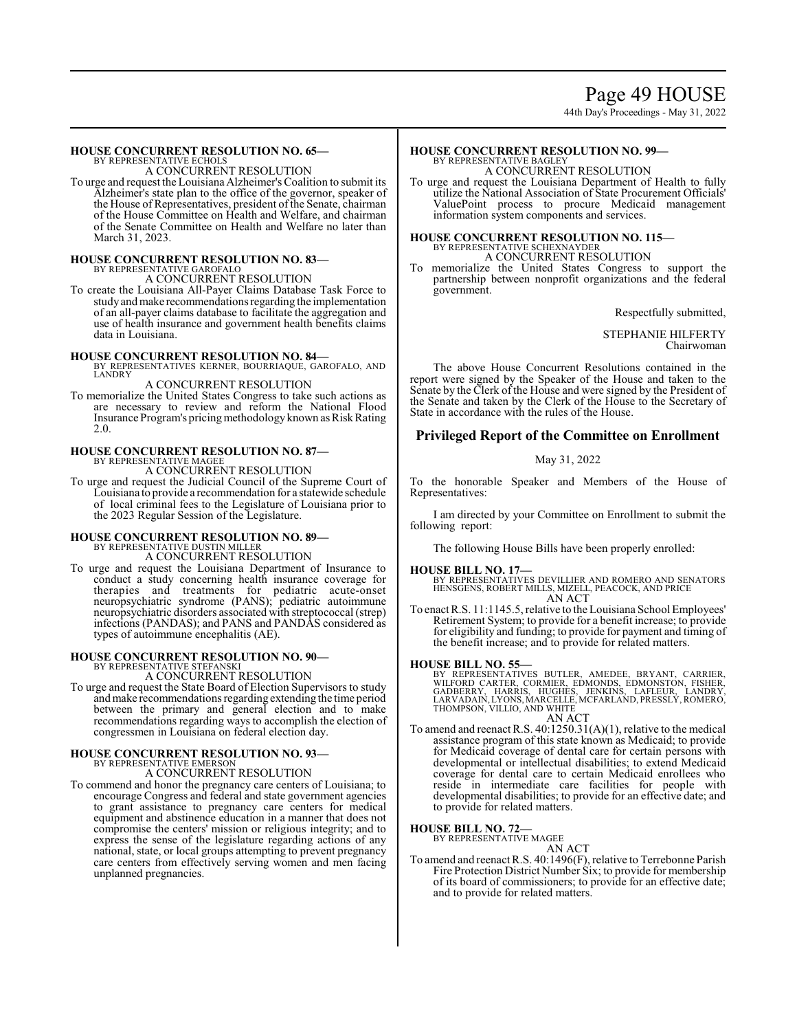**HOUSE CONCURRENT RESOLUTION NO. 65—**
BY REPRESENTATIVE ECHOLS
A CONCURRENT RESOLUTION

To urge and request the Louisiana Alzheimer's Coalition to submit its Alzheimer's state plan to the office of the governor, speaker of the House of Representatives, president of the Senate, chairman of the House Committee on Health and Welfare, and chairman of the Senate Committee on Health and Welfare no later than March 31, 2023.

**HOUSE CONCURRENT RESOLUTION NO. 83—**
BY REPRESENTATIVE GAROFALO
A CONCURRENT RESOLUTION

To create the Louisiana All-Payer Claims Database Task Force to study and make recommendations regarding the implementation of an all-payer claims database to facilitate the aggregation and use of health insurance and government health benefits claims data in Louisiana.

**HOUSE CONCURRENT RESOLUTION NO. 84—**
BY REPRESENTATIVES KERNER, BOURRIAQUE, GAROFALO, AND LANDRY
A CONCURRENT RESOLUTION

To memorialize the United States Congress to take such actions as are necessary to review and reform the National Flood Insurance Program's pricing methodology known as Risk Rating 2.0.

**HOUSE CONCURRENT RESOLUTION NO. 87—**
BY REPRESENTATIVE MAGEE
A CONCURRENT RESOLUTION

To urge and request the Judicial Council of the Supreme Court of Louisiana to provide a recommendation for a statewide schedule of local criminal fees to the Legislature of Louisiana prior to the 2023 Regular Session of the Legislature.

**HOUSE CONCURRENT RESOLUTION NO. 89—**
BY REPRESENTATIVE DUSTIN MILLER
A CONCURRENT RESOLUTION

To urge and request the Louisiana Department of Insurance to conduct a study concerning health insurance coverage for therapies and treatments for pediatric acute-onset neuropsychiatric syndrome (PANS); pediatric autoimmune neuropsychiatric disorders associated with streptococcal (strep) infections (PANDAS); and PANS and PANDAS considered as types of autoimmune encephalitis (AE).

**HOUSE CONCURRENT RESOLUTION NO. 90—**
BY REPRESENTATIVE STEFANSKI
A CONCURRENT RESOLUTION

To urge and request the State Board of Election Supervisors to study and make recommendations regarding extending the time period between the primary and general election and to make recommendations regarding ways to accomplish the election of congressmen in Louisiana on federal election day.

**HOUSE CONCURRENT RESOLUTION NO. 93—**
BY REPRESENTATIVE EMERSON
A CONCURRENT RESOLUTION

To commend and honor the pregnancy care centers of Louisiana; to encourage Congress and federal and state government agencies to grant assistance to pregnancy care centers for medical equipment and abstinence education in a manner that does not compromise the centers' mission or religious integrity; and to express the sense of the legislature regarding actions of any national, state, or local groups attempting to prevent pregnancy care centers from effectively serving women and men facing unplanned pregnancies.

**HOUSE CONCURRENT RESOLUTION NO. 99—**
BY REPRESENTATIVE BAGLEY
A CONCURRENT RESOLUTION

To urge and request the Louisiana Department of Health to fully utilize the National Association of State Procurement Officials' ValuePoint process to procure Medicaid management information system components and services.

**HOUSE CONCURRENT RESOLUTION NO. 115—**
BY REPRESENTATIVE SCHEXNAYDER
A CONCURRENT RESOLUTION

To memorialize the United States Congress to support the partnership between nonprofit organizations and the federal government.

Respectfully submitted,

STEPHANIE HILFERTY
Chairwoman

The above House Concurrent Resolutions contained in the report were signed by the Speaker of the House and taken to the Senate by the Clerk of the House and were signed by the President of the Senate and taken by the Clerk of the House to the Secretary of State in accordance with the rules of the House.

## Privileged Report of the Committee on Enrollment

May 31, 2022

To the honorable Speaker and Members of the House of Representatives:

I am directed by your Committee on Enrollment to submit the following report:

The following House Bills have been properly enrolled:

**HOUSE BILL NO. 17—**
BY REPRESENTATIVES DEVILLIER AND ROMERO AND SENATORS HENSGENS, ROBERT MILLS, MIZELL, PEACOCK, AND PRICE
AN ACT

To enact R.S. 11:1145.5, relative to the Louisiana School Employees' Retirement System; to provide for a benefit increase; to provide for eligibility and funding; to provide for payment and timing of the benefit increase; and to provide for related matters.

**HOUSE BILL NO. 55—**
BY REPRESENTATIVES BUTLER, AMEDEE, BRYANT, CARRIER, WILFORD CARTER, CORMIER, EDMONDS, EDMONSTON, FISHER, GADBERRY, HARRIS, HUGHES, JENKINS, LAFLEUR, LANDRY, LARVADAIN, LYONS, MARCELLE, MCFARLAND, PRESSLY, ROMERO, THOMPSON, VILLIO, AND WHITE
AN ACT

To amend and reenact R.S. 40:1250.31(A)(1), relative to the medical assistance program of this state known as Medicaid; to provide for Medicaid coverage of dental care for certain persons with developmental or intellectual disabilities; to extend Medicaid coverage for dental care to certain Medicaid enrollees who reside in intermediate care facilities for people with developmental disabilities; to provide for an effective date; and to provide for related matters.

**HOUSE BILL NO. 72—**
BY REPRESENTATIVE MAGEE
AN ACT

To amend and reenact R.S. 40:1496(F), relative to Terrebonne Parish Fire Protection District Number Six; to provide for membership of its board of commissioners; to provide for an effective date; and to provide for related matters.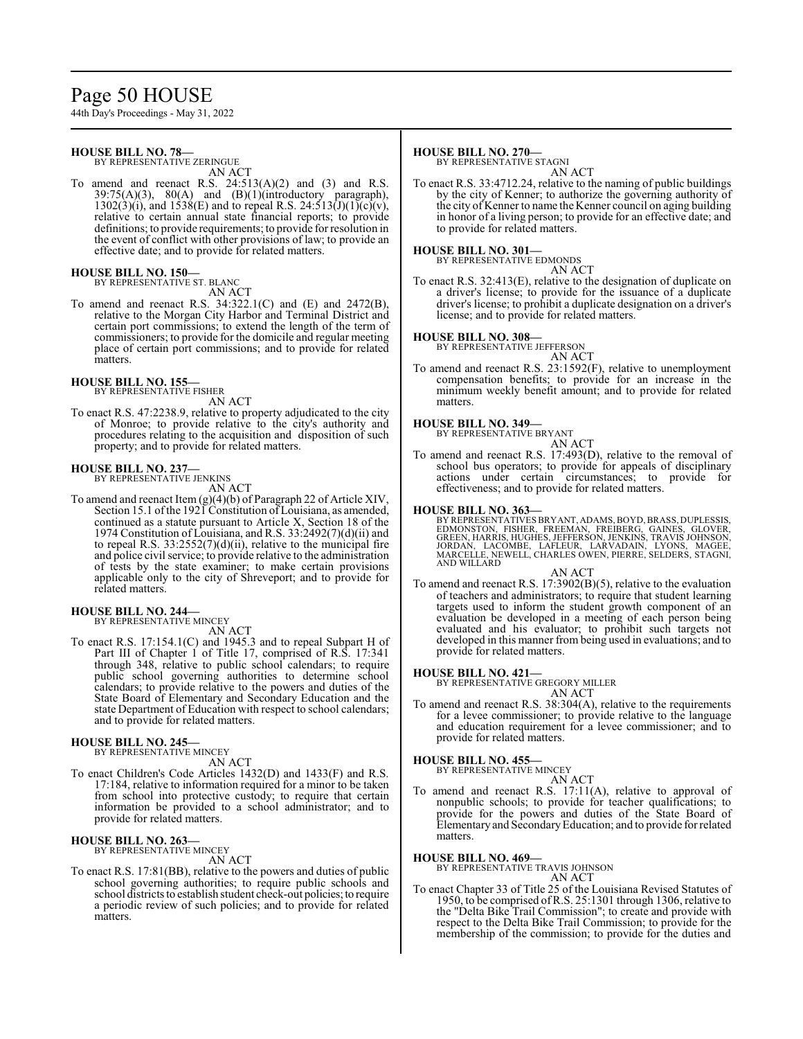**HOUSE BILL NO. 78—**
BY REPRESENTATIVE ZERINGUE

AN ACT

To amend and reenact R.S. 24:513(A)(2) and (3) and R.S. 39:75(A)(3), 80(A) and (B)(1)(introductory paragraph), 1302(3)(i), and 1538(E) and to repeal R.S. 24:513(J)(1)(c)(v), relative to certain annual state financial reports; to provide definitions; to provide requirements; to provide for resolution in the event of conflict with other provisions of law; to provide an effective date; and to provide for related matters.

**HOUSE BILL NO. 150—**
BY REPRESENTATIVE ST. BLANC

AN ACT

To amend and reenact R.S. 34:322.1(C) and (E) and 2472(B), relative to the Morgan City Harbor and Terminal District and certain port commissions; to extend the length of the term of commissioners; to provide for the domicile and regular meeting place of certain port commissions; and to provide for related matters.

**HOUSE BILL NO. 155—**
BY REPRESENTATIVE FISHER

AN ACT

To enact R.S. 47:2238.9, relative to property adjudicated to the city of Monroe; to provide relative to the city's authority and procedures relating to the acquisition and disposition of such property; and to provide for related matters.

**HOUSE BILL NO. 237—**
BY REPRESENTATIVE JENKINS

AN ACT

To amend and reenact Item (g)(4)(b) of Paragraph 22 of Article XIV, Section 15.1 of the 1921 Constitution of Louisiana, as amended, continued as a statute pursuant to Article X, Section 18 of the 1974 Constitution of Louisiana, and R.S. 33:2492(7)(d)(ii) and to repeal R.S. 33:2552(7)(d)(ii), relative to the municipal fire and police civil service; to provide relative to the administration of tests by the state examiner; to make certain provisions applicable only to the city of Shreveport; and to provide for related matters.

**HOUSE BILL NO. 244—**
BY REPRESENTATIVE MINCEY

AN ACT

To enact R.S. 17:154.1(C) and 1945.3 and to repeal Subpart H of Part III of Chapter 1 of Title 17, comprised of R.S. 17:341 through 348, relative to public school calendars; to require public school governing authorities to determine school calendars; to provide relative to the powers and duties of the State Board of Elementary and Secondary Education and the state Department of Education with respect to school calendars; and to provide for related matters.

**HOUSE BILL NO. 245—**
BY REPRESENTATIVE MINCEY

AN ACT

To enact Children's Code Articles 1432(D) and 1433(F) and R.S. 17:184, relative to information required for a minor to be taken from school into protective custody; to require that certain information be provided to a school administrator; and to provide for related matters.

**HOUSE BILL NO. 263—**
BY REPRESENTATIVE MINCEY

AN ACT

To enact R.S. 17:81(BB), relative to the powers and duties of public school governing authorities; to require public schools and school districts to establish student check-out policies; to require a periodic review of such policies; and to provide for related matters.

**HOUSE BILL NO. 270—**
BY REPRESENTATIVE STAGNI

AN ACT

To enact R.S. 33:4712.24, relative to the naming of public buildings by the city of Kenner; to authorize the governing authority of the city of Kenner to name the Kenner council on aging building in honor of a living person; to provide for an effective date; and to provide for related matters.

**HOUSE BILL NO. 301—**
BY REPRESENTATIVE EDMONDS

AN ACT

To enact R.S. 32:413(E), relative to the designation of duplicate on a driver's license; to provide for the issuance of a duplicate driver's license; to prohibit a duplicate designation on a driver's license; and to provide for related matters.

**HOUSE BILL NO. 308—**
BY REPRESENTATIVE JEFFERSON

AN ACT

To amend and reenact R.S. 23:1592(F), relative to unemployment compensation benefits; to provide for an increase in the minimum weekly benefit amount; and to provide for related matters.

**HOUSE BILL NO. 349—**
BY REPRESENTATIVE BRYANT

AN ACT

To amend and reenact R.S. 17:493(D), relative to the removal of school bus operators; to provide for appeals of disciplinary actions under certain circumstances; to provide for effectiveness; and to provide for related matters.

**HOUSE BILL NO. 363—**
BY REPRESENTATIVES BRYANT, ADAMS, BOYD, BRASS, DUPLESSIS, EDMONSTON, FISHER, FREEMAN, FREIBERG, GAINES, GLOVER, GREEN, HARRIS, HUGHES, JEFFERSON, JENKINS, TRAVIS JOHNSON, JORDAN, LACOMBE, LAFLEUR, LARVADAIN, LYONS, MAGEE, MARCELLE, NEWELL, CHARLES OWEN, PIERRE, SELDERS, STAGNI, AND WILLARD

AN ACT

To amend and reenact R.S. 17:3902(B)(5), relative to the evaluation of teachers and administrators; to require that student learning targets used to inform the student growth component of an evaluation be developed in a meeting of each person being evaluated and his evaluator; to prohibit such targets not developed in this manner from being used in evaluations; and to provide for related matters.

**HOUSE BILL NO. 421—**
BY REPRESENTATIVE GREGORY MILLER

AN ACT

To amend and reenact R.S. 38:304(A), relative to the requirements for a levee commissioner; to provide relative to the language and education requirement for a levee commissioner; and to provide for related matters.

**HOUSE BILL NO. 455—**
BY REPRESENTATIVE MINCEY

AN ACT

To amend and reenact R.S. 17:11(A), relative to approval of nonpublic schools; to provide for teacher qualifications; to provide for the powers and duties of the State Board of Elementary and Secondary Education; and to provide for related matters.

**HOUSE BILL NO. 469—**
BY REPRESENTATIVE TRAVIS JOHNSON

AN ACT

To enact Chapter 33 of Title 25 of the Louisiana Revised Statutes of 1950, to be comprised of R.S. 25:1301 through 1306, relative to the "Delta Bike Trail Commission"; to create and provide with respect to the Delta Bike Trail Commission; to provide for the membership of the commission; to provide for the duties and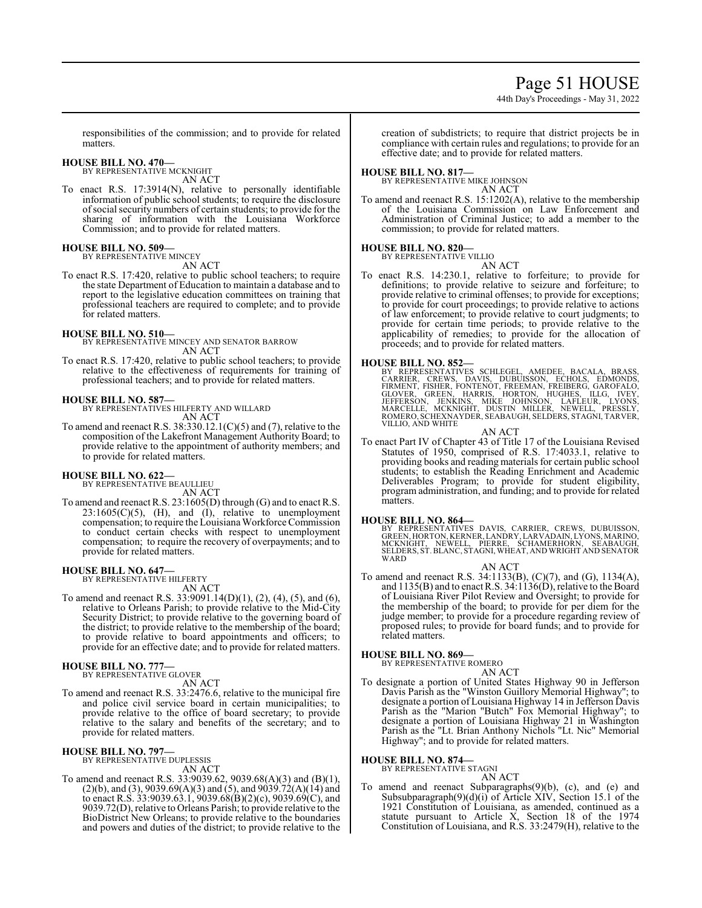responsibilities of the commission; and to provide for related matters.

**HOUSE BILL NO. 470—**
BY REPRESENTATIVE MCKNIGHT
AN ACT

To enact R.S. 17:3914(N), relative to personally identifiable information of public school students; to require the disclosure of social security numbers of certain students; to provide for the sharing of information with the Louisiana Workforce Commission; and to provide for related matters.

**HOUSE BILL NO. 509—**
BY REPRESENTATIVE MINCEY
AN ACT

To enact R.S. 17:420, relative to public school teachers; to require the state Department of Education to maintain a database and to report to the legislative education committees on training that professional teachers are required to complete; and to provide for related matters.

**HOUSE BILL NO. 510—**
BY REPRESENTATIVE MINCEY AND SENATOR BARROW
AN ACT

To enact R.S. 17:420, relative to public school teachers; to provide relative to the effectiveness of requirements for training of professional teachers; and to provide for related matters.

**HOUSE BILL NO. 587—**
BY REPRESENTATIVES HILFERTY AND WILLARD
AN ACT

To amend and reenact R.S. 38:330.12.1(C)(5) and (7), relative to the composition of the Lakefront Management Authority Board; to provide relative to the appointment of authority members; and to provide for related matters.

**HOUSE BILL NO. 622—**
BY REPRESENTATIVE BEAULLIEU
AN ACT

To amend and reenact R.S. 23:1605(D) through (G) and to enact R.S. 23:1605(C)(5), (H), and (I), relative to unemployment compensation; to require the Louisiana Workforce Commission to conduct certain checks with respect to unemployment compensation; to require the recovery of overpayments; and to provide for related matters.

**HOUSE BILL NO. 647—**
BY REPRESENTATIVE HILFERTY
AN ACT

To amend and reenact R.S. 33:9091.14(D)(1), (2), (4), (5), and (6), relative to Orleans Parish; to provide relative to the Mid-City Security District; to provide relative to the governing board of the district; to provide relative to the membership of the board; to provide relative to board appointments and officers; to provide for an effective date; and to provide for related matters.

**HOUSE BILL NO. 777—**
BY REPRESENTATIVE GLOVER
AN ACT

To amend and reenact R.S. 33:2476.6, relative to the municipal fire and police civil service board in certain municipalities; to provide relative to the office of board secretary; to provide relative to the salary and benefits of the secretary; and to provide for related matters.

**HOUSE BILL NO. 797—**
BY REPRESENTATIVE DUPLESSIS
AN ACT

To amend and reenact R.S. 33:9039.62, 9039.68(A)(3) and (B)(1), (2)(b), and (3), 9039.69(A)(3) and (5), and 9039.72(A)(14) and to enact R.S. 33:9039.63.1, 9039.68(B)(2)(c), 9039.69(C), and 9039.72(D), relative to Orleans Parish; to provide relative to the BioDistrict New Orleans; to provide relative to the boundaries and powers and duties of the district; to provide relative to the creation of subdistricts; to require that district projects be in compliance with certain rules and regulations; to provide for an effective date; and to provide for related matters.

**HOUSE BILL NO. 817—**
BY REPRESENTATIVE MIKE JOHNSON
AN ACT

To amend and reenact R.S. 15:1202(A), relative to the membership of the Louisiana Commission on Law Enforcement and Administration of Criminal Justice; to add a member to the commission; to provide for related matters.

**HOUSE BILL NO. 820—**
BY REPRESENTATIVE VILLIO
AN ACT

To enact R.S. 14:230.1, relative to forfeiture; to provide for definitions; to provide relative to seizure and forfeiture; to provide relative to criminal offenses; to provide for exceptions; to provide for court proceedings; to provide relative to actions of law enforcement; to provide relative to court judgments; to provide for certain time periods; to provide relative to the applicability of remedies; to provide for the allocation of proceeds; and to provide for related matters.

**HOUSE BILL NO. 852—**
BY REPRESENTATIVES SCHLEGEL, AMEDEE, BACALA, BRASS, CARRIER, CREWS, DAVIS, DUBUISSON, ECHOLS, EDMONDS, FIRMENT, FISHER, FONTENOT, FREEMAN, FREIBERG, GAROFALO, GLOVER, GREEN, HARRIS, HORTON, HUGHES, ILLG, IVEY, JEFFERSON, JENKINS, MIKE JOHNSON, LAFLEUR, LYONS, MARCELLE, MCKNIGHT, DUSTIN MILLER, NEWELL, PRESSLY, ROMERO, SCHEXNAYDER, SEABAUGH, SELDERS, STAGNI, TARVER, VILLIO, AND WHITE
AN ACT

To enact Part IV of Chapter 43 of Title 17 of the Louisiana Revised Statutes of 1950, comprised of R.S. 17:4033.1, relative to providing books and reading materials for certain public school students; to establish the Reading Enrichment and Academic Deliverables Program; to provide for student eligibility, program administration, and funding; and to provide for related matters.

**HOUSE BILL NO. 864—**
BY REPRESENTATIVES DAVIS, CARRIER, CREWS, DUBUISSON, GREEN, HORTON, KERNER, LANDRY, LARVADAIN, LYONS, MARINO, MCKNIGHT, NEWELL, PIERRE, SCHAMERHORN, SEABAUGH, SELDERS, ST. BLANC, STAGNI, WHEAT, AND WRIGHT AND SENATOR WARD
AN ACT

To amend and reenact R.S. 34:1133(B), (C)(7), and (G), 1134(A), and 1135(B) and to enact R.S. 34:1136(D), relative to the Board of Louisiana River Pilot Review and Oversight; to provide for the membership of the board; to provide for per diem for the judge member; to provide for a procedure regarding review of proposed rules; to provide for board funds; and to provide for related matters.

**HOUSE BILL NO. 869—**
BY REPRESENTATIVE ROMERO
AN ACT

To designate a portion of United States Highway 90 in Jefferson Davis Parish as the "Winston Guillory Memorial Highway"; to designate a portion of Louisiana Highway 14 in Jefferson Davis Parish as the "Marion "Butch" Fox Memorial Highway"; to designate a portion of Louisiana Highway 21 in Washington Parish as the "Lt. Brian Anthony Nichols "Lt. Nic" Memorial Highway"; and to provide for related matters.

**HOUSE BILL NO. 874—**
BY REPRESENTATIVE STAGNI
AN ACT

To amend and reenact Subparagraphs(9)(b), (c), and (e) and Subsubparagraph(9)(d)(i) of Article XIV, Section 15.1 of the 1921 Constitution of Louisiana, as amended, continued as a statute pursuant to Article X, Section 18 of the 1974 Constitution of Louisiana, and R.S. 33:2479(H), relative to the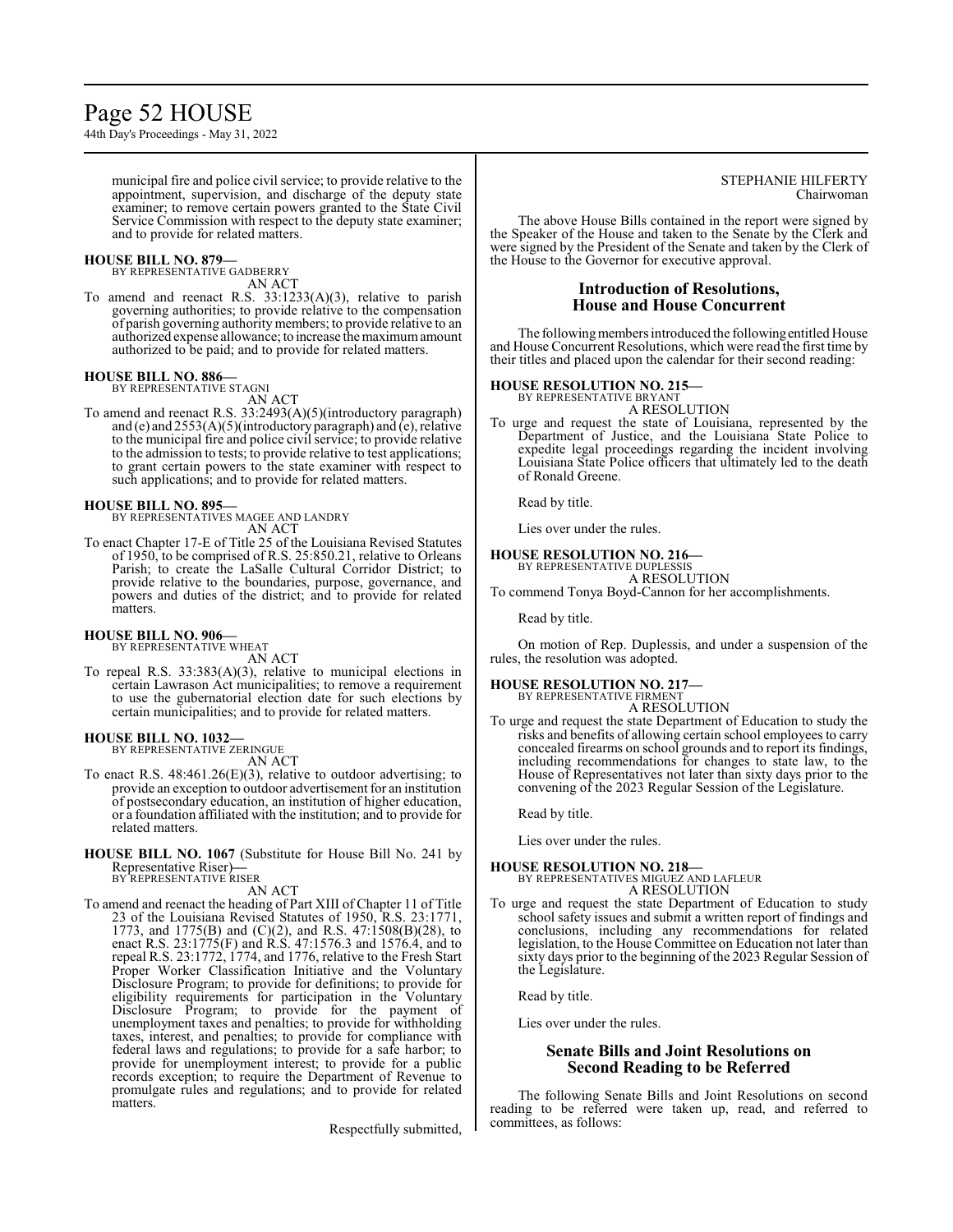municipal fire and police civil service; to provide relative to the appointment, supervision, and discharge of the deputy state examiner; to remove certain powers granted to the State Civil Service Commission with respect to the deputy state examiner; and to provide for related matters.

**HOUSE BILL NO. 879—**
BY REPRESENTATIVE GADBERRY
AN ACT

To amend and reenact R.S. 33:1233(A)(3), relative to parish governing authorities; to provide relative to the compensation of parish governing authority members; to provide relative to an authorized expense allowance; to increase the maximum amount authorized to be paid; and to provide for related matters.

**HOUSE BILL NO. 886—**
BY REPRESENTATIVE STAGNI
AN ACT

To amend and reenact R.S. 33:2493(A)(5)(introductory paragraph) and (e) and 2553(A)(5)(introductory paragraph) and (e), relative to the municipal fire and police civil service; to provide relative to the admission to tests; to provide relative to test applications; to grant certain powers to the state examiner with respect to such applications; and to provide for related matters.

**HOUSE BILL NO. 895—**
BY REPRESENTATIVES MAGEE AND LANDRY
AN ACT

To enact Chapter 17-E of Title 25 of the Louisiana Revised Statutes of 1950, to be comprised of R.S. 25:850.21, relative to Orleans Parish; to create the LaSalle Cultural Corridor District; to provide relative to the boundaries, purpose, governance, and powers and duties of the district; and to provide for related matters.

**HOUSE BILL NO. 906—**
BY REPRESENTATIVE WHEAT
AN ACT

To repeal R.S. 33:383(A)(3), relative to municipal elections in certain Lawrason Act municipalities; to remove a requirement to use the gubernatorial election date for such elections by certain municipalities; and to provide for related matters.

**HOUSE BILL NO. 1032—**
BY REPRESENTATIVE ZERINGUE
AN ACT

To enact R.S. 48:461.26(E)(3), relative to outdoor advertising; to provide an exception to outdoor advertisement for an institution of postsecondary education, an institution of higher education, or a foundation affiliated with the institution; and to provide for related matters.

**HOUSE BILL NO. 1067** (Substitute for House Bill No. 241 by Representative Riser)**—**
BY REPRESENTATIVE RISER
AN ACT

To amend and reenact the heading of Part XIII of Chapter 11 of Title 23 of the Louisiana Revised Statutes of 1950, R.S. 23:1771, 1773, and 1775(B) and (C)(2), and R.S. 47:1508(B)(28), to enact R.S. 23:1775(F) and R.S. 47:1576.3 and 1576.4, and to repeal R.S. 23:1772, 1774, and 1776, relative to the Fresh Start Proper Worker Classification Initiative and the Voluntary Disclosure Program; to provide for definitions; to provide for eligibility requirements for participation in the Voluntary Disclosure Program; to provide for the payment of unemployment taxes and penalties; to provide for withholding taxes, interest, and penalties; to provide for compliance with federal laws and regulations; to provide for a safe harbor; to provide for unemployment interest; to provide for a public records exception; to require the Department of Revenue to promulgate rules and regulations; and to provide for related matters.

Respectfully submitted,

STEPHANIE HILFERTY
Chairwoman

The above House Bills contained in the report were signed by the Speaker of the House and taken to the Senate by the Clerk and were signed by the President of the Senate and taken by the Clerk of the House to the Governor for executive approval.

## Introduction of Resolutions, House and House Concurrent

The following members introduced the following entitled House and House Concurrent Resolutions, which were read the first time by their titles and placed upon the calendar for their second reading:

**HOUSE RESOLUTION NO. 215—**
BY REPRESENTATIVE BRYANT
A RESOLUTION

To urge and request the state of Louisiana, represented by the Department of Justice, and the Louisiana State Police to expedite legal proceedings regarding the incident involving Louisiana State Police officers that ultimately led to the death of Ronald Greene.

Read by title.

Lies over under the rules.

**HOUSE RESOLUTION NO. 216—**
BY REPRESENTATIVE DUPLESSIS
A RESOLUTION

To commend Tonya Boyd-Cannon for her accomplishments.

Read by title.

On motion of Rep. Duplessis, and under a suspension of the rules, the resolution was adopted.

**HOUSE RESOLUTION NO. 217—**
BY REPRESENTATIVE FIRMENT
A RESOLUTION

To urge and request the state Department of Education to study the risks and benefits of allowing certain school employees to carry concealed firearms on school grounds and to report its findings, including recommendations for changes to state law, to the House of Representatives not later than sixty days prior to the convening of the 2023 Regular Session of the Legislature.

Read by title.

Lies over under the rules.

**HOUSE RESOLUTION NO. 218—**
BY REPRESENTATIVES MIGUEZ AND LAFLEUR
A RESOLUTION

To urge and request the state Department of Education to study school safety issues and submit a written report of findings and conclusions, including any recommendations for related legislation, to the House Committee on Education not later than sixty days prior to the beginning of the 2023 Regular Session of the Legislature.

Read by title.

Lies over under the rules.

## Senate Bills and Joint Resolutions on Second Reading to be Referred

The following Senate Bills and Joint Resolutions on second reading to be referred were taken up, read, and referred to committees, as follows: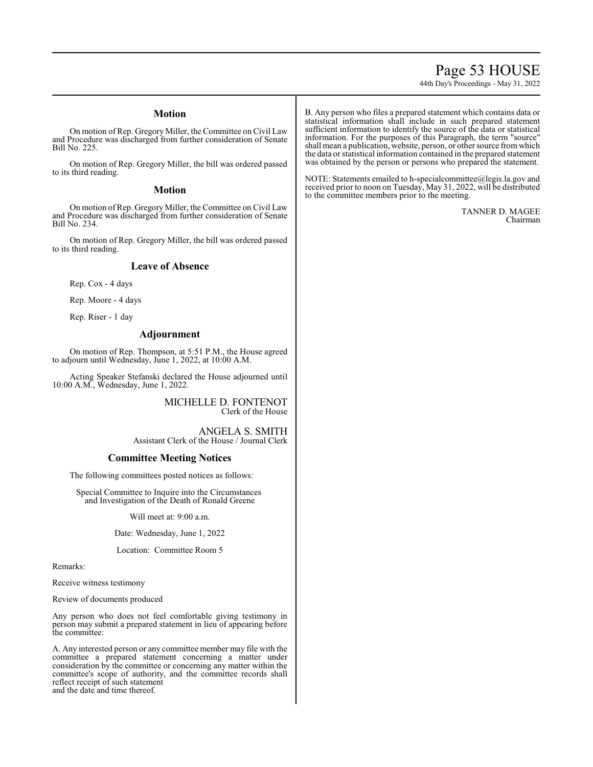## Motion

On motion of Rep. Gregory Miller, the Committee on Civil Law and Procedure was discharged from further consideration of Senate Bill No. 225.

On motion of Rep. Gregory Miller, the bill was ordered passed to its third reading.

## Motion

On motion of Rep. Gregory Miller, the Committee on Civil Law and Procedure was discharged from further consideration of Senate Bill No. 234.

On motion of Rep. Gregory Miller, the bill was ordered passed to its third reading.

## Leave of Absence

Rep. Cox - 4 days

Rep. Moore - 4 days

Rep. Riser - 1 day

## Adjournment

On motion of Rep. Thompson, at 5:51 P.M., the House agreed to adjourn until Wednesday, June 1, 2022, at 10:00 A.M.

Acting Speaker Stefanski declared the House adjourned until 10:00 A.M., Wednesday, June 1, 2022.

MICHELLE D. FONTENOT
Clerk of the House

ANGELA S. SMITH
Assistant Clerk of the House / Journal Clerk

## Committee Meeting Notices

The following committees posted notices as follows:

Special Committee to Inquire into the Circumstances and Investigation of the Death of Ronald Greene

Will meet at: 9:00 a.m.

Date: Wednesday, June 1, 2022

Location: Committee Room 5

Remarks:

Receive witness testimony

Review of documents produced

Any person who does not feel comfortable giving testimony in person may submit a prepared statement in lieu of appearing before the committee:

A. Any interested person or any committee member may file with the committee a prepared statement concerning a matter under consideration by the committee or concerning any matter within the committee's scope of authority, and the committee records shall reflect receipt of such statement and the date and time thereof.

B. Any person who files a prepared statement which contains data or statistical information shall include in such prepared statement sufficient information to identify the source of the data or statistical information. For the purposes of this Paragraph, the term "source" shall mean a publication, website, person, or other source from which the data or statistical information contained in the prepared statement was obtained by the person or persons who prepared the statement.

NOTE: Statements emailed to h-specialcommittee@legis.la.gov and received prior to noon on Tuesday, May 31, 2022, will be distributed to the committee members prior to the meeting.

TANNER D. MAGEE
Chairman